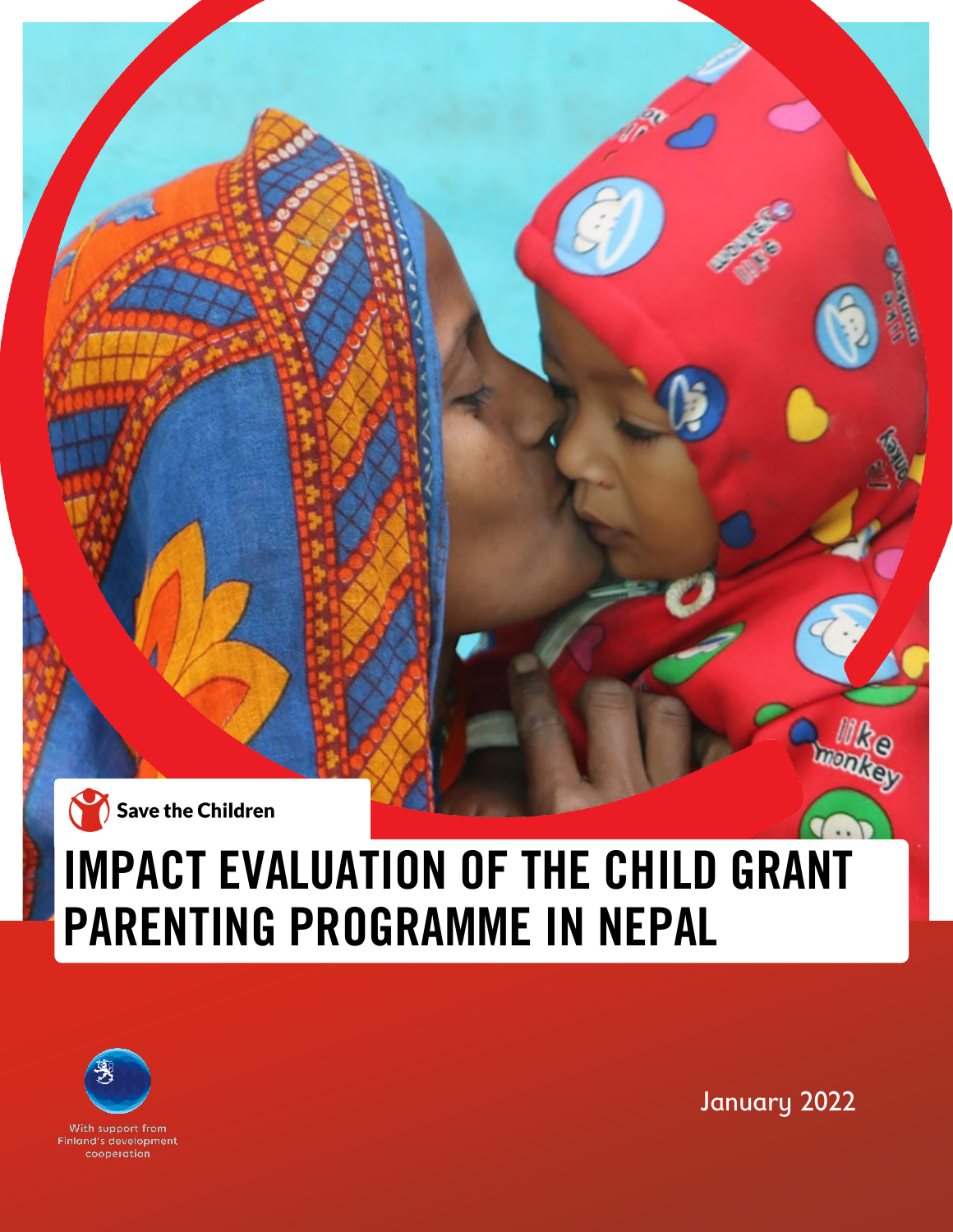Save the Children

# IMPACT EVALUATION OF THE CHILD GRANT PARENTING PROGRAMME IN NEPAL

With support from Finland's development cooperation

January 2022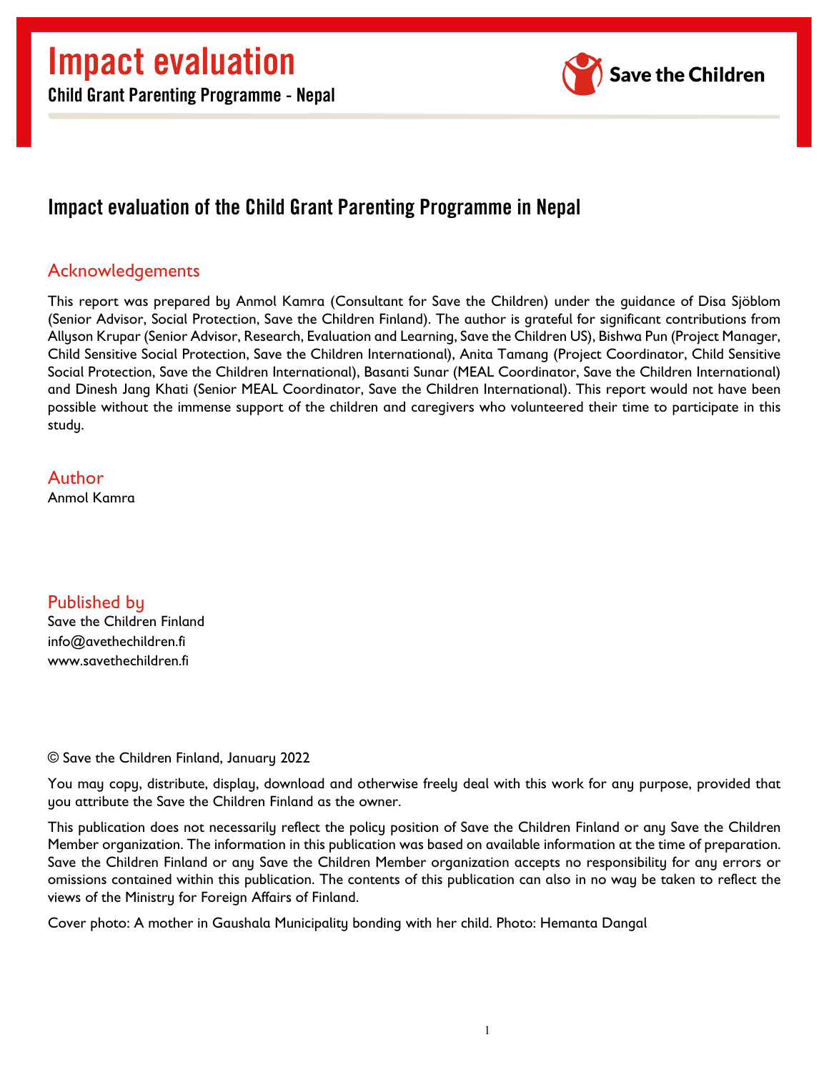# Impact evaluation

## Child Grant Parenting Programme - Nepal

Save the Children

## Impact evaluation of the Child Grant Parenting Programme in Nepal

### Acknowledgements

This report was prepared by Anmol Kamra (Consultant for Save the Children) under the guidance of Disa Sjöblom (Senior Advisor, Social Protection, Save the Children Finland). The author is grateful for significant contributions from Allyson Krupar (Senior Advisor, Research, Evaluation and Learning, Save the Children US), Bishwa Pun (Project Manager, Child Sensitive Social Protection, Save the Children International), Anita Tamang (Project Coordinator, Child Sensitive Social Protection, Save the Children International), Basanti Sunar (MEAL Coordinator, Save the Children International) and Dinesh Jang Khati (Senior MEAL Coordinator, Save the Children International). This report would not have been possible without the immense support of the children and caregivers who volunteered their time to participate in this study.

### Author

Anmol Kamra

### Published by

Save the Children Finland
info@avethechildren.fi
www.savethechildren.fi

© Save the Children Finland, January 2022

You may copy, distribute, display, download and otherwise freely deal with this work for any purpose, provided that you attribute the Save the Children Finland as the owner.

This publication does not necessarily reflect the policy position of Save the Children Finland or any Save the Children Member organization. The information in this publication was based on available information at the time of preparation. Save the Children Finland or any Save the Children Member organization accepts no responsibility for any errors or omissions contained within this publication. The contents of this publication can also in no way be taken to reflect the views of the Ministry for Foreign Affairs of Finland.

Cover photo: A mother in Gaushala Municipality bonding with her child. Photo: Hemanta Dangal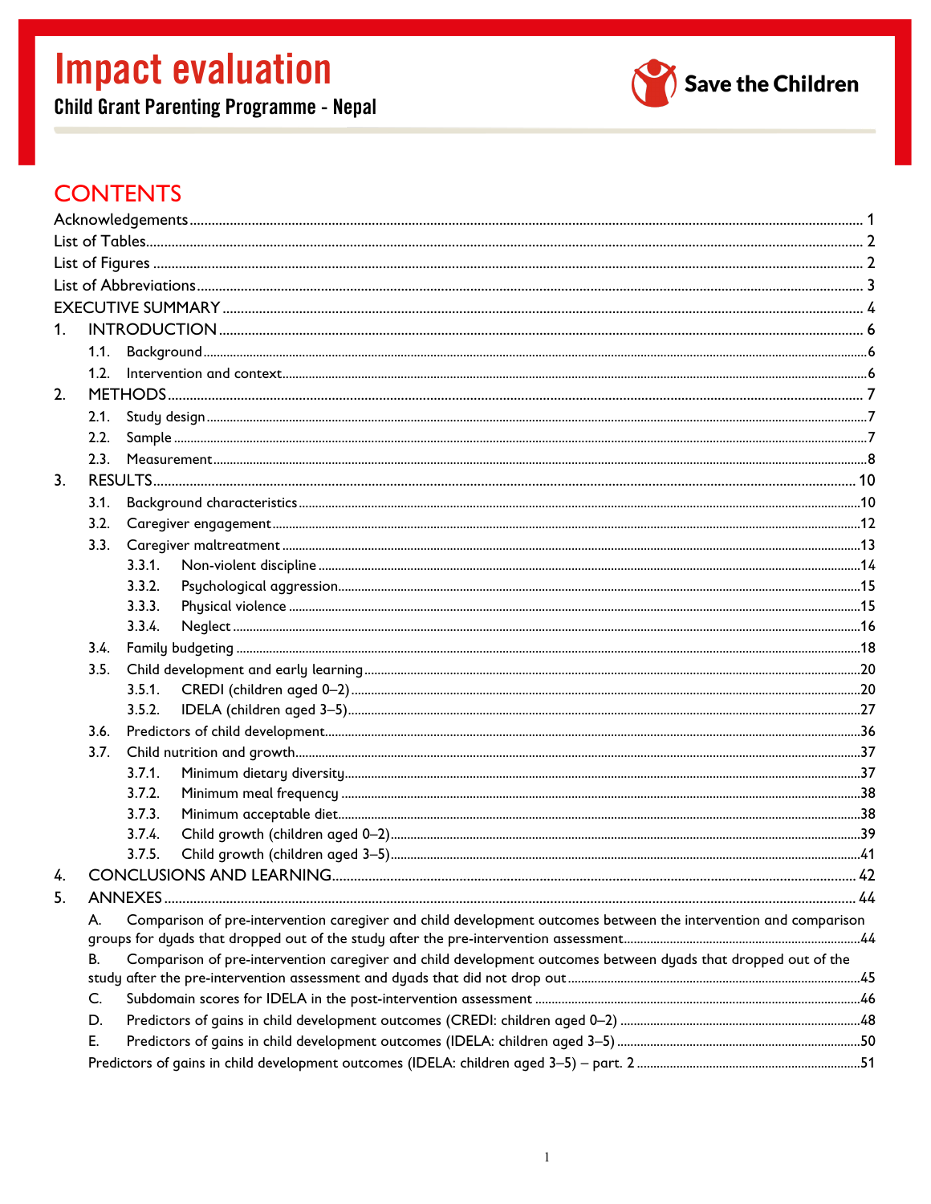# Impact evaluation

## Child Grant Parenting Programme - Nepal

Save the Children

# CONTENTS

Acknowledgements ..... 1
List of Tables ..... 2
List of Figures ..... 2
List of Abbreviations ..... 3
EXECUTIVE SUMMARY ..... 4
1. INTRODUCTION ..... 6
   1.1. Background ..... 6
   1.2. Intervention and context ..... 6
2. METHODS ..... 7
   2.1. Study design ..... 7
   2.2. Sample ..... 7
   2.3. Measurement ..... 8
3. RESULTS ..... 10
   3.1. Background characteristics ..... 10
   3.2. Caregiver engagement ..... 12
   3.3. Caregiver maltreatment ..... 13
      3.3.1. Non-violent discipline ..... 14
      3.3.2. Psychological aggression ..... 15
      3.3.3. Physical violence ..... 15
      3.3.4. Neglect ..... 16
   3.4. Family budgeting ..... 18
   3.5. Child development and early learning ..... 20
      3.5.1. CREDI (children aged 0–2) ..... 20
      3.5.2. IDELA (children aged 3–5) ..... 27
   3.6. Predictors of child development ..... 36
   3.7. Child nutrition and growth ..... 37
      3.7.1. Minimum dietary diversity ..... 37
      3.7.2. Minimum meal frequency ..... 38
      3.7.3. Minimum acceptable diet ..... 38
      3.7.4. Child growth (children aged 0–2) ..... 39
      3.7.5. Child growth (children aged 3–5) ..... 41
4. CONCLUSIONS AND LEARNING ..... 42
5. ANNEXES ..... 44
   A. Comparison of pre-intervention caregiver and child development outcomes between the intervention and comparison groups for dyads that dropped out of the study after the pre-intervention assessment ..... 44
   B. Comparison of pre-intervention caregiver and child development outcomes between dyads that dropped out of the study after the pre-intervention assessment and dyads that did not drop out ..... 45
   C. Subdomain scores for IDELA in the post-intervention assessment ..... 46
   D. Predictors of gains in child development outcomes (CREDI: children aged 0–2) ..... 48
   E. Predictors of gains in child development outcomes (IDELA: children aged 3–5) ..... 50
   Predictors of gains in child development outcomes (IDELA: children aged 3–5) – part. 2 ..... 51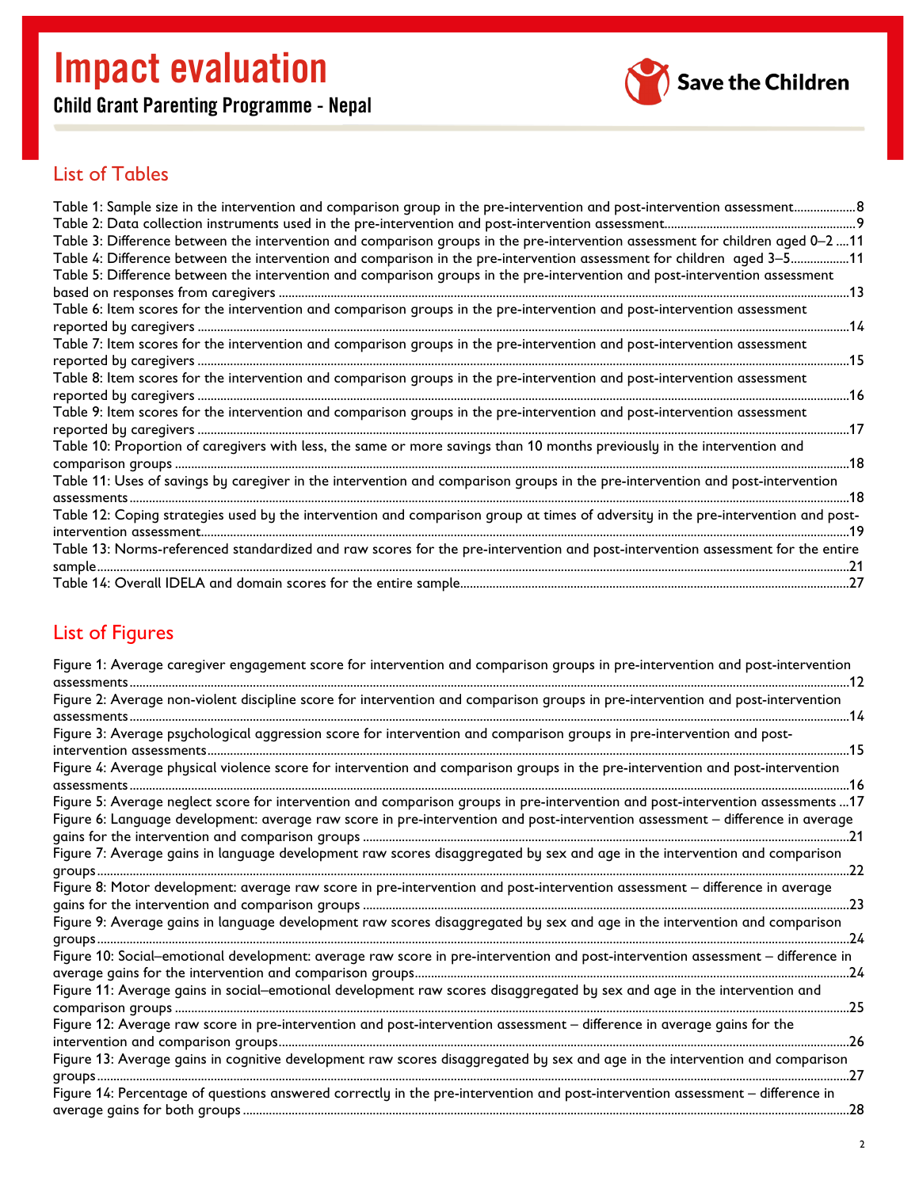## List of Tables

Table 1: Sample size in the intervention and comparison group in the pre-intervention and post-intervention assessment....................8
Table 2: Data collection instruments used in the pre-intervention and post-intervention assessment...........................................................9
Table 3: Difference between the intervention and comparison groups in the pre-intervention assessment for children aged 0–2 ....11
Table 4: Difference between the intervention and comparison in the pre-intervention assessment for children aged 3–5..................11
Table 5: Difference between the intervention and comparison groups in the pre-intervention and post-intervention assessment based on responses from caregivers ....................................................................................................................................................................13
Table 6: Item scores for the intervention and comparison groups in the pre-intervention and post-intervention assessment reported by caregivers ....................................................................................................................................................................................14
Table 7: Item scores for the intervention and comparison groups in the pre-intervention and post-intervention assessment reported by caregivers ....................................................................................................................................................................................15
Table 8: Item scores for the intervention and comparison groups in the pre-intervention and post-intervention assessment reported by caregivers ....................................................................................................................................................................................16
Table 9: Item scores for the intervention and comparison groups in the pre-intervention and post-intervention assessment reported by caregivers ....................................................................................................................................................................................17
Table 10: Proportion of caregivers with less, the same or more savings than 10 months previously in the intervention and comparison groups ............................................................................................................................................................................................18
Table 11: Uses of savings by caregiver in the intervention and comparison groups in the pre-intervention and post-intervention assessments ..................................................................................................................................................................................................18
Table 12: Coping strategies used by the intervention and comparison group at times of adversity in the pre-intervention and post-intervention assessment...................................................................................................................................................................................19
Table 13: Norms-referenced standardized and raw scores for the pre-intervention and post-intervention assessment for the entire sample..........................................................................................................................................................................................................21
Table 14: Overall IDELA and domain scores for the entire sample........................................................................................................27

## List of Figures

Figure 1: Average caregiver engagement score for intervention and comparison groups in pre-intervention and post-intervention assessments ..................................................................................................................................................................................................12
Figure 2: Average non-violent discipline score for intervention and comparison groups in pre-intervention and post-intervention assessments..................................................................................................................................................................................................14
Figure 3: Average psychological aggression score for intervention and comparison groups in pre-intervention and post-intervention assessments..................................................................................................................................................................................15
Figure 4: Average physical violence score for intervention and comparison groups in the pre-intervention and post-intervention assessments ..................................................................................................................................................................................................16
Figure 5: Average neglect score for intervention and comparison groups in pre-intervention and post-intervention assessments ...17
Figure 6: Language development: average raw score in pre-intervention and post-intervention assessment – difference in average gains for the intervention and comparison groups ......................................................................................................................................21
Figure 7: Average gains in language development raw scores disaggregated by sex and age in the intervention and comparison groups..........................................................................................................................................................................................................22
Figure 8: Motor development: average raw score in pre-intervention and post-intervention assessment – difference in average gains for the intervention and comparison groups ......................................................................................................................................23
Figure 9: Average gains in language development raw scores disaggregated by sex and age in the intervention and comparison groups..........................................................................................................................................................................................................24
Figure 10: Social–emotional development: average raw score in pre-intervention and post-intervention assessment – difference in average gains for the intervention and comparison groups.......................................................................................................................24
Figure 11: Average gains in social–emotional development raw scores disaggregated by sex and age in the intervention and comparison groups .......................................................................................................................................................................................25
Figure 12: Average raw score in pre-intervention and post-intervention assessment – difference in average gains for the intervention and comparison groups...................................................................................................................................................................26
Figure 13: Average gains in cognitive development raw scores disaggregated by sex and age in the intervention and comparison groups..........................................................................................................................................................................................................27
Figure 14: Percentage of questions answered correctly in the pre-intervention and post-intervention assessment – difference in average gains for both groups ..........................................................................................................................................................28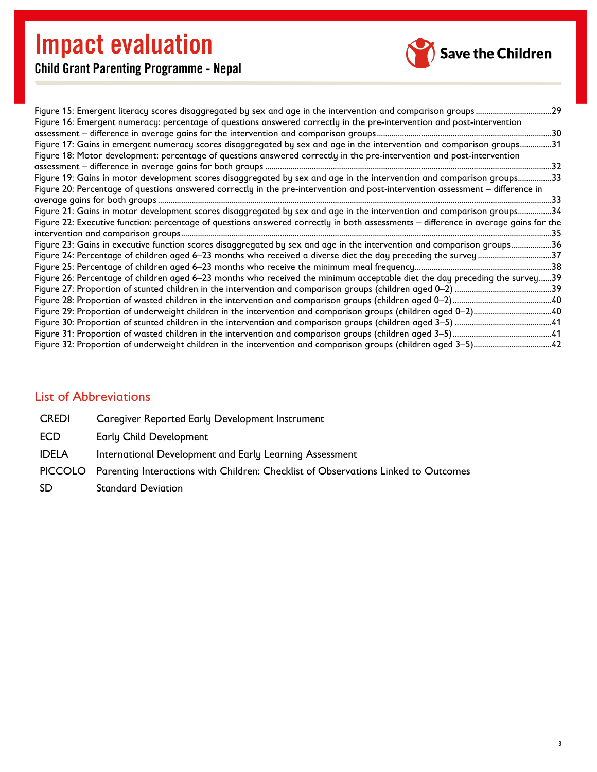Figure 15: Emergent literacy scores disaggregated by sex and age in the intervention and comparison groups ....................................29
Figure 16: Emergent numeracy: percentage of questions answered correctly in the pre-intervention and post-intervention assessment – difference in average gains for the intervention and comparison groups ..................................................................................30
Figure 17: Gains in emergent numeracy scores disaggregated by sex and age in the intervention and comparison groups...............31
Figure 18: Motor development: percentage of questions answered correctly in the pre-intervention and post-intervention assessment – difference in average gains for both groups ......................................................................................................................32
Figure 19: Gains in motor development scores disaggregated by sex and age in the intervention and comparison groups................33
Figure 20: Percentage of questions answered correctly in the pre-intervention and post-intervention assessment – difference in average gains for both groups .........................................................................................................................................................33
Figure 21: Gains in motor development scores disaggregated by sex and age in the intervention and comparison groups................34
Figure 22: Executive function: percentage of questions answered correctly in both assessments – difference in average gains for the intervention and comparison groups...................................................................................................................................................35
Figure 23: Gains in executive function scores disaggregated by sex and age in the intervention and comparison groups...................36
Figure 24: Percentage of children aged 6–23 months who received a diverse diet the day preceding the survey ..................................37
Figure 25: Percentage of children aged 6–23 months who receive the minimum meal frequency................................................................38
Figure 26: Percentage of children aged 6–23 months who received the minimum acceptable diet the day preceding the survey......39
Figure 27: Proportion of stunted children in the intervention and comparison groups (children aged 0–2) ..............................................39
Figure 28: Proportion of wasted children in the intervention and comparison groups (children aged 0–2)...............................................40
Figure 29: Proportion of underweight children in the intervention and comparison groups (children aged 0–2).....................................40
Figure 30: Proportion of stunted children in the intervention and comparison groups (children aged 3–5) ..............................................41
Figure 31: Proportion of wasted children in the intervention and comparison groups (children aged 3–5)...............................................41
Figure 32: Proportion of underweight children in the intervention and comparison groups (children aged 3–5).....................................42

## List of Abbreviations

| | |
|---|---|
| CREDI | Caregiver Reported Early Development Instrument |
| ECD | Early Child Development |
| IDELA | International Development and Early Learning Assessment |
| PICCOLO | Parenting Interactions with Children: Checklist of Observations Linked to Outcomes |
| SD | Standard Deviation |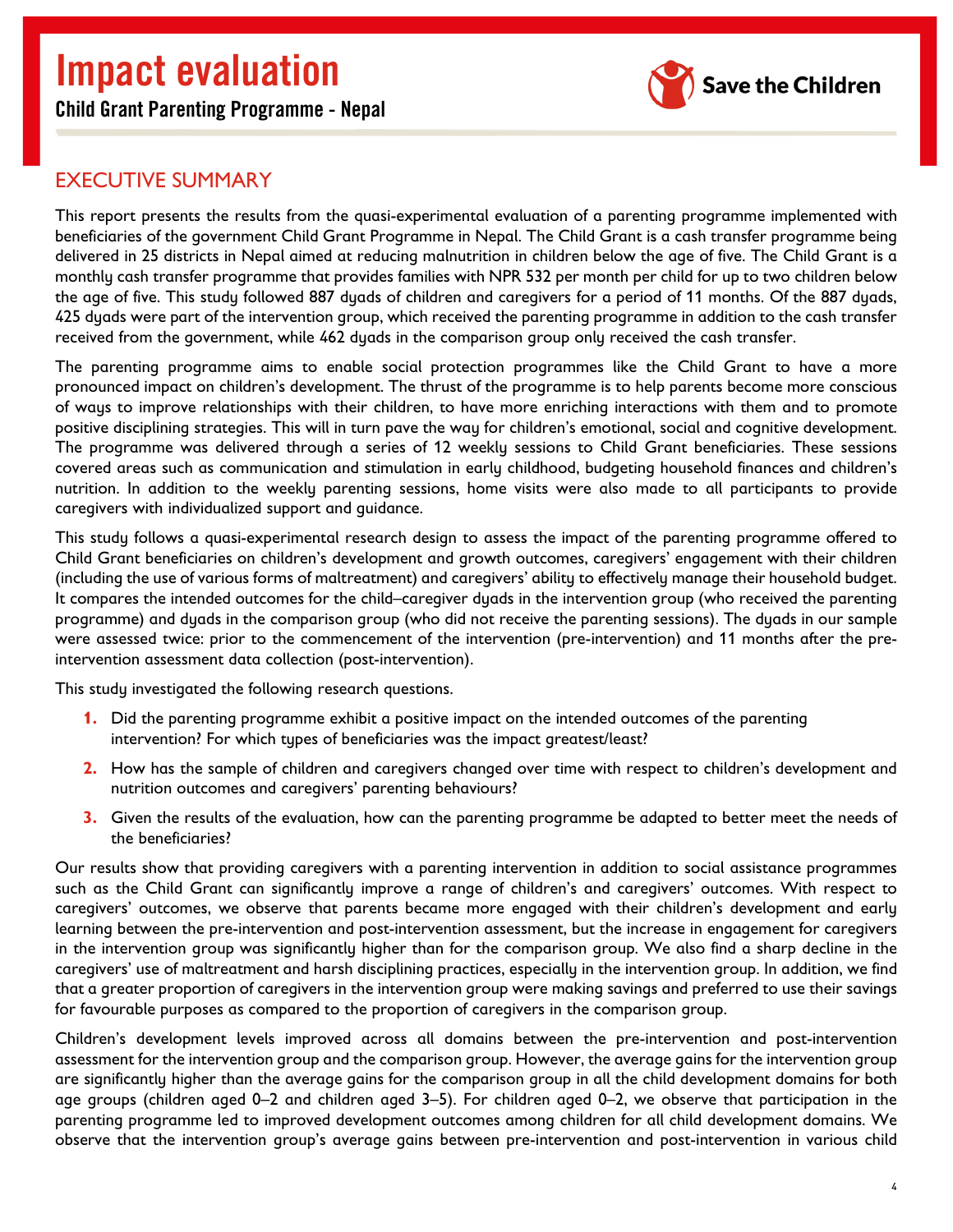# Impact evaluation

**Child Grant Parenting Programme - Nepal**

## EXECUTIVE SUMMARY

This report presents the results from the quasi-experimental evaluation of a parenting programme implemented with beneficiaries of the government Child Grant Programme in Nepal. The Child Grant is a cash transfer programme being delivered in 25 districts in Nepal aimed at reducing malnutrition in children below the age of five. The Child Grant is a monthly cash transfer programme that provides families with NPR 532 per month per child for up to two children below the age of five. This study followed 887 dyads of children and caregivers for a period of 11 months. Of the 887 dyads, 425 dyads were part of the intervention group, which received the parenting programme in addition to the cash transfer received from the government, while 462 dyads in the comparison group only received the cash transfer.

The parenting programme aims to enable social protection programmes like the Child Grant to have a more pronounced impact on children's development. The thrust of the programme is to help parents become more conscious of ways to improve relationships with their children, to have more enriching interactions with them and to promote positive disciplining strategies. This will in turn pave the way for children's emotional, social and cognitive development. The programme was delivered through a series of 12 weekly sessions to Child Grant beneficiaries. These sessions covered areas such as communication and stimulation in early childhood, budgeting household finances and children's nutrition. In addition to the weekly parenting sessions, home visits were also made to all participants to provide caregivers with individualized support and guidance.

This study follows a quasi-experimental research design to assess the impact of the parenting programme offered to Child Grant beneficiaries on children's development and growth outcomes, caregivers' engagement with their children (including the use of various forms of maltreatment) and caregivers' ability to effectively manage their household budget. It compares the intended outcomes for the child–caregiver dyads in the intervention group (who received the parenting programme) and dyads in the comparison group (who did not receive the parenting sessions). The dyads in our sample were assessed twice: prior to the commencement of the intervention (pre-intervention) and 11 months after the pre-intervention assessment data collection (post-intervention).

This study investigated the following research questions.

1. Did the parenting programme exhibit a positive impact on the intended outcomes of the parenting intervention? For which types of beneficiaries was the impact greatest/least?
2. How has the sample of children and caregivers changed over time with respect to children's development and nutrition outcomes and caregivers' parenting behaviours?
3. Given the results of the evaluation, how can the parenting programme be adapted to better meet the needs of the beneficiaries?

Our results show that providing caregivers with a parenting intervention in addition to social assistance programmes such as the Child Grant can significantly improve a range of children's and caregivers' outcomes. With respect to caregivers' outcomes, we observe that parents became more engaged with their children's development and early learning between the pre-intervention and post-intervention assessment, but the increase in engagement for caregivers in the intervention group was significantly higher than for the comparison group. We also find a sharp decline in the caregivers' use of maltreatment and harsh disciplining practices, especially in the intervention group. In addition, we find that a greater proportion of caregivers in the intervention group were making savings and preferred to use their savings for favourable purposes as compared to the proportion of caregivers in the comparison group.

Children's development levels improved across all domains between the pre-intervention and post-intervention assessment for the intervention group and the comparison group. However, the average gains for the intervention group are significantly higher than the average gains for the comparison group in all the child development domains for both age groups (children aged 0–2 and children aged 3–5). For children aged 0–2, we observe that participation in the parenting programme led to improved development outcomes among children for all child development domains. We observe that the intervention group's average gains between pre-intervention and post-intervention in various child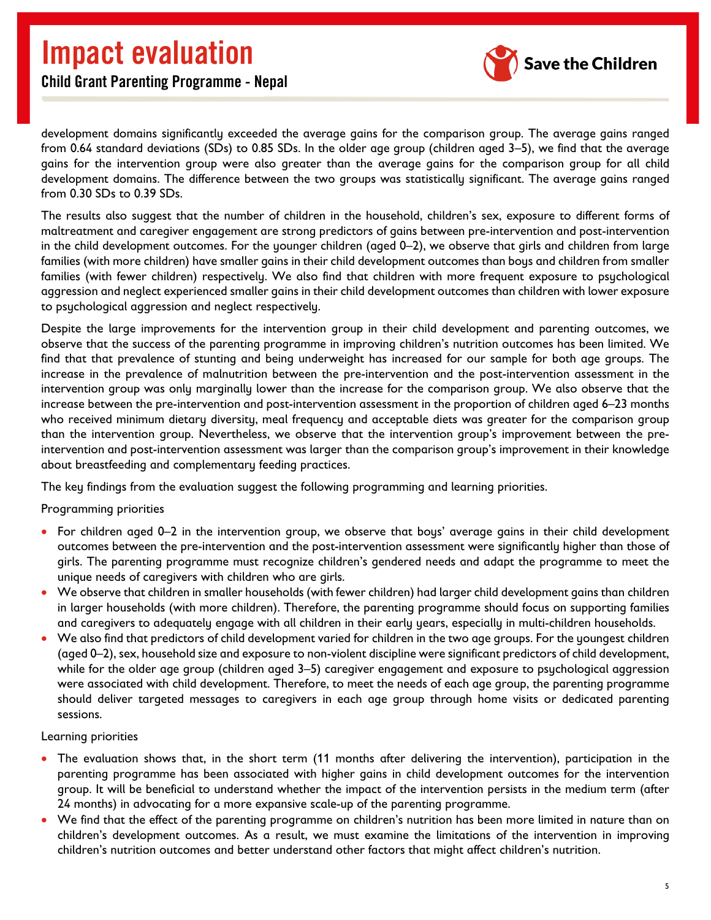development domains significantly exceeded the average gains for the comparison group. The average gains ranged from 0.64 standard deviations (SDs) to 0.85 SDs. In the older age group (children aged 3–5), we find that the average gains for the intervention group were also greater than the average gains for the comparison group for all child development domains. The difference between the two groups was statistically significant. The average gains ranged from 0.30 SDs to 0.39 SDs.

The results also suggest that the number of children in the household, children's sex, exposure to different forms of maltreatment and caregiver engagement are strong predictors of gains between pre-intervention and post-intervention in the child development outcomes. For the younger children (aged 0–2), we observe that girls and children from large families (with more children) have smaller gains in their child development outcomes than boys and children from smaller families (with fewer children) respectively. We also find that children with more frequent exposure to psychological aggression and neglect experienced smaller gains in their child development outcomes than children with lower exposure to psychological aggression and neglect respectively.

Despite the large improvements for the intervention group in their child development and parenting outcomes, we observe that the success of the parenting programme in improving children's nutrition outcomes has been limited. We find that that prevalence of stunting and being underweight has increased for our sample for both age groups. The increase in the prevalence of malnutrition between the pre-intervention and the post-intervention assessment in the intervention group was only marginally lower than the increase for the comparison group. We also observe that the increase between the pre-intervention and post-intervention assessment in the proportion of children aged 6–23 months who received minimum dietary diversity, meal frequency and acceptable diets was greater for the comparison group than the intervention group. Nevertheless, we observe that the intervention group's improvement between the pre-intervention and post-intervention assessment was larger than the comparison group's improvement in their knowledge about breastfeeding and complementary feeding practices.

The key findings from the evaluation suggest the following programming and learning priorities.

Programming priorities

- For children aged 0–2 in the intervention group, we observe that boys' average gains in their child development outcomes between the pre-intervention and the post-intervention assessment were significantly higher than those of girls. The parenting programme must recognize children's gendered needs and adapt the programme to meet the unique needs of caregivers with children who are girls.
- We observe that children in smaller households (with fewer children) had larger child development gains than children in larger households (with more children). Therefore, the parenting programme should focus on supporting families and caregivers to adequately engage with all children in their early years, especially in multi-children households.
- We also find that predictors of child development varied for children in the two age groups. For the youngest children (aged 0–2), sex, household size and exposure to non-violent discipline were significant predictors of child development, while for the older age group (children aged 3–5) caregiver engagement and exposure to psychological aggression were associated with child development. Therefore, to meet the needs of each age group, the parenting programme should deliver targeted messages to caregivers in each age group through home visits or dedicated parenting sessions.

Learning priorities

- The evaluation shows that, in the short term (11 months after delivering the intervention), participation in the parenting programme has been associated with higher gains in child development outcomes for the intervention group. It will be beneficial to understand whether the impact of the intervention persists in the medium term (after 24 months) in advocating for a more expansive scale-up of the parenting programme.
- We find that the effect of the parenting programme on children's nutrition has been more limited in nature than on children's development outcomes. As a result, we must examine the limitations of the intervention in improving children's nutrition outcomes and better understand other factors that might affect children's nutrition.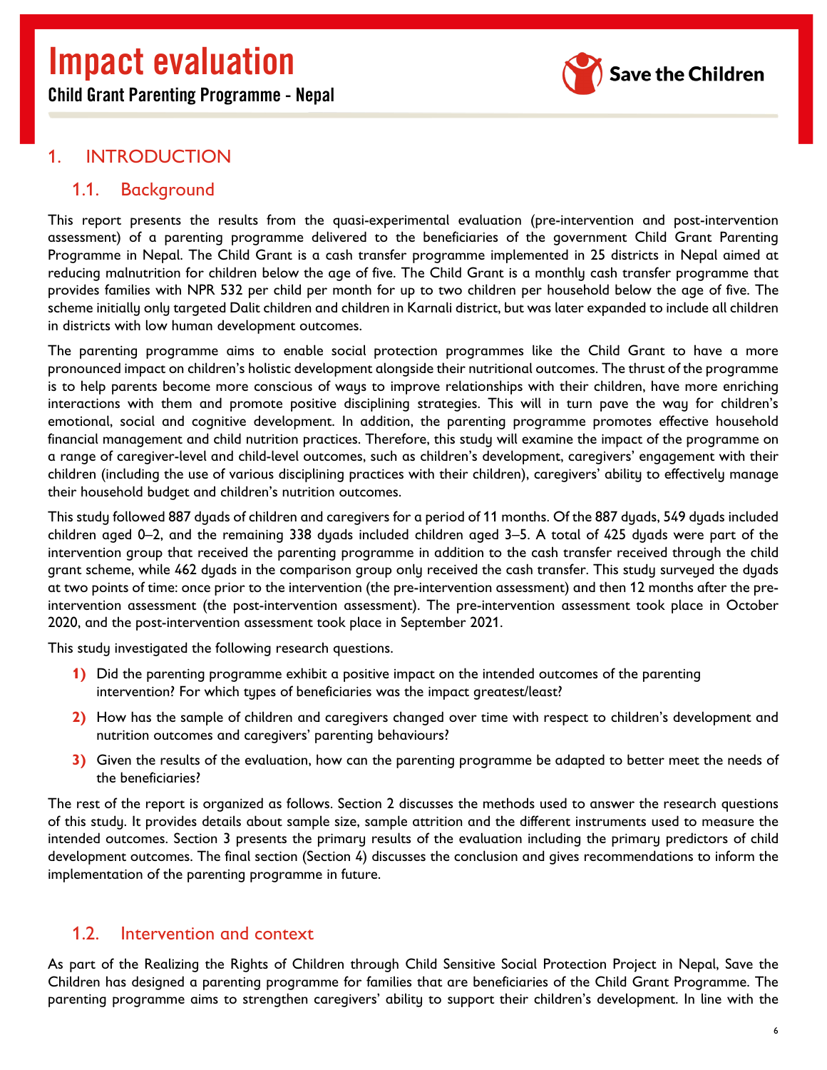## 1. INTRODUCTION

### 1.1. Background

This report presents the results from the quasi-experimental evaluation (pre-intervention and post-intervention assessment) of a parenting programme delivered to the beneficiaries of the government Child Grant Parenting Programme in Nepal. The Child Grant is a cash transfer programme implemented in 25 districts in Nepal aimed at reducing malnutrition for children below the age of five. The Child Grant is a monthly cash transfer programme that provides families with NPR 532 per child per month for up to two children per household below the age of five. The scheme initially only targeted Dalit children and children in Karnali district, but was later expanded to include all children in districts with low human development outcomes.

The parenting programme aims to enable social protection programmes like the Child Grant to have a more pronounced impact on children's holistic development alongside their nutritional outcomes. The thrust of the programme is to help parents become more conscious of ways to improve relationships with their children, have more enriching interactions with them and promote positive disciplining strategies. This will in turn pave the way for children's emotional, social and cognitive development. In addition, the parenting programme promotes effective household financial management and child nutrition practices. Therefore, this study will examine the impact of the programme on a range of caregiver-level and child-level outcomes, such as children's development, caregivers' engagement with their children (including the use of various disciplining practices with their children), caregivers' ability to effectively manage their household budget and children's nutrition outcomes.

This study followed 887 dyads of children and caregivers for a period of 11 months. Of the 887 dyads, 549 dyads included children aged 0–2, and the remaining 338 dyads included children aged 3–5. A total of 425 dyads were part of the intervention group that received the parenting programme in addition to the cash transfer received through the child grant scheme, while 462 dyads in the comparison group only received the cash transfer. This study surveyed the dyads at two points of time: once prior to the intervention (the pre-intervention assessment) and then 12 months after the pre-intervention assessment (the post-intervention assessment). The pre-intervention assessment took place in October 2020, and the post-intervention assessment took place in September 2021.

This study investigated the following research questions.

1) Did the parenting programme exhibit a positive impact on the intended outcomes of the parenting intervention? For which types of beneficiaries was the impact greatest/least?
2) How has the sample of children and caregivers changed over time with respect to children's development and nutrition outcomes and caregivers' parenting behaviours?
3) Given the results of the evaluation, how can the parenting programme be adapted to better meet the needs of the beneficiaries?

The rest of the report is organized as follows. Section 2 discusses the methods used to answer the research questions of this study. It provides details about sample size, sample attrition and the different instruments used to measure the intended outcomes. Section 3 presents the primary results of the evaluation including the primary predictors of child development outcomes. The final section (Section 4) discusses the conclusion and gives recommendations to inform the implementation of the parenting programme in future.

### 1.2. Intervention and context

As part of the Realizing the Rights of Children through Child Sensitive Social Protection Project in Nepal, Save the Children has designed a parenting programme for families that are beneficiaries of the Child Grant Programme. The parenting programme aims to strengthen caregivers' ability to support their children's development. In line with the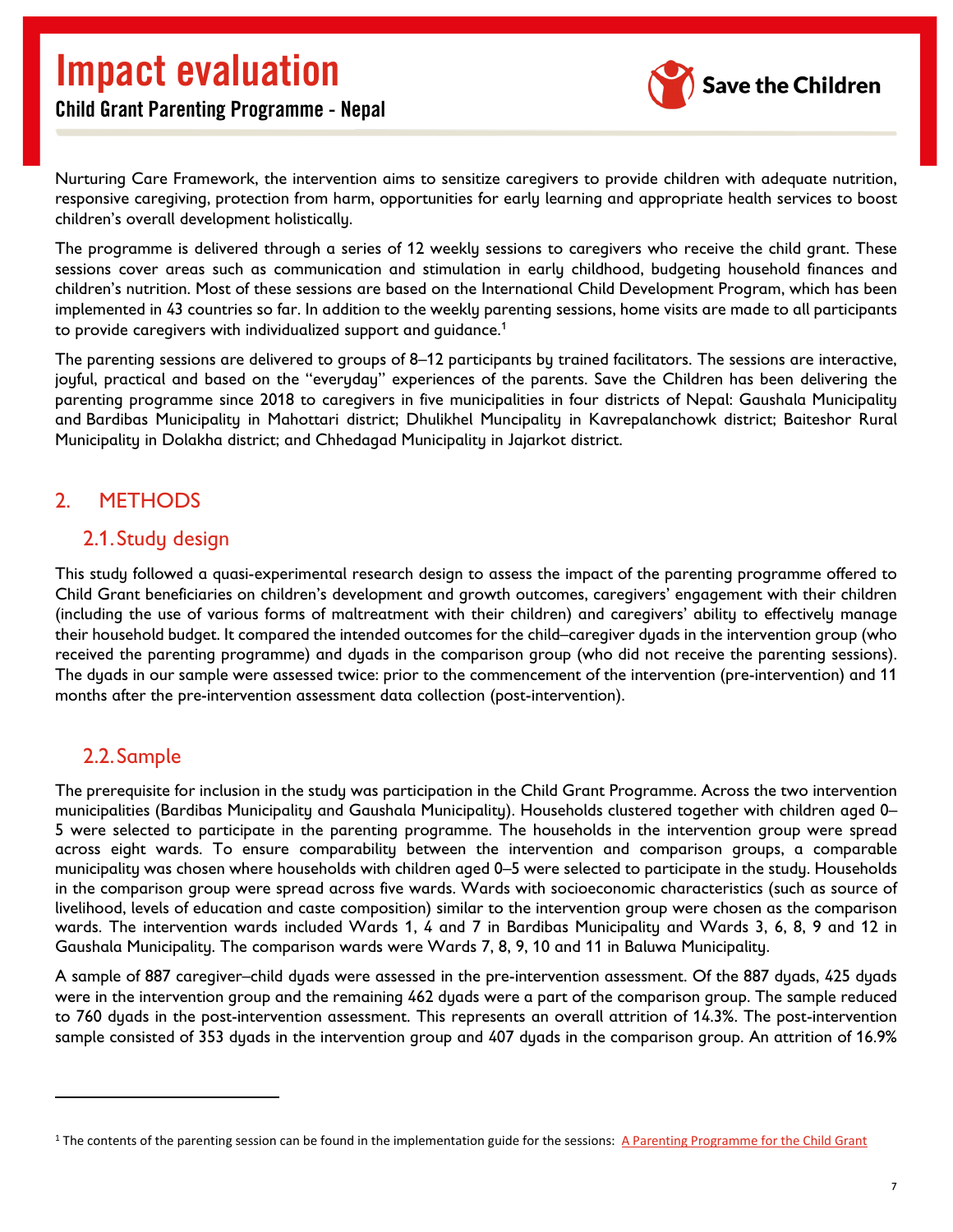Nurturing Care Framework, the intervention aims to sensitize caregivers to provide children with adequate nutrition, responsive caregiving, protection from harm, opportunities for early learning and appropriate health services to boost children's overall development holistically.

The programme is delivered through a series of 12 weekly sessions to caregivers who receive the child grant. These sessions cover areas such as communication and stimulation in early childhood, budgeting household finances and children's nutrition. Most of these sessions are based on the International Child Development Program, which has been implemented in 43 countries so far. In addition to the weekly parenting sessions, home visits are made to all participants to provide caregivers with individualized support and guidance.[1]

The parenting sessions are delivered to groups of 8–12 participants by trained facilitators. The sessions are interactive, joyful, practical and based on the "everyday" experiences of the parents. Save the Children has been delivering the parenting programme since 2018 to caregivers in five municipalities in four districts of Nepal: Gaushala Municipality and Bardibas Municipality in Mahottari district; Dhulikhel Muncipality in Kavrepalanchowk district; Baiteshor Rural Municipality in Dolakha district; and Chhedagad Municipality in Jajarkot district.

## 2. METHODS

### 2.1. Study design

This study followed a quasi-experimental research design to assess the impact of the parenting programme offered to Child Grant beneficiaries on children's development and growth outcomes, caregivers' engagement with their children (including the use of various forms of maltreatment with their children) and caregivers' ability to effectively manage their household budget. It compared the intended outcomes for the child–caregiver dyads in the intervention group (who received the parenting programme) and dyads in the comparison group (who did not receive the parenting sessions). The dyads in our sample were assessed twice: prior to the commencement of the intervention (pre-intervention) and 11 months after the pre-intervention assessment data collection (post-intervention).

### 2.2. Sample

The prerequisite for inclusion in the study was participation in the Child Grant Programme. Across the two intervention municipalities (Bardibas Municipality and Gaushala Municipality). Households clustered together with children aged 0–5 were selected to participate in the parenting programme. The households in the intervention group were spread across eight wards. To ensure comparability between the intervention and comparison groups, a comparable municipality was chosen where households with children aged 0–5 were selected to participate in the study. Households in the comparison group were spread across five wards. Wards with socioeconomic characteristics (such as source of livelihood, levels of education and caste composition) similar to the intervention group were chosen as the comparison wards. The intervention wards included Wards 1, 4 and 7 in Bardibas Municipality and Wards 3, 6, 8, 9 and 12 in Gaushala Municipality. The comparison wards were Wards 7, 8, 9, 10 and 11 in Baluwa Municipality.

A sample of 887 caregiver–child dyads were assessed in the pre-intervention assessment. Of the 887 dyads, 425 dyads were in the intervention group and the remaining 462 dyads were a part of the comparison group. The sample reduced to 760 dyads in the post-intervention assessment. This represents an overall attrition of 14.3%. The post-intervention sample consisted of 353 dyads in the intervention group and 407 dyads in the comparison group. An attrition of 16.9%

[1] The contents of the parenting session can be found in the implementation guide for the sessions: A Parenting Programme for the Child Grant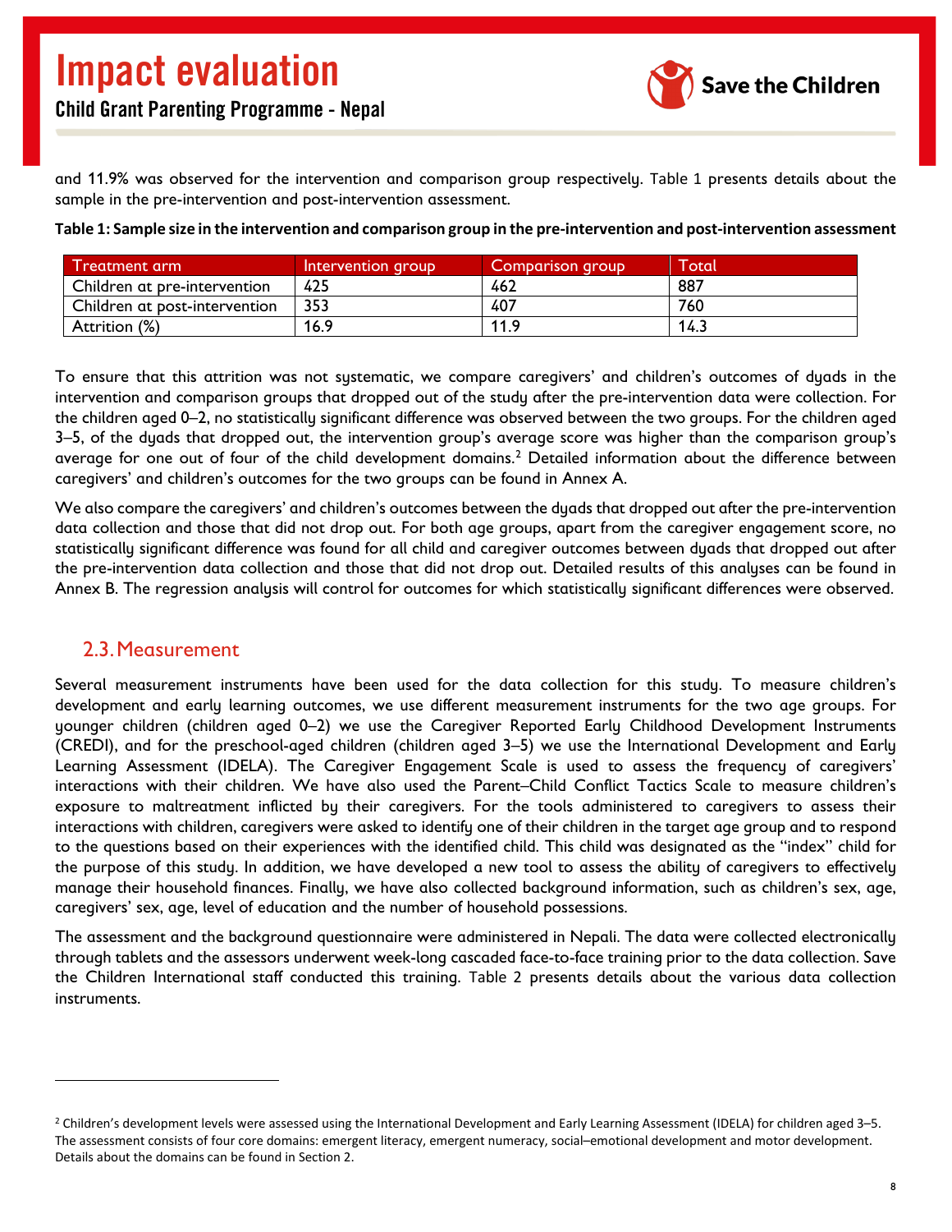and 11.9% was observed for the intervention and comparison group respectively. Table 1 presents details about the sample in the pre-intervention and post-intervention assessment.

**Table 1: Sample size in the intervention and comparison group in the pre-intervention and post-intervention assessment**

| Treatment arm | Intervention group | Comparison group | Total |
|---|---|---|---|
| Children at pre-intervention | 425 | 462 | 887 |
| Children at post-intervention | 353 | 407 | 760 |
| Attrition (%) | 16.9 | 11.9 | 14.3 |

To ensure that this attrition was not systematic, we compare caregivers' and children's outcomes of dyads in the intervention and comparison groups that dropped out of the study after the pre-intervention data were collection. For the children aged 0–2, no statistically significant difference was observed between the two groups. For the children aged 3–5, of the dyads that dropped out, the intervention group's average score was higher than the comparison group's average for one out of four of the child development domains.[2] Detailed information about the difference between caregivers' and children's outcomes for the two groups can be found in Annex A.

We also compare the caregivers' and children's outcomes between the dyads that dropped out after the pre-intervention data collection and those that did not drop out. For both age groups, apart from the caregiver engagement score, no statistically significant difference was found for all child and caregiver outcomes between dyads that dropped out after the pre-intervention data collection and those that did not drop out. Detailed results of this analyses can be found in Annex B. The regression analysis will control for outcomes for which statistically significant differences were observed.

## 2.3. Measurement

Several measurement instruments have been used for the data collection for this study. To measure children's development and early learning outcomes, we use different measurement instruments for the two age groups. For younger children (children aged 0–2) we use the Caregiver Reported Early Childhood Development Instruments (CREDI), and for the preschool-aged children (children aged 3–5) we use the International Development and Early Learning Assessment (IDELA). The Caregiver Engagement Scale is used to assess the frequency of caregivers' interactions with their children. We have also used the Parent–Child Conflict Tactics Scale to measure children's exposure to maltreatment inflicted by their caregivers. For the tools administered to caregivers to assess their interactions with children, caregivers were asked to identify one of their children in the target age group and to respond to the questions based on their experiences with the identified child. This child was designated as the "index" child for the purpose of this study. In addition, we have developed a new tool to assess the ability of caregivers to effectively manage their household finances. Finally, we have also collected background information, such as children's sex, age, caregivers' sex, age, level of education and the number of household possessions.

The assessment and the background questionnaire were administered in Nepali. The data were collected electronically through tablets and the assessors underwent week-long cascaded face-to-face training prior to the data collection. Save the Children International staff conducted this training. Table 2 presents details about the various data collection instruments.

[2] Children's development levels were assessed using the International Development and Early Learning Assessment (IDELA) for children aged 3–5. The assessment consists of four core domains: emergent literacy, emergent numeracy, social–emotional development and motor development. Details about the domains can be found in Section 2.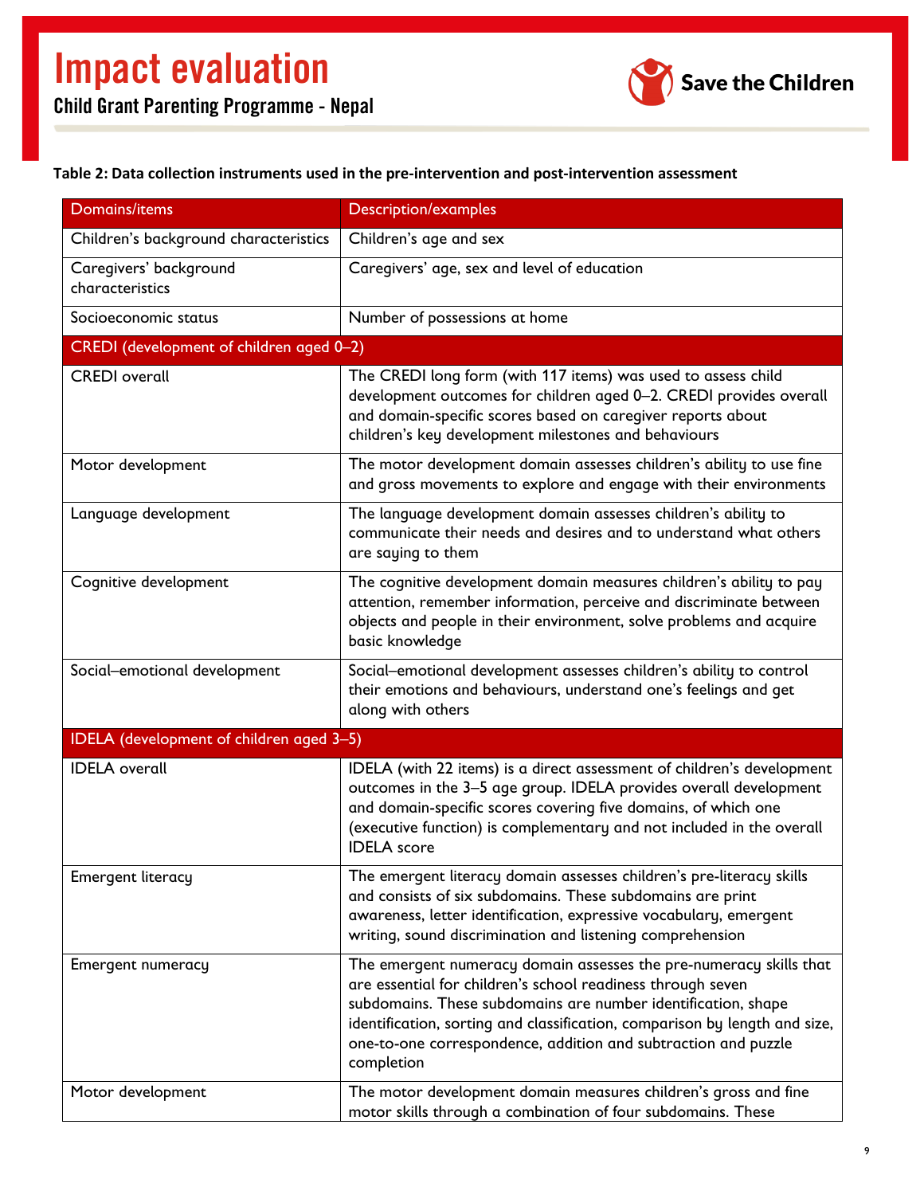**Table 2: Data collection instruments used in the pre-intervention and post-intervention assessment**

| Domains/items | Description/examples |
| --- | --- |
| Children's background characteristics | Children's age and sex |
| Caregivers' background characteristics | Caregivers' age, sex and level of education |
| Socioeconomic status | Number of possessions at home |
| CREDI (development of children aged 0–2) | |
| CREDI overall | The CREDI long form (with 117 items) was used to assess child development outcomes for children aged 0–2. CREDI provides overall and domain-specific scores based on caregiver reports about children's key development milestones and behaviours |
| Motor development | The motor development domain assesses children's ability to use fine and gross movements to explore and engage with their environments |
| Language development | The language development domain assesses children's ability to communicate their needs and desires and to understand what others are saying to them |
| Cognitive development | The cognitive development domain measures children's ability to pay attention, remember information, perceive and discriminate between objects and people in their environment, solve problems and acquire basic knowledge |
| Social–emotional development | Social–emotional development assesses children's ability to control their emotions and behaviours, understand one's feelings and get along with others |
| IDELA (development of children aged 3–5) | |
| IDELA overall | IDELA (with 22 items) is a direct assessment of children's development outcomes in the 3–5 age group. IDELA provides overall development and domain-specific scores covering five domains, of which one (executive function) is complementary and not included in the overall IDELA score |
| Emergent literacy | The emergent literacy domain assesses children's pre-literacy skills and consists of six subdomains. These subdomains are print awareness, letter identification, expressive vocabulary, emergent writing, sound discrimination and listening comprehension |
| Emergent numeracy | The emergent numeracy domain assesses the pre-numeracy skills that are essential for children's school readiness through seven subdomains. These subdomains are number identification, shape identification, sorting and classification, comparison by length and size, one-to-one correspondence, addition and subtraction and puzzle completion |
| Motor development | The motor development domain measures children's gross and fine motor skills through a combination of four subdomains. These |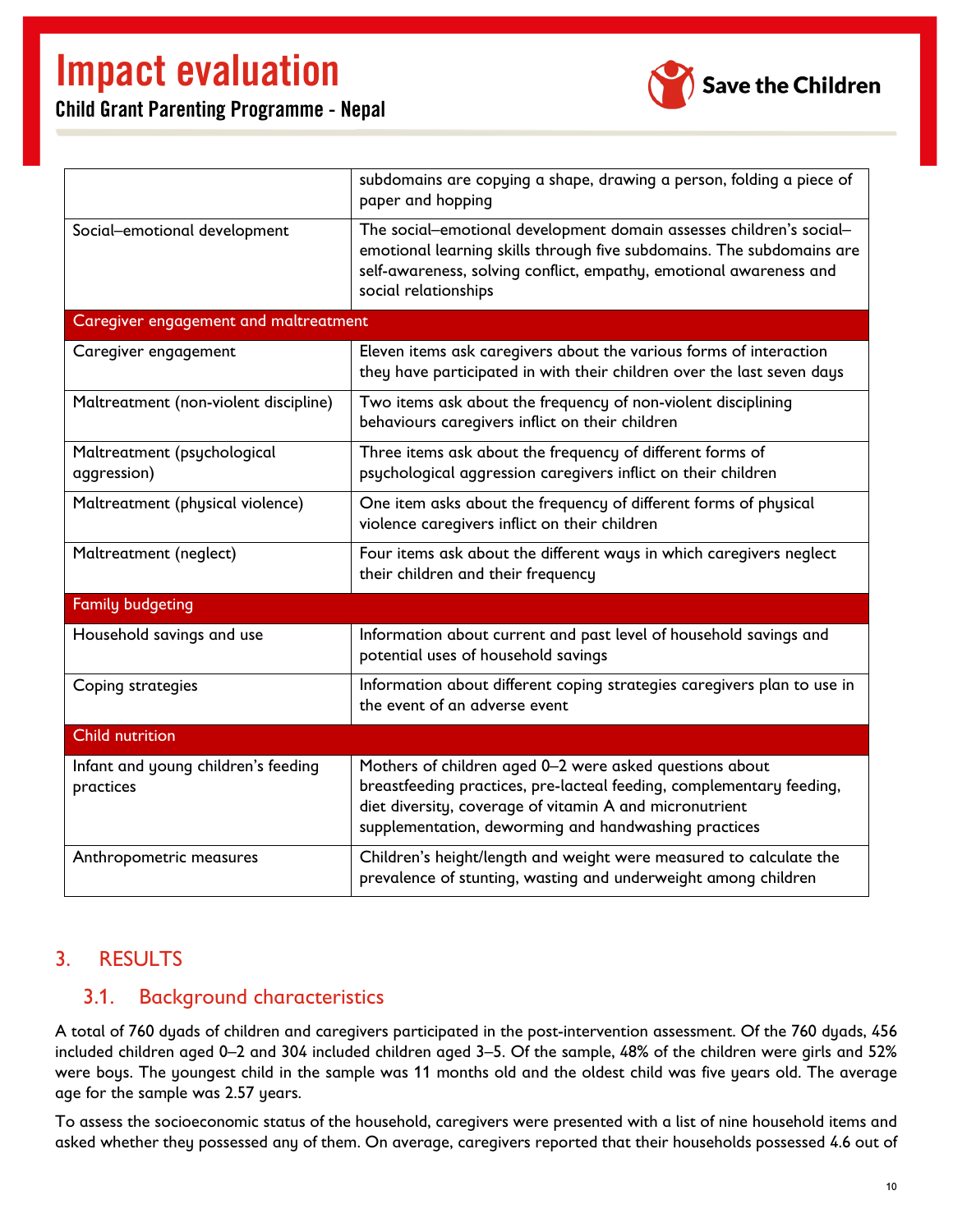| | |
|---|---|
| | subdomains are copying a shape, drawing a person, folding a piece of paper and hopping |
| Social–emotional development | The social–emotional development domain assesses children's social–emotional learning skills through five subdomains. The subdomains are self-awareness, solving conflict, empathy, emotional awareness and social relationships |
| **Caregiver engagement and maltreatment** | |
| Caregiver engagement | Eleven items ask caregivers about the various forms of interaction they have participated in with their children over the last seven days |
| Maltreatment (non-violent discipline) | Two items ask about the frequency of non-violent disciplining behaviours caregivers inflict on their children |
| Maltreatment (psychological aggression) | Three items ask about the frequency of different forms of psychological aggression caregivers inflict on their children |
| Maltreatment (physical violence) | One item asks about the frequency of different forms of physical violence caregivers inflict on their children |
| Maltreatment (neglect) | Four items ask about the different ways in which caregivers neglect their children and their frequency |
| **Family budgeting** | |
| Household savings and use | Information about current and past level of household savings and potential uses of household savings |
| Coping strategies | Information about different coping strategies caregivers plan to use in the event of an adverse event |
| **Child nutrition** | |
| Infant and young children's feeding practices | Mothers of children aged 0–2 were asked questions about breastfeeding practices, pre-lacteal feeding, complementary feeding, diet diversity, coverage of vitamin A and micronutrient supplementation, deworming and handwashing practices |
| Anthropometric measures | Children's height/length and weight were measured to calculate the prevalence of stunting, wasting and underweight among children |

# 3. RESULTS

## 3.1. Background characteristics

A total of 760 dyads of children and caregivers participated in the post-intervention assessment. Of the 760 dyads, 456 included children aged 0–2 and 304 included children aged 3–5. Of the sample, 48% of the children were girls and 52% were boys. The youngest child in the sample was 11 months old and the oldest child was five years old. The average age for the sample was 2.57 years.

To assess the socioeconomic status of the household, caregivers were presented with a list of nine household items and asked whether they possessed any of them. On average, caregivers reported that their households possessed 4.6 out of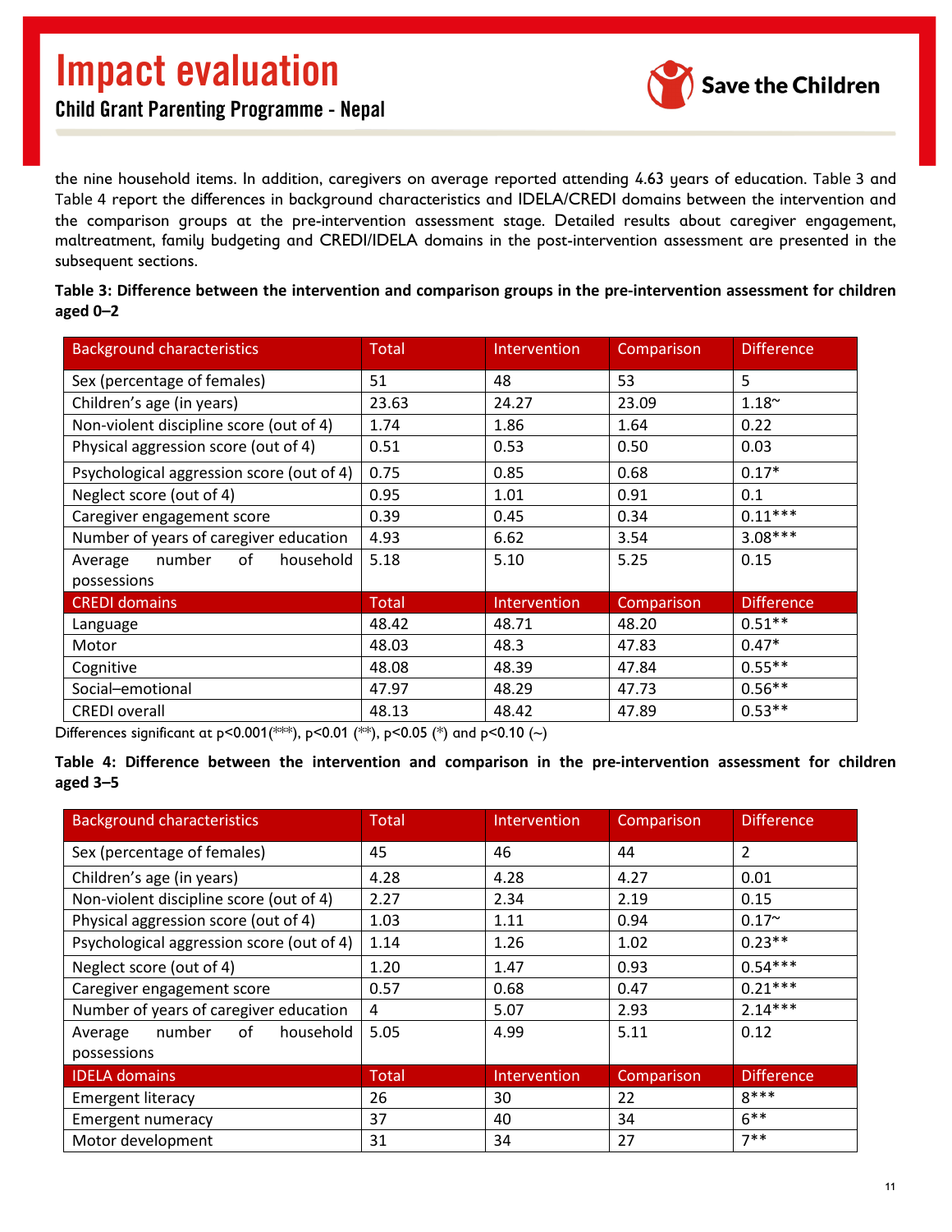the nine household items. In addition, caregivers on average reported attending 4.63 years of education. Table 3 and Table 4 report the differences in background characteristics and IDELA/CREDI domains between the intervention and the comparison groups at the pre-intervention assessment stage. Detailed results about caregiver engagement, maltreatment, family budgeting and CREDI/IDELA domains in the post-intervention assessment are presented in the subsequent sections.

**Table 3: Difference between the intervention and comparison groups in the pre-intervention assessment for children aged 0–2**

| Background characteristics | Total | Intervention | Comparison | Difference |
|---|---|---|---|---|
| Sex (percentage of females) | 51 | 48 | 53 | 5 |
| Children's age (in years) | 23.63 | 24.27 | 23.09 | 1.18~ |
| Non-violent discipline score (out of 4) | 1.74 | 1.86 | 1.64 | 0.22 |
| Physical aggression score (out of 4) | 0.51 | 0.53 | 0.50 | 0.03 |
| Psychological aggression score (out of 4) | 0.75 | 0.85 | 0.68 | 0.17* |
| Neglect score (out of 4) | 0.95 | 1.01 | 0.91 | 0.1 |
| Caregiver engagement score | 0.39 | 0.45 | 0.34 | 0.11*** |
| Number of years of caregiver education | 4.93 | 6.62 | 3.54 | 3.08*** |
| Average number of household possessions | 5.18 | 5.10 | 5.25 | 0.15 |
| **CREDI domains** | **Total** | **Intervention** | **Comparison** | **Difference** |
| Language | 48.42 | 48.71 | 48.20 | 0.51** |
| Motor | 48.03 | 48.3 | 47.83 | 0.47* |
| Cognitive | 48.08 | 48.39 | 47.84 | 0.55** |
| Social–emotional | 47.97 | 48.29 | 47.73 | 0.56** |
| CREDI overall | 48.13 | 48.42 | 47.89 | 0.53** |

Differences significant at $p<0.001$(***), $p<0.01$ (**), $p<0.05$ (*) and $p<0.10$ (~)

**Table 4: Difference between the intervention and comparison in the pre-intervention assessment for children aged 3–5**

| Background characteristics | Total | Intervention | Comparison | Difference |
|---|---|---|---|---|
| Sex (percentage of females) | 45 | 46 | 44 | 2 |
| Children's age (in years) | 4.28 | 4.28 | 4.27 | 0.01 |
| Non-violent discipline score (out of 4) | 2.27 | 2.34 | 2.19 | 0.15 |
| Physical aggression score (out of 4) | 1.03 | 1.11 | 0.94 | 0.17~ |
| Psychological aggression score (out of 4) | 1.14 | 1.26 | 1.02 | 0.23** |
| Neglect score (out of 4) | 1.20 | 1.47 | 0.93 | 0.54*** |
| Caregiver engagement score | 0.57 | 0.68 | 0.47 | 0.21*** |
| Number of years of caregiver education | 4 | 5.07 | 2.93 | 2.14*** |
| Average number of household possessions | 5.05 | 4.99 | 5.11 | 0.12 |
| **IDELA domains** | **Total** | **Intervention** | **Comparison** | **Difference** |
| Emergent literacy | 26 | 30 | 22 | 8*** |
| Emergent numeracy | 37 | 40 | 34 | 6** |
| Motor development | 31 | 34 | 27 | 7** |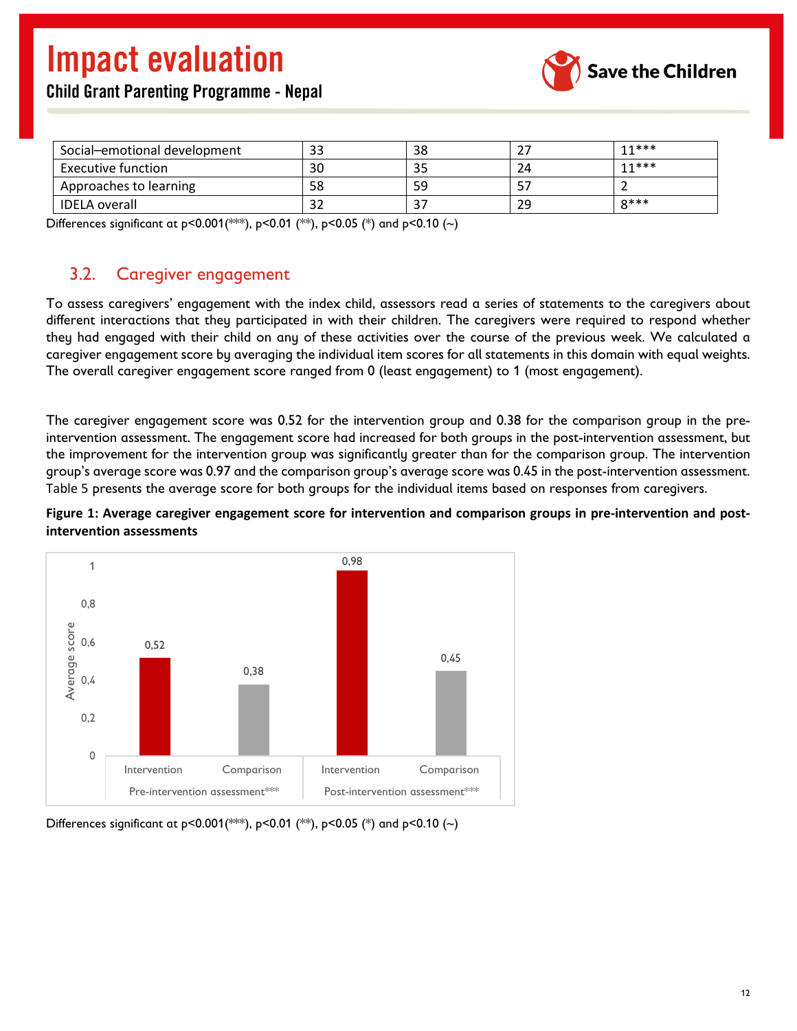| Social–emotional development | 33 | 38 | 27 | 11*** |
|---|---|---|---|---|
| Executive function | 30 | 35 | 24 | 11*** |
| Approaches to learning | 58 | 59 | 57 | 2 |
| IDELA overall | 32 | 37 | 29 | 8*** |

Differences significant at p<0.001(***), p<0.01 (**), p<0.05 (*) and p<0.10 (~)

## 3.2. Caregiver engagement

To assess caregivers' engagement with the index child, assessors read a series of statements to the caregivers about different interactions that they participated in with their children. The caregivers were required to respond whether they had engaged with their child on any of these activities over the course of the previous week. We calculated a caregiver engagement score by averaging the individual item scores for all statements in this domain with equal weights. The overall caregiver engagement score ranged from 0 (least engagement) to 1 (most engagement).

The caregiver engagement score was 0.52 for the intervention group and 0.38 for the comparison group in the pre-intervention assessment. The engagement score had increased for both groups in the post-intervention assessment, but the improvement for the intervention group was significantly greater than for the comparison group. The intervention group's average score was 0.97 and the comparison group's average score was 0.45 in the post-intervention assessment. Table 5 presents the average score for both groups for the individual items based on responses from caregivers.

**Figure 1: Average caregiver engagement score for intervention and comparison groups in pre-intervention and post-intervention assessments**

| | Pre-intervention assessment*** | | Post-intervention assessment*** | |
|---|---|---|---|---|
| | Intervention | Comparison | Intervention | Comparison |
| Average score | 0,52 | 0,38 | 0,98 | 0,45 |

Differences significant at p<0.001(***), p<0.01 (**), p<0.05 (*) and p<0.10 (~)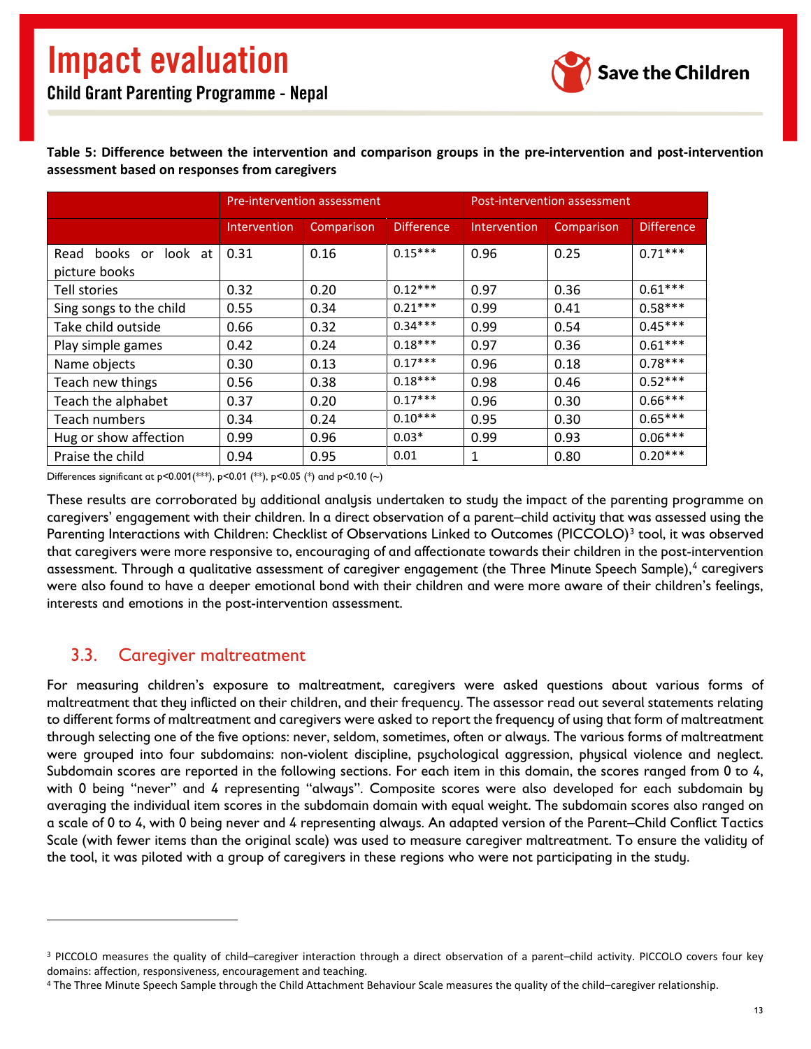**Table 5: Difference between the intervention and comparison groups in the pre-intervention and post-intervention assessment based on responses from caregivers**

| | Pre-intervention assessment | | | Post-intervention assessment | | |
|---|---|---|---|---|---|---|
| | Intervention | Comparison | Difference | Intervention | Comparison | Difference |
| Read books or look at picture books | 0.31 | 0.16 | 0.15*** | 0.96 | 0.25 | 0.71*** |
| Tell stories | 0.32 | 0.20 | 0.12*** | 0.97 | 0.36 | 0.61*** |
| Sing songs to the child | 0.55 | 0.34 | 0.21*** | 0.99 | 0.41 | 0.58*** |
| Take child outside | 0.66 | 0.32 | 0.34*** | 0.99 | 0.54 | 0.45*** |
| Play simple games | 0.42 | 0.24 | 0.18*** | 0.97 | 0.36 | 0.61*** |
| Name objects | 0.30 | 0.13 | 0.17*** | 0.96 | 0.18 | 0.78*** |
| Teach new things | 0.56 | 0.38 | 0.18*** | 0.98 | 0.46 | 0.52*** |
| Teach the alphabet | 0.37 | 0.20 | 0.17*** | 0.96 | 0.30 | 0.66*** |
| Teach numbers | 0.34 | 0.24 | 0.10*** | 0.95 | 0.30 | 0.65*** |
| Hug or show affection | 0.99 | 0.96 | 0.03* | 0.99 | 0.93 | 0.06*** |
| Praise the child | 0.94 | 0.95 | 0.01 | 1 | 0.80 | 0.20*** |

Differences significant at $p<0.001$(***), $p<0.01$ (**), $p<0.05$ (*) and $p<0.10$ (~)

These results are corroborated by additional analysis undertaken to study the impact of the parenting programme on caregivers' engagement with their children. In a direct observation of a parent–child activity that was assessed using the Parenting Interactions with Children: Checklist of Observations Linked to Outcomes (PICCOLO)[3] tool, it was observed that caregivers were more responsive to, encouraging of and affectionate towards their children in the post-intervention assessment. Through a qualitative assessment of caregiver engagement (the Three Minute Speech Sample),[4] caregivers were also found to have a deeper emotional bond with their children and were more aware of their children's feelings, interests and emotions in the post-intervention assessment.

## 3.3. Caregiver maltreatment

For measuring children's exposure to maltreatment, caregivers were asked questions about various forms of maltreatment that they inflicted on their children, and their frequency. The assessor read out several statements relating to different forms of maltreatment and caregivers were asked to report the frequency of using that form of maltreatment through selecting one of the five options: never, seldom, sometimes, often or always. The various forms of maltreatment were grouped into four subdomains: non-violent discipline, psychological aggression, physical violence and neglect. Subdomain scores are reported in the following sections. For each item in this domain, the scores ranged from 0 to 4, with 0 being "never" and 4 representing "always". Composite scores were also developed for each subdomain by averaging the individual item scores in the subdomain domain with equal weight. The subdomain scores also ranged on a scale of 0 to 4, with 0 being never and 4 representing always. An adapted version of the Parent–Child Conflict Tactics Scale (with fewer items than the original scale) was used to measure caregiver maltreatment. To ensure the validity of the tool, it was piloted with a group of caregivers in these regions who were not participating in the study.

[3] PICCOLO measures the quality of child–caregiver interaction through a direct observation of a parent–child activity. PICCOLO covers four key domains: affection, responsiveness, encouragement and teaching.

[4] The Three Minute Speech Sample through the Child Attachment Behaviour Scale measures the quality of the child–caregiver relationship.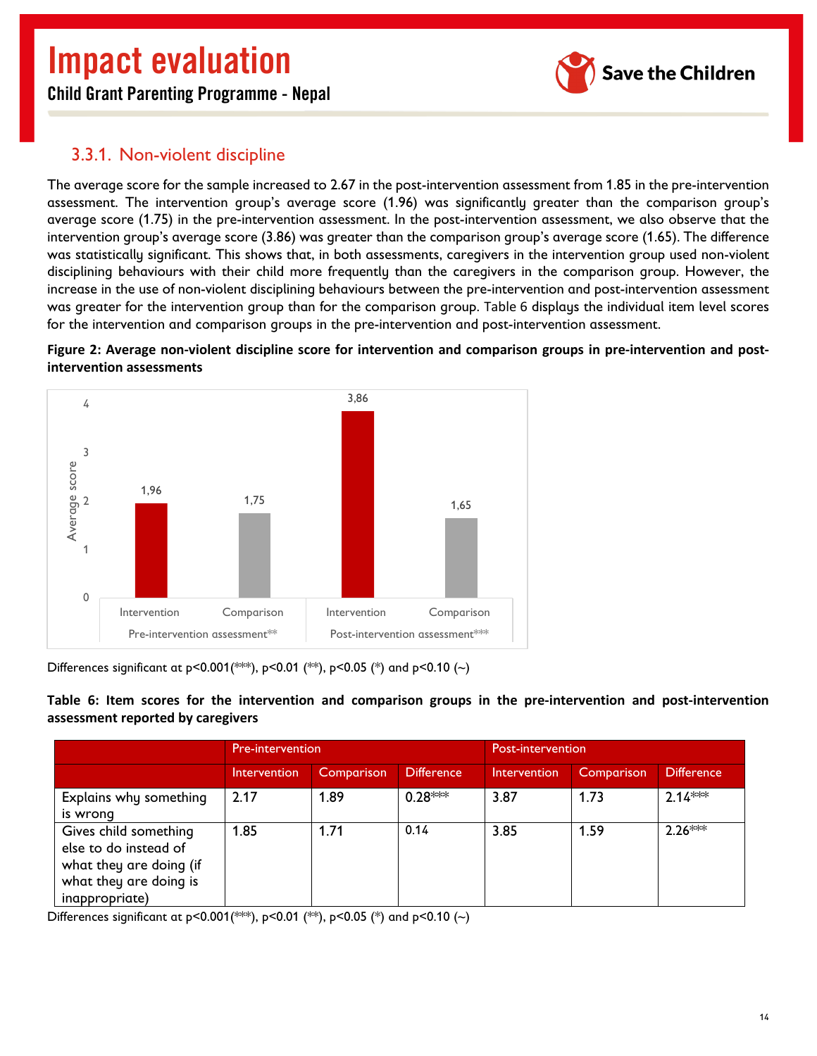### 3.3.1. Non-violent discipline

The average score for the sample increased to 2.67 in the post-intervention assessment from 1.85 in the pre-intervention assessment. The intervention group's average score (1.96) was significantly greater than the comparison group's average score (1.75) in the pre-intervention assessment. In the post-intervention assessment, we also observe that the intervention group's average score (3.86) was greater than the comparison group's average score (1.65). The difference was statistically significant. This shows that, in both assessments, caregivers in the intervention group used non-violent disciplining behaviours with their child more frequently than the caregivers in the comparison group. However, the increase in the use of non-violent disciplining behaviours between the pre-intervention and post-intervention assessment was greater for the intervention group than for the comparison group. Table 6 displays the individual item level scores for the intervention and comparison groups in the pre-intervention and post-intervention assessment.

**Figure 2: Average non-violent discipline score for intervention and comparison groups in pre-intervention and post-intervention assessments**

| | Pre-intervention assessment** | | Post-intervention assessment*** | |
|---|---|---|---|---|
| | Intervention | Comparison | Intervention | Comparison |
| Average score | 1,96 | 1,75 | 3,86 | 1,65 |

Differences significant at p<0.001(***), p<0.01 (**), p<0.05 (*) and p<0.10 (~)

**Table 6: Item scores for the intervention and comparison groups in the pre-intervention and post-intervention assessment reported by caregivers**

| | Pre-intervention | | | Post-intervention | | |
|---|---|---|---|---|---|---|
| | Intervention | Comparison | Difference | Intervention | Comparison | Difference |
| Explains why something is wrong | 2.17 | 1.89 | 0.28*** | 3.87 | 1.73 | 2.14*** |
| Gives child something else to do instead of what they are doing (if what they are doing is inappropriate) | 1.85 | 1.71 | 0.14 | 3.85 | 1.59 | 2.26*** |

Differences significant at p<0.001(***), p<0.01 (**), p<0.05 (*) and p<0.10 (~)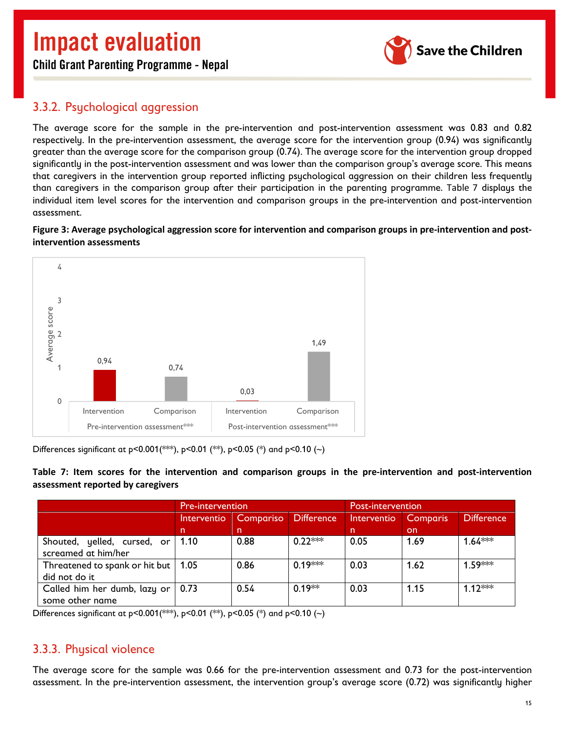## 3.3.2. Psychological aggression

The average score for the sample in the pre-intervention and post-intervention assessment was 0.83 and 0.82 respectively. In the pre-intervention assessment, the average score for the intervention group (0.94) was significantly greater than the average score for the comparison group (0.74). The average score for the intervention group dropped significantly in the post-intervention assessment and was lower than the comparison group's average score. This means that caregivers in the intervention group reported inflicting psychological aggression on their children less frequently than caregivers in the comparison group after their participation in the parenting programme. Table 7 displays the individual item level scores for the intervention and comparison groups in the pre-intervention and post-intervention assessment.

**Figure 3: Average psychological aggression score for intervention and comparison groups in pre-intervention and post-intervention assessments**

| | Pre-intervention assessment*** | | Post-intervention assessment*** | |
|---|---|---|---|---|
| | Intervention | Comparison | Intervention | Comparison |
| Average score | 0,94 | 0,74 | 0,03 | 1,49 |

Differences significant at p<0.001(***), p<0.01 (**), p<0.05 (*) and p<0.10 (~)

**Table 7: Item scores for the intervention and comparison groups in the pre-intervention and post-intervention assessment reported by caregivers**

| | Pre-intervention | | | Post-intervention | | |
|---|---|---|---|---|---|---|
| | Intervention | Comparison | Difference | Intervention | Comparison | Difference |
| Shouted, yelled, cursed, or screamed at him/her | 1.10 | 0.88 | 0.22*** | 0.05 | 1.69 | 1.64*** |
| Threatened to spank or hit but did not do it | 1.05 | 0.86 | 0.19*** | 0.03 | 1.62 | 1.59*** |
| Called him her dumb, lazy or some other name | 0.73 | 0.54 | 0.19** | 0.03 | 1.15 | 1.12*** |

Differences significant at p<0.001(***), p<0.01 (**), p<0.05 (*) and p<0.10 (~)

## 3.3.3. Physical violence

The average score for the sample was 0.66 for the pre-intervention assessment and 0.73 for the post-intervention assessment. In the pre-intervention assessment, the intervention group's average score (0.72) was significantly higher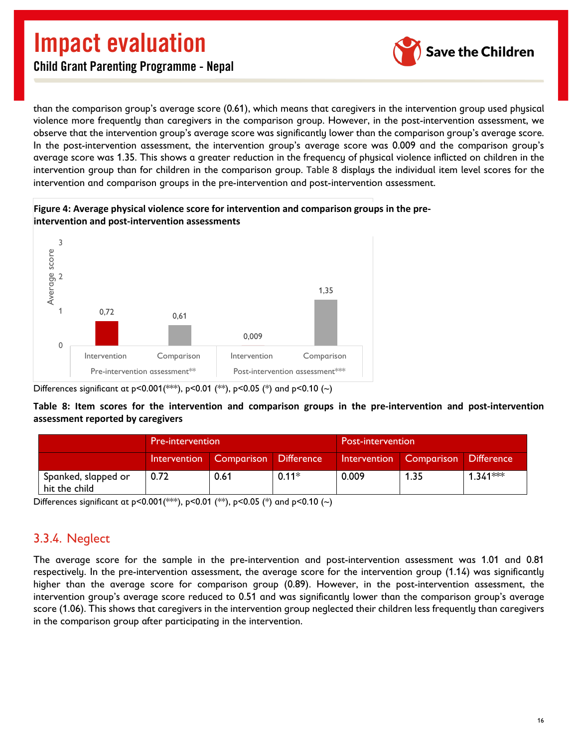than the comparison group's average score (0.61), which means that caregivers in the intervention group used physical violence more frequently than caregivers in the comparison group. However, in the post-intervention assessment, we observe that the intervention group's average score was significantly lower than the comparison group's average score. In the post-intervention assessment, the intervention group's average score was 0.009 and the comparison group's average score was 1.35. This shows a greater reduction in the frequency of physical violence inflicted on children in the intervention group than for children in the comparison group. Table 8 displays the individual item level scores for the intervention and comparison groups in the pre-intervention and post-intervention assessment.

**Figure 4: Average physical violence score for intervention and comparison groups in the pre-intervention and post-intervention assessments**

| | Pre-intervention assessment** | | Post-intervention assessment*** | |
|---|---|---|---|---|
| | Intervention | Comparison | Intervention | Comparison |
| Average score | 0,72 | 0,61 | 0,009 | 1,35 |

Differences significant at p<0.001(***), p<0.01 (**), p<0.05 (*) and p<0.10 (~)

**Table 8: Item scores for the intervention and comparison groups in the pre-intervention and post-intervention assessment reported by caregivers**

| | Pre-intervention | | | Post-intervention | | |
|---|---|---|---|---|---|---|
| | Intervention | Comparison | Difference | Intervention | Comparison | Difference |
| Spanked, slapped or hit the child | 0.72 | 0.61 | 0.11* | 0.009 | 1.35 | 1.341*** |

Differences significant at p<0.001(***), p<0.01 (**), p<0.05 (*) and p<0.10 (~)

## 3.3.4. Neglect

The average score for the sample in the pre-intervention and post-intervention assessment was 1.01 and 0.81 respectively. In the pre-intervention assessment, the average score for the intervention group (1.14) was significantly higher than the average score for comparison group (0.89). However, in the post-intervention assessment, the intervention group's average score reduced to 0.51 and was significantly lower than the comparison group's average score (1.06). This shows that caregivers in the intervention group neglected their children less frequently than caregivers in the comparison group after participating in the intervention.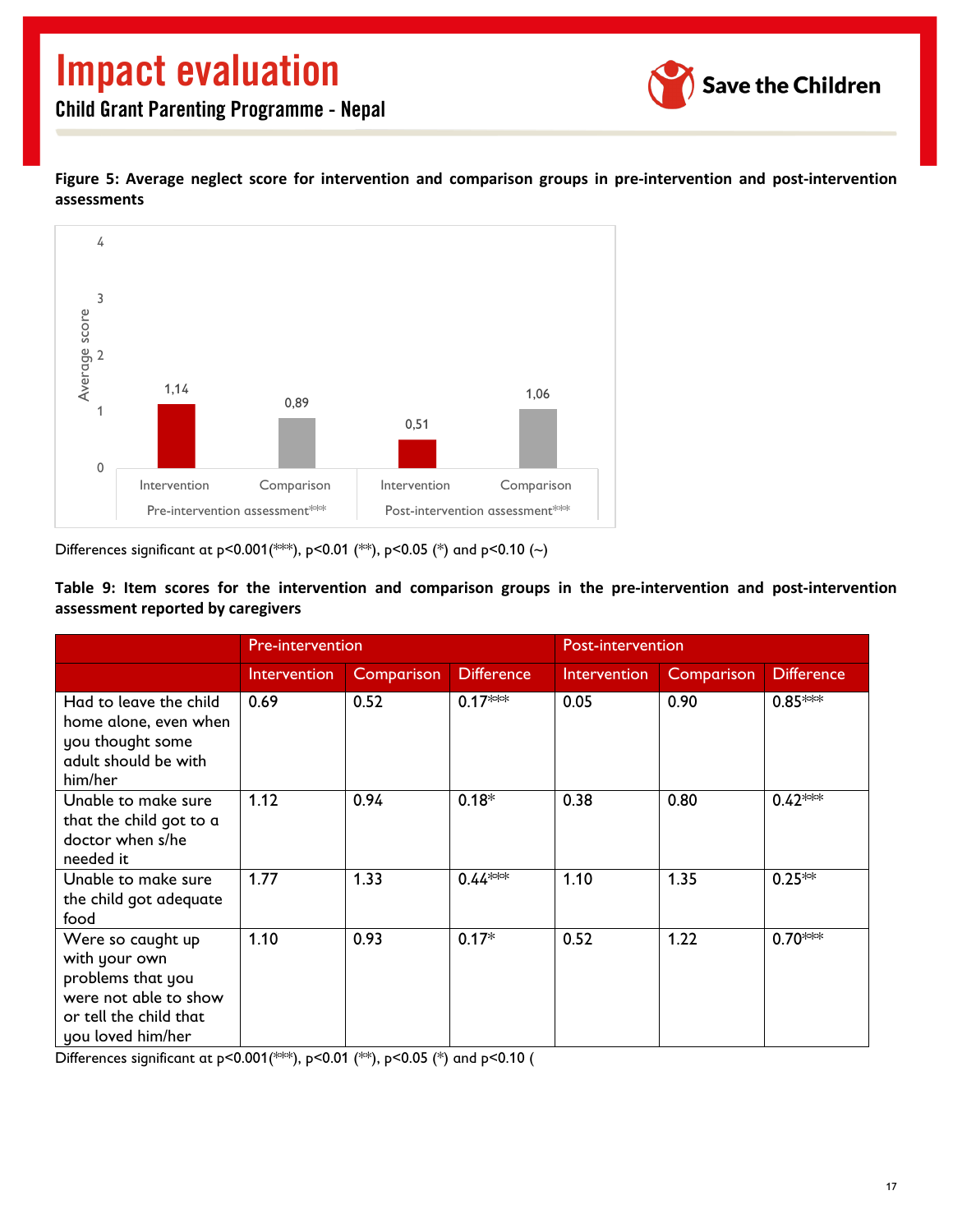**Figure 5: Average neglect score for intervention and comparison groups in pre-intervention and post-intervention assessments**

| | Pre-intervention assessment*** | | Post-intervention assessment*** | |
|---|---|---|---|---|
| | Intervention | Comparison | Intervention | Comparison |
| Average score | 1,14 | 0,89 | 0,51 | 1,06 |

Differences significant at p<0.001(***), p<0.01 (**), p<0.05 (*) and p<0.10 (~)

**Table 9: Item scores for the intervention and comparison groups in the pre-intervention and post-intervention assessment reported by caregivers**

| | Pre-intervention | | | Post-intervention | | |
|---|---|---|---|---|---|---|
| | Intervention | Comparison | Difference | Intervention | Comparison | Difference |
| Had to leave the child home alone, even when you thought some adult should be with him/her | 0.69 | 0.52 | 0.17*** | 0.05 | 0.90 | 0.85*** |
| Unable to make sure that the child got to a doctor when s/he needed it | 1.12 | 0.94 | 0.18* | 0.38 | 0.80 | 0.42*** |
| Unable to make sure the child got adequate food | 1.77 | 1.33 | 0.44*** | 1.10 | 1.35 | 0.25** |
| Were so caught up with your own problems that you were not able to show or tell the child that you loved him/her | 1.10 | 0.93 | 0.17* | 0.52 | 1.22 | 0.70*** |

Differences significant at p<0.001(***), p<0.01 (**), p<0.05 (*) and p<0.10 (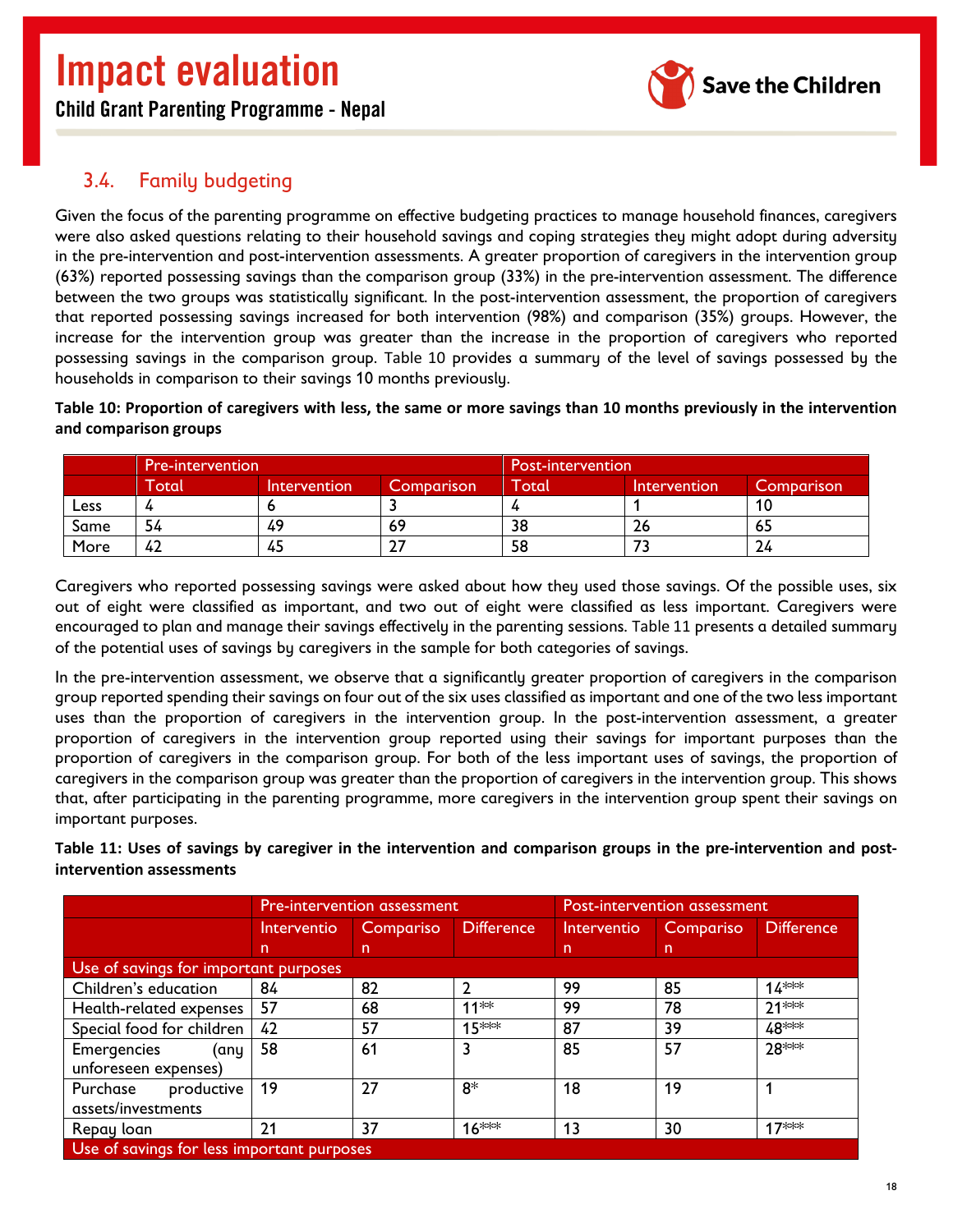## 3.4. Family budgeting

Given the focus of the parenting programme on effective budgeting practices to manage household finances, caregivers were also asked questions relating to their household savings and coping strategies they might adopt during adversity in the pre-intervention and post-intervention assessments. A greater proportion of caregivers in the intervention group (63%) reported possessing savings than the comparison group (33%) in the pre-intervention assessment. The difference between the two groups was statistically significant. In the post-intervention assessment, the proportion of caregivers that reported possessing savings increased for both intervention (98%) and comparison (35%) groups. However, the increase for the intervention group was greater than the increase in the proportion of caregivers who reported possessing savings in the comparison group. Table 10 provides a summary of the level of savings possessed by the households in comparison to their savings 10 months previously.

**Table 10: Proportion of caregivers with less, the same or more savings than 10 months previously in the intervention and comparison groups**

| | Pre-intervention | | | Post-intervention | | |
|---|---|---|---|---|---|---|
| | Total | Intervention | Comparison | Total | Intervention | Comparison |
| Less | 4 | 6 | 3 | 4 | 1 | 10 |
| Same | 54 | 49 | 69 | 38 | 26 | 65 |
| More | 42 | 45 | 27 | 58 | 73 | 24 |

Caregivers who reported possessing savings were asked about how they used those savings. Of the possible uses, six out of eight were classified as important, and two out of eight were classified as less important. Caregivers were encouraged to plan and manage their savings effectively in the parenting sessions. Table 11 presents a detailed summary of the potential uses of savings by caregivers in the sample for both categories of savings.

In the pre-intervention assessment, we observe that a significantly greater proportion of caregivers in the comparison group reported spending their savings on four out of the six uses classified as important and one of the two less important uses than the proportion of caregivers in the intervention group. In the post-intervention assessment, a greater proportion of caregivers in the intervention group reported using their savings for important purposes than the proportion of caregivers in the comparison group. For both of the less important uses of savings, the proportion of caregivers in the comparison group was greater than the proportion of caregivers in the intervention group. This shows that, after participating in the parenting programme, more caregivers in the intervention group spent their savings on important purposes.

**Table 11: Uses of savings by caregiver in the intervention and comparison groups in the pre-intervention and post-intervention assessments**

| | Pre-intervention assessment | | | Post-intervention assessment | | |
|---|---|---|---|---|---|---|
| | Intervention | Comparison | Difference | Intervention | Comparison | Difference |
| **Use of savings for important purposes** | | | | | | |
| Children's education | 84 | 82 | 2 | 99 | 85 | 14*** |
| Health-related expenses | 57 | 68 | 11** | 99 | 78 | 21*** |
| Special food for children | 42 | 57 | 15*** | 87 | 39 | 48*** |
| Emergencies (any unforeseen expenses) | 58 | 61 | 3 | 85 | 57 | 28*** |
| Purchase productive assets/investments | 19 | 27 | 8* | 18 | 19 | 1 |
| Repay loan | 21 | 37 | 16*** | 13 | 30 | 17*** |
| **Use of savings for less important purposes** | | | | | | |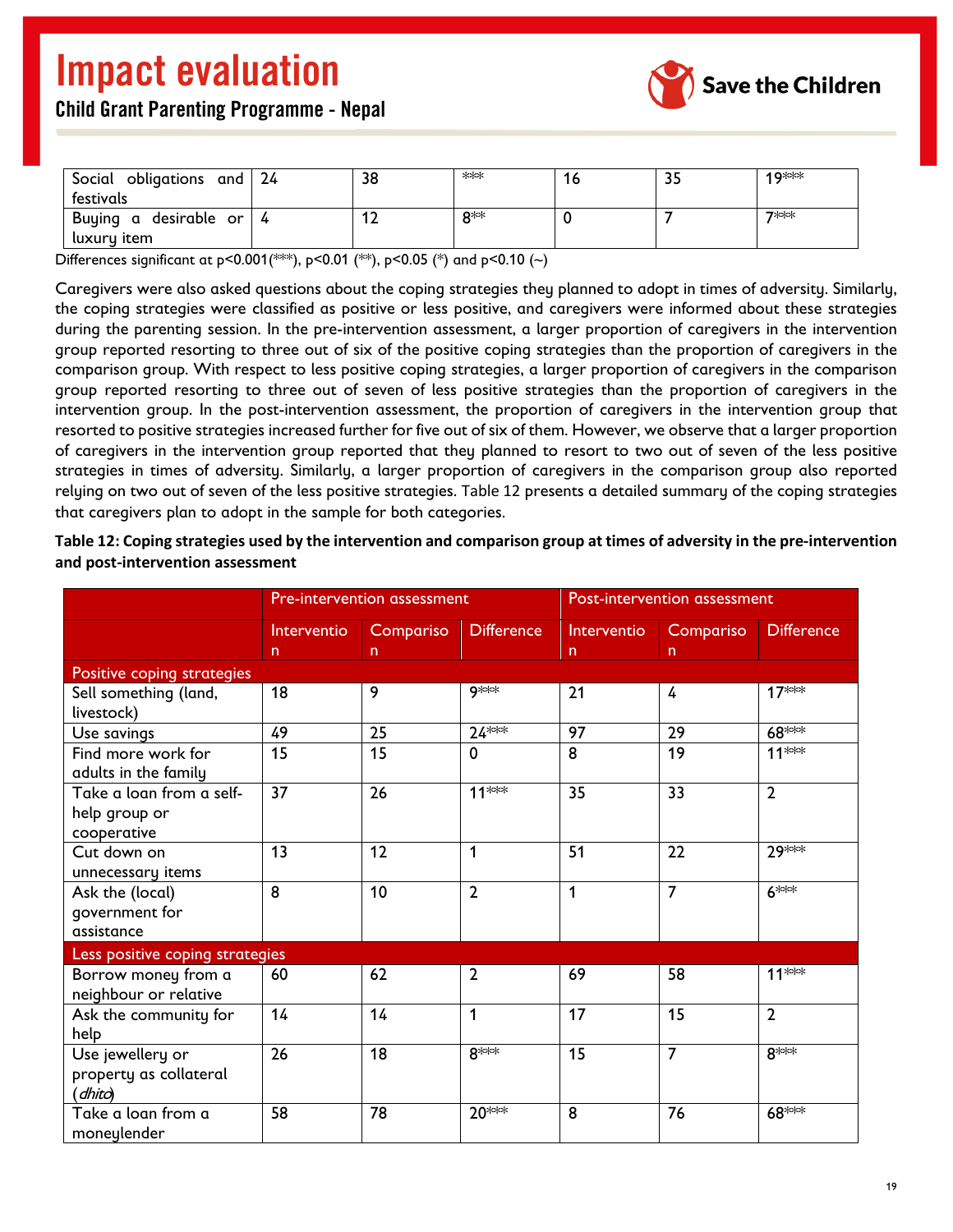| Social obligations and festivals | 24 | 38 | *** | 16 | 35 | 19*** |
|---|---|---|---|---|---|---|
| Buying a desirable or luxury item | 4 | 12 | 8** | 0 | 7 | 7*** |

Differences significant at p<0.001(***), p<0.01 (**), p<0.05 (*) and p<0.10 (~)

Caregivers were also asked questions about the coping strategies they planned to adopt in times of adversity. Similarly, the coping strategies were classified as positive or less positive, and caregivers were informed about these strategies during the parenting session. In the pre-intervention assessment, a larger proportion of caregivers in the intervention group reported resorting to three out of six of the positive coping strategies than the proportion of caregivers in the comparison group. With respect to less positive coping strategies, a larger proportion of caregivers in the comparison group reported resorting to three out of seven of less positive strategies than the proportion of caregivers in the intervention group. In the post-intervention assessment, the proportion of caregivers in the intervention group that resorted to positive strategies increased further for five out of six of them. However, we observe that a larger proportion of caregivers in the intervention group reported that they planned to resort to two out of seven of the less positive strategies in times of adversity. Similarly, a larger proportion of caregivers in the comparison group also reported relying on two out of seven of the less positive strategies. Table 12 presents a detailed summary of the coping strategies that caregivers plan to adopt in the sample for both categories.

**Table 12: Coping strategies used by the intervention and comparison group at times of adversity in the pre-intervention and post-intervention assessment**

| | Pre-intervention assessment | | | Post-intervention assessment | | |
|---|---|---|---|---|---|---|
| | Intervention | Comparison | Difference | Intervention | Comparison | Difference |
| Positive coping strategies | | | | | | |
| Sell something (land, livestock) | 18 | 9 | 9*** | 21 | 4 | 17*** |
| Use savings | 49 | 25 | 24*** | 97 | 29 | 68*** |
| Find more work for adults in the family | 15 | 15 | 0 | 8 | 19 | 11*** |
| Take a loan from a self-help group or cooperative | 37 | 26 | 11*** | 35 | 33 | 2 |
| Cut down on unnecessary items | 13 | 12 | 1 | 51 | 22 | 29*** |
| Ask the (local) government for assistance | 8 | 10 | 2 | 1 | 7 | 6*** |
| Less positive coping strategies | | | | | | |
| Borrow money from a neighbour or relative | 60 | 62 | 2 | 69 | 58 | 11*** |
| Ask the community for help | 14 | 14 | 1 | 17 | 15 | 2 |
| Use jewellery or property as collateral (*dhito*) | 26 | 18 | 8*** | 15 | 7 | 8*** |
| Take a loan from a moneylender | 58 | 78 | 20*** | 8 | 76 | 68*** |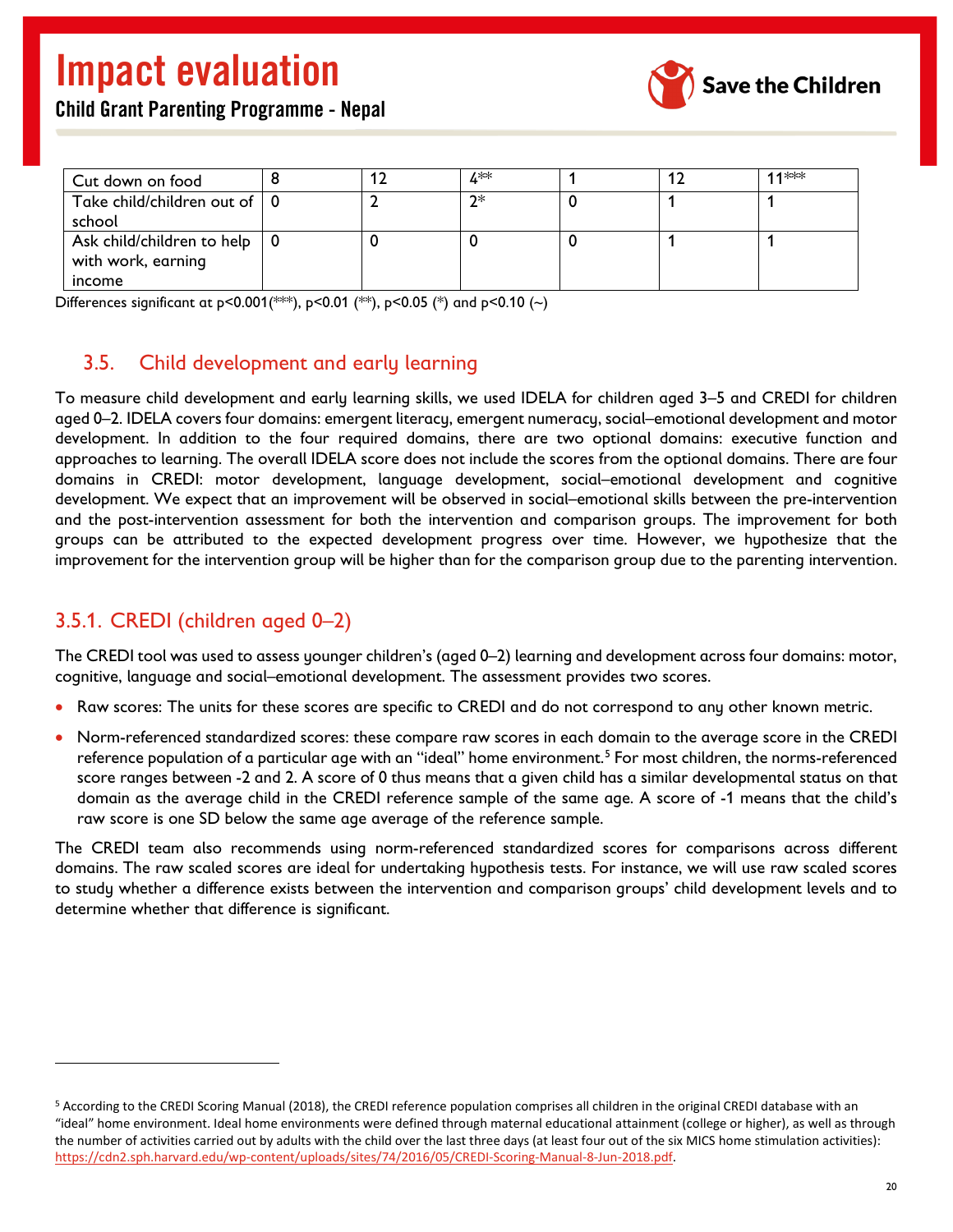| Cut down on food | 8 | 12 | 4** | 1 | 12 | 11*** |
|---|---|---|---|---|---|---|
| Take child/children out of school | 0 | 2 | 2* | 0 | 1 | 1 |
| Ask child/children to help with work, earning income | 0 | 0 | 0 | 0 | 1 | 1 |

Differences significant at p<0.001(***), p<0.01 (**), p<0.05 (*) and p<0.10 (~)

## 3.5. Child development and early learning

To measure child development and early learning skills, we used IDELA for children aged 3–5 and CREDI for children aged 0–2. IDELA covers four domains: emergent literacy, emergent numeracy, social–emotional development and motor development. In addition to the four required domains, there are two optional domains: executive function and approaches to learning. The overall IDELA score does not include the scores from the optional domains. There are four domains in CREDI: motor development, language development, social–emotional development and cognitive development. We expect that an improvement will be observed in social–emotional skills between the pre-intervention and the post-intervention assessment for both the intervention and comparison groups. The improvement for both groups can be attributed to the expected development progress over time. However, we hypothesize that the improvement for the intervention group will be higher than for the comparison group due to the parenting intervention.

### 3.5.1. CREDI (children aged 0–2)

The CREDI tool was used to assess younger children's (aged 0–2) learning and development across four domains: motor, cognitive, language and social–emotional development. The assessment provides two scores.

- Raw scores: The units for these scores are specific to CREDI and do not correspond to any other known metric.
- Norm-referenced standardized scores: these compare raw scores in each domain to the average score in the CREDI reference population of a particular age with an "ideal" home environment.[5] For most children, the norms-referenced score ranges between -2 and 2. A score of 0 thus means that a given child has a similar developmental status on that domain as the average child in the CREDI reference sample of the same age. A score of -1 means that the child's raw score is one SD below the same age average of the reference sample.

The CREDI team also recommends using norm-referenced standardized scores for comparisons across different domains. The raw scaled scores are ideal for undertaking hypothesis tests. For instance, we will use raw scaled scores to study whether a difference exists between the intervention and comparison groups' child development levels and to determine whether that difference is significant.

---

[5] According to the CREDI Scoring Manual (2018), the CREDI reference population comprises all children in the original CREDI database with an "ideal" home environment. Ideal home environments were defined through maternal educational attainment (college or higher), as well as through the number of activities carried out by adults with the child over the last three days (at least four out of the six MICS home stimulation activities): https://cdn2.sph.harvard.edu/wp-content/uploads/sites/74/2016/05/CREDI-Scoring-Manual-8-Jun-2018.pdf.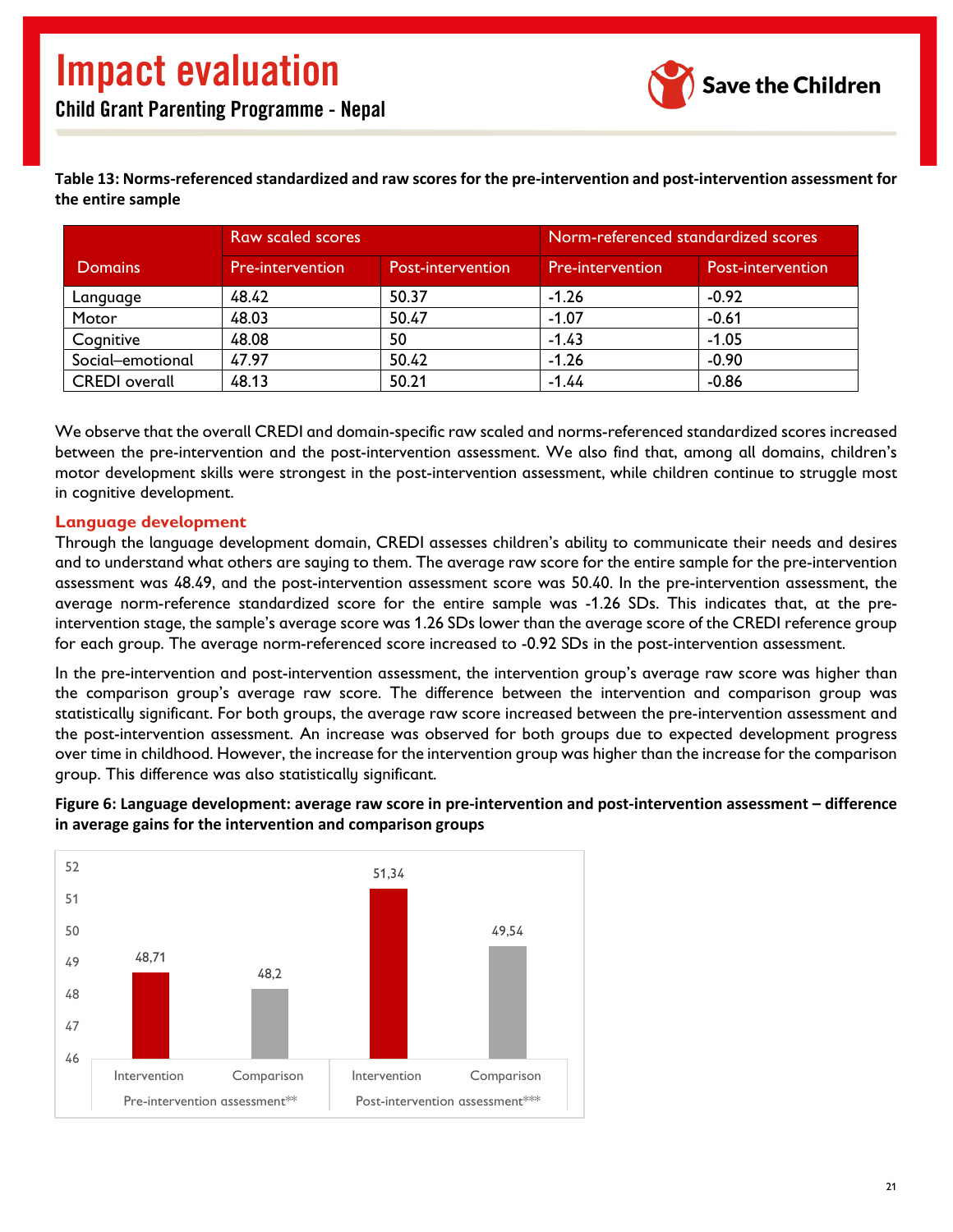**Table 13: Norms-referenced standardized and raw scores for the pre-intervention and post-intervention assessment for the entire sample**

| Domains | Raw scaled scores | | Norm-referenced standardized scores | |
|---|---|---|---|---|
| | Pre-intervention | Post-intervention | Pre-intervention | Post-intervention |
| Language | 48.42 | 50.37 | -1.26 | -0.92 |
| Motor | 48.03 | 50.47 | -1.07 | -0.61 |
| Cognitive | 48.08 | 50 | -1.43 | -1.05 |
| Social–emotional | 47.97 | 50.42 | -1.26 | -0.90 |
| CREDI overall | 48.13 | 50.21 | -1.44 | -0.86 |

We observe that the overall CREDI and domain-specific raw scaled and norms-referenced standardized scores increased between the pre-intervention and the post-intervention assessment. We also find that, among all domains, children's motor development skills were strongest in the post-intervention assessment, while children continue to struggle most in cognitive development.

### Language development

Through the language development domain, CREDI assesses children's ability to communicate their needs and desires and to understand what others are saying to them. The average raw score for the entire sample for the pre-intervention assessment was 48.49, and the post-intervention assessment score was 50.40. In the pre-intervention assessment, the average norm-reference standardized score for the entire sample was -1.26 SDs. This indicates that, at the pre-intervention stage, the sample's average score was 1.26 SDs lower than the average score of the CREDI reference group for each group. The average norm-referenced score increased to -0.92 SDs in the post-intervention assessment.

In the pre-intervention and post-intervention assessment, the intervention group's average raw score was higher than the comparison group's average raw score. The difference between the intervention and comparison group was statistically significant. For both groups, the average raw score increased between the pre-intervention assessment and the post-intervention assessment. An increase was observed for both groups due to expected development progress over time in childhood. However, the increase for the intervention group was higher than the increase for the comparison group. This difference was also statistically significant.

**Figure 6: Language development: average raw score in pre-intervention and post-intervention assessment – difference in average gains for the intervention and comparison groups**

| | Intervention | Comparison |
|---|---|---|
| Pre-intervention assessment** | 48,71 | 48,2 |
| Post-intervention assessment*** | 51,34 | 49,54 |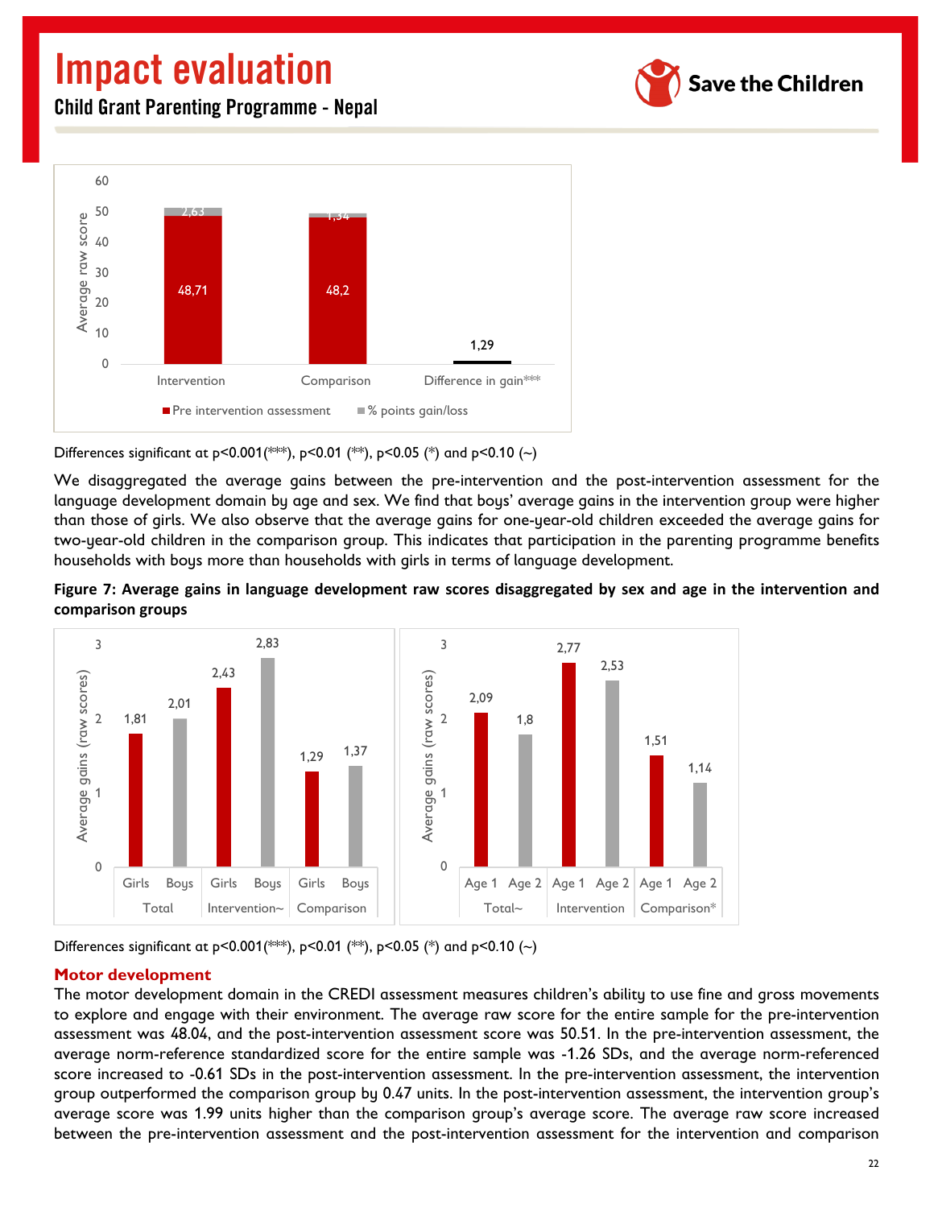Differences significant at $p<0.001$(***), $p<0.01$ (**), $p<0.05$ (*) and $p<0.10$ (~)

We disaggregated the average gains between the pre-intervention and the post-intervention assessment for the language development domain by age and sex. We find that boys' average gains in the intervention group were higher than those of girls. We also observe that the average gains for one-year-old children exceeded the average gains for two-year-old children in the comparison group. This indicates that participation in the parenting programme benefits households with boys more than households with girls in terms of language development.

**Figure 7: Average gains in language development raw scores disaggregated by sex and age in the intervention and comparison groups**

Differences significant at $p<0.001$(***), $p<0.01$ (**), $p<0.05$ (*) and $p<0.10$ (~)

### Motor development

The motor development domain in the CREDI assessment measures children's ability to use fine and gross movements to explore and engage with their environment. The average raw score for the entire sample for the pre-intervention assessment was 48.04, and the post-intervention assessment score was 50.51. In the pre-intervention assessment, the average norm-reference standardized score for the entire sample was -1.26 SDs, and the average norm-referenced score increased to -0.61 SDs in the post-intervention assessment. In the pre-intervention assessment, the intervention group outperformed the comparison group by 0.47 units. In the post-intervention assessment, the intervention group's average score was 1.99 units higher than the comparison group's average score. The average raw score increased between the pre-intervention assessment and the post-intervention assessment for the intervention and comparison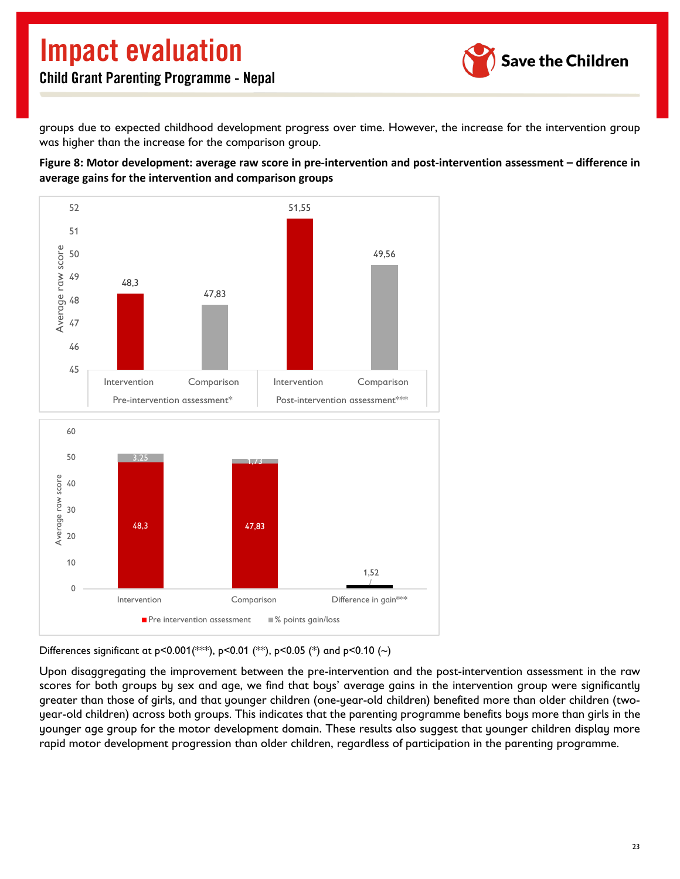groups due to expected childhood development progress over time. However, the increase for the intervention group was higher than the increase for the comparison group.

**Figure 8: Motor development: average raw score in pre-intervention and post-intervention assessment – difference in average gains for the intervention and comparison groups**

| | Pre-intervention assessment* | | Post-intervention assessment*** | |
|---|---|---|---|---|
| | Intervention | Comparison | Intervention | Comparison |
| Average raw score | 48,3 | 47,83 | 51,55 | 49,56 |

| | Intervention | Comparison | Difference in gain*** |
|---|---|---|---|
| Pre intervention assessment | 48,3 | 47,83 | |
| % points gain/loss | 3,25 | 1,73 | 1,52 |

Differences significant at p<0.001(***), p<0.01 (**), p<0.05 (*) and p<0.10 (~)

Upon disaggregating the improvement between the pre-intervention and the post-intervention assessment in the raw scores for both groups by sex and age, we find that boys' average gains in the intervention group were significantly greater than those of girls, and that younger children (one-year-old children) benefited more than older children (two-year-old children) across both groups. This indicates that the parenting programme benefits boys more than girls in the younger age group for the motor development domain. These results also suggest that younger children display more rapid motor development progression than older children, regardless of participation in the parenting programme.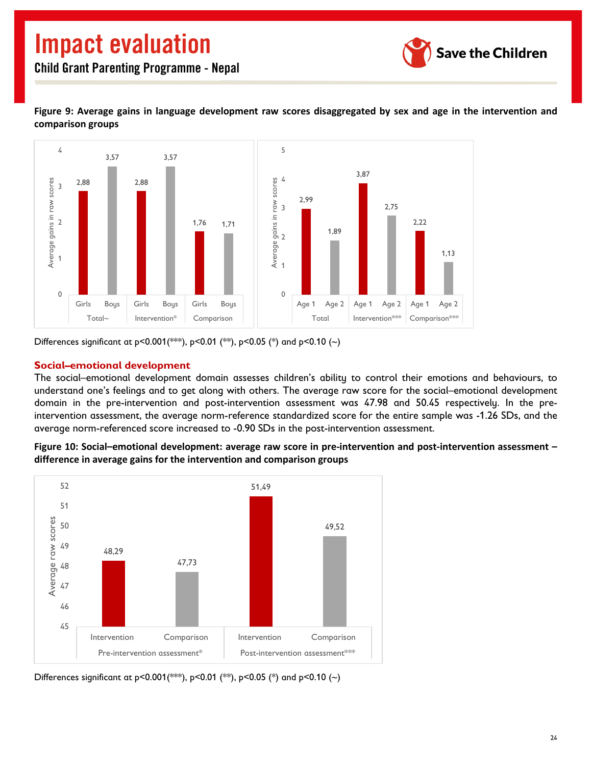**Figure 9: Average gains in language development raw scores disaggregated by sex and age in the intervention and comparison groups**

Differences significant at p<0.001(***), p<0.01 (**), p<0.05 (*) and p<0.10 (~)

## Social–emotional development

The social–emotional development domain assesses children's ability to control their emotions and behaviours, to understand one's feelings and to get along with others. The average raw score for the social–emotional development domain in the pre-intervention and post-intervention assessment was 47.98 and 50.45 respectively. In the pre-intervention assessment, the average norm-reference standardized score for the entire sample was -1.26 SDs, and the average norm-referenced score increased to -0.90 SDs in the post-intervention assessment.

**Figure 10: Social–emotional development: average raw score in pre-intervention and post-intervention assessment – difference in average gains for the intervention and comparison groups**

Differences significant at p<0.001(***), p<0.01 (**), p<0.05 (*) and p<0.10 (~)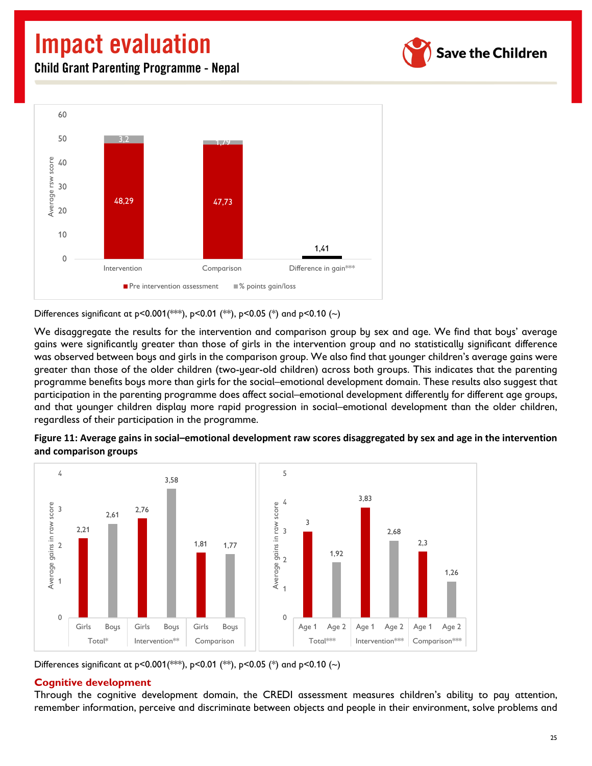Differences significant at p<0.001(***), p<0.01 (**), p<0.05 (*) and p<0.10 (~)

We disaggregate the results for the intervention and comparison group by sex and age. We find that boys' average gains were significantly greater than those of girls in the intervention group and no statistically significant difference was observed between boys and girls in the comparison group. We also find that younger children's average gains were greater than those of the older children (two-year-old children) across both groups. This indicates that the parenting programme benefits boys more than girls for the social–emotional development domain. These results also suggest that participation in the parenting programme does affect social–emotional development differently for different age groups, and that younger children display more rapid progression in social–emotional development than the older children, regardless of their participation in the programme.

**Figure 11: Average gains in social–emotional development raw scores disaggregated by sex and age in the intervention and comparison groups**

Differences significant at p<0.001(***), p<0.01 (**), p<0.05 (*) and p<0.10 (~)

## Cognitive development

Through the cognitive development domain, the CREDI assessment measures children's ability to pay attention, remember information, perceive and discriminate between objects and people in their environment, solve problems and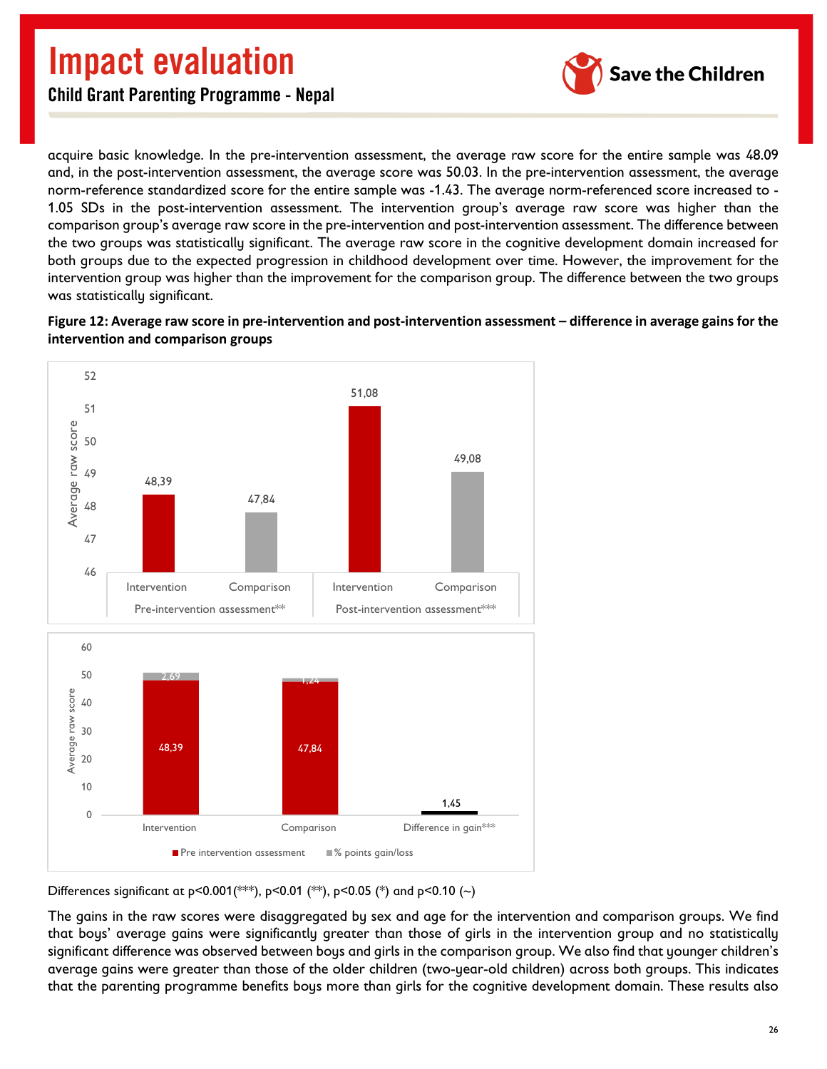acquire basic knowledge. In the pre-intervention assessment, the average raw score for the entire sample was 48.09 and, in the post-intervention assessment, the average score was 50.03. In the pre-intervention assessment, the average norm-reference standardized score for the entire sample was -1.43. The average norm-referenced score increased to -1.05 SDs in the post-intervention assessment. The intervention group's average raw score was higher than the comparison group's average raw score in the pre-intervention and post-intervention assessment. The difference between the two groups was statistically significant. The average raw score in the cognitive development domain increased for both groups due to the expected progression in childhood development over time. However, the improvement for the intervention group was higher than the improvement for the comparison group. The difference between the two groups was statistically significant.

**Figure 12: Average raw score in pre-intervention and post-intervention assessment – difference in average gains for the intervention and comparison groups**

| Assessment | Group | Average raw score |
|---|---|---|
| Pre-intervention assessment** | Intervention | 48,39 |
| | Comparison | 47,84 |
| Post-intervention assessment*** | Intervention | 51,08 |
| | Comparison | 49,08 |

| | Pre intervention assessment | % points gain/loss |
|---|---|---|
| Intervention | 48,39 | 2,69 |
| Comparison | 47,84 | 1,24 |
| Difference in gain*** | | 1,45 |

Differences significant at p<0.001(***), p<0.01 (**), p<0.05 (*) and p<0.10 (~)

The gains in the raw scores were disaggregated by sex and age for the intervention and comparison groups. We find that boys' average gains were significantly greater than those of girls in the intervention group and no statistically significant difference was observed between boys and girls in the comparison group. We also find that younger children's average gains were greater than those of the older children (two-year-old children) across both groups. This indicates that the parenting programme benefits boys more than girls for the cognitive development domain. These results also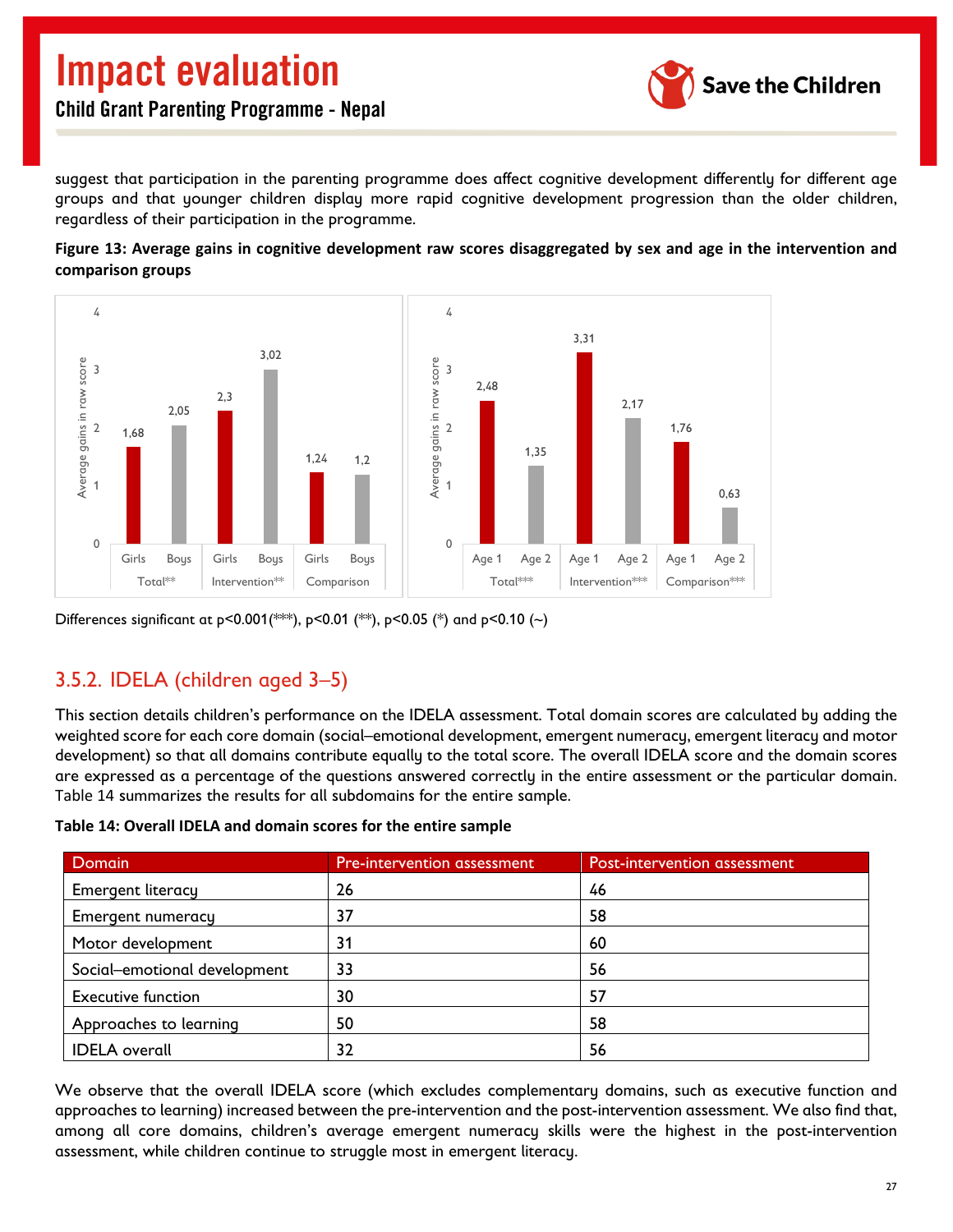suggest that participation in the parenting programme does affect cognitive development differently for different age groups and that younger children display more rapid cognitive development progression than the older children, regardless of their participation in the programme.

**Figure 13: Average gains in cognitive development raw scores disaggregated by sex and age in the intervention and comparison groups**

| Group | Girls | Boys |
|---|---|---|
| Total** | 1,68 | 2,05 |
| Intervention** | 2,3 | 3,02 |
| Comparison | 1,24 | 1,2 |

| Group | Age 1 | Age 2 |
|---|---|---|
| Total*** | 2,48 | 1,35 |
| Intervention*** | 3,31 | 2,17 |
| Comparison*** | 1,76 | 0,63 |

Differences significant at $p<0.001$(***), $p<0.01$ (**), $p<0.05$ (*) and $p<0.10$ (~)

## 3.5.2. IDELA (children aged 3–5)

This section details children's performance on the IDELA assessment. Total domain scores are calculated by adding the weighted score for each core domain (social–emotional development, emergent numeracy, emergent literacy and motor development) so that all domains contribute equally to the total score. The overall IDELA score and the domain scores are expressed as a percentage of the questions answered correctly in the entire assessment or the particular domain. Table 14 summarizes the results for all subdomains for the entire sample.

**Table 14: Overall IDELA and domain scores for the entire sample**

| Domain | Pre-intervention assessment | Post-intervention assessment |
|---|---|---|
| Emergent literacy | 26 | 46 |
| Emergent numeracy | 37 | 58 |
| Motor development | 31 | 60 |
| Social–emotional development | 33 | 56 |
| Executive function | 30 | 57 |
| Approaches to learning | 50 | 58 |
| IDELA overall | 32 | 56 |

We observe that the overall IDELA score (which excludes complementary domains, such as executive function and approaches to learning) increased between the pre-intervention and the post-intervention assessment. We also find that, among all core domains, children's average emergent numeracy skills were the highest in the post-intervention assessment, while children continue to struggle most in emergent literacy.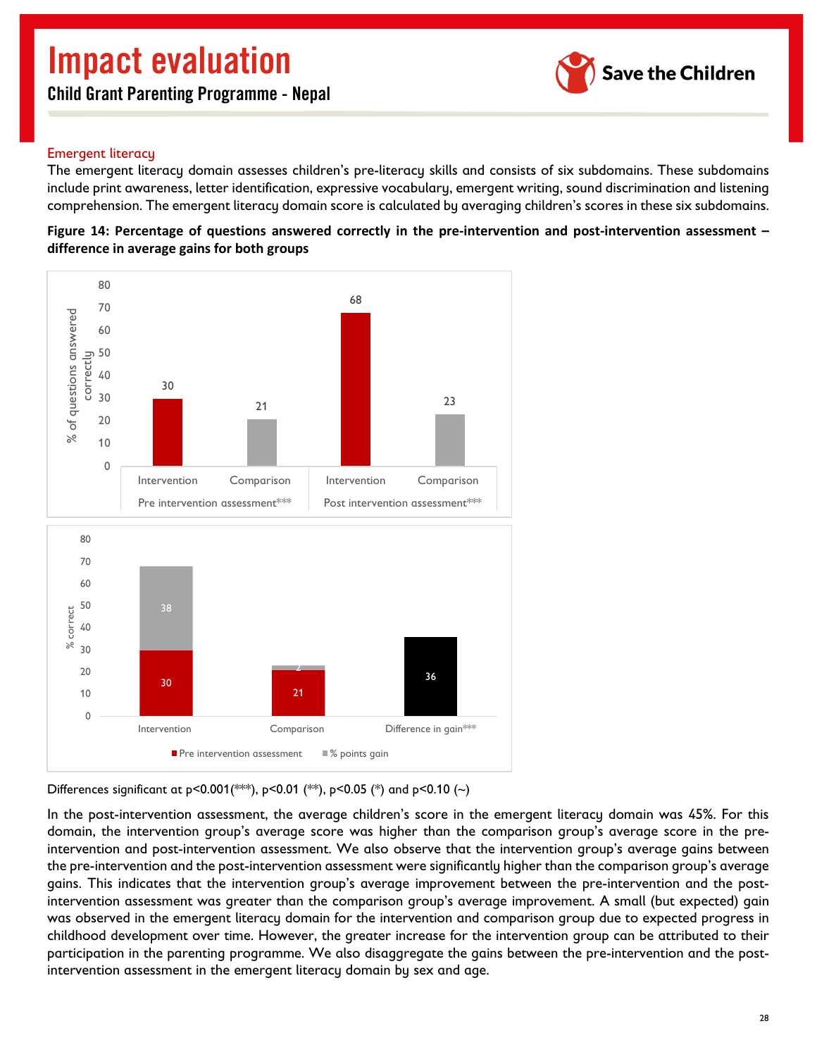### Emergent literacy

The emergent literacy domain assesses children's pre-literacy skills and consists of six subdomains. These subdomains include print awareness, letter identification, expressive vocabulary, emergent writing, sound discrimination and listening comprehension. The emergent literacy domain score is calculated by averaging children's scores in these six subdomains.

**Figure 14: Percentage of questions answered correctly in the pre-intervention and post-intervention assessment – difference in average gains for both groups**

| | Pre intervention assessment*** | | Post intervention assessment*** | |
|---|---|---|---|---|
| | Intervention | Comparison | Intervention | Comparison |
| % of questions answered correctly | 30 | 21 | 68 | 23 |

| | Intervention | Comparison | Difference in gain*** |
|---|---|---|---|
| Pre intervention assessment | 30 | 21 | |
| % points gain | 38 | 2 | 36 |

Differences significant at p<0.001(***), p<0.01 (**), p<0.05 (*) and p<0.10 (~)

In the post-intervention assessment, the average children's score in the emergent literacy domain was 45%. For this domain, the intervention group's average score was higher than the comparison group's average score in the pre-intervention and post-intervention assessment. We also observe that the intervention group's average gains between the pre-intervention and the post-intervention assessment were significantly higher than the comparison group's average gains. This indicates that the intervention group's average improvement between the pre-intervention and the post-intervention assessment was greater than the comparison group's average improvement. A small (but expected) gain was observed in the emergent literacy domain for the intervention and comparison group due to expected progress in childhood development over time. However, the greater increase for the intervention group can be attributed to their participation in the parenting programme. We also disaggregate the gains between the pre-intervention and the post-intervention assessment in the emergent literacy domain by sex and age.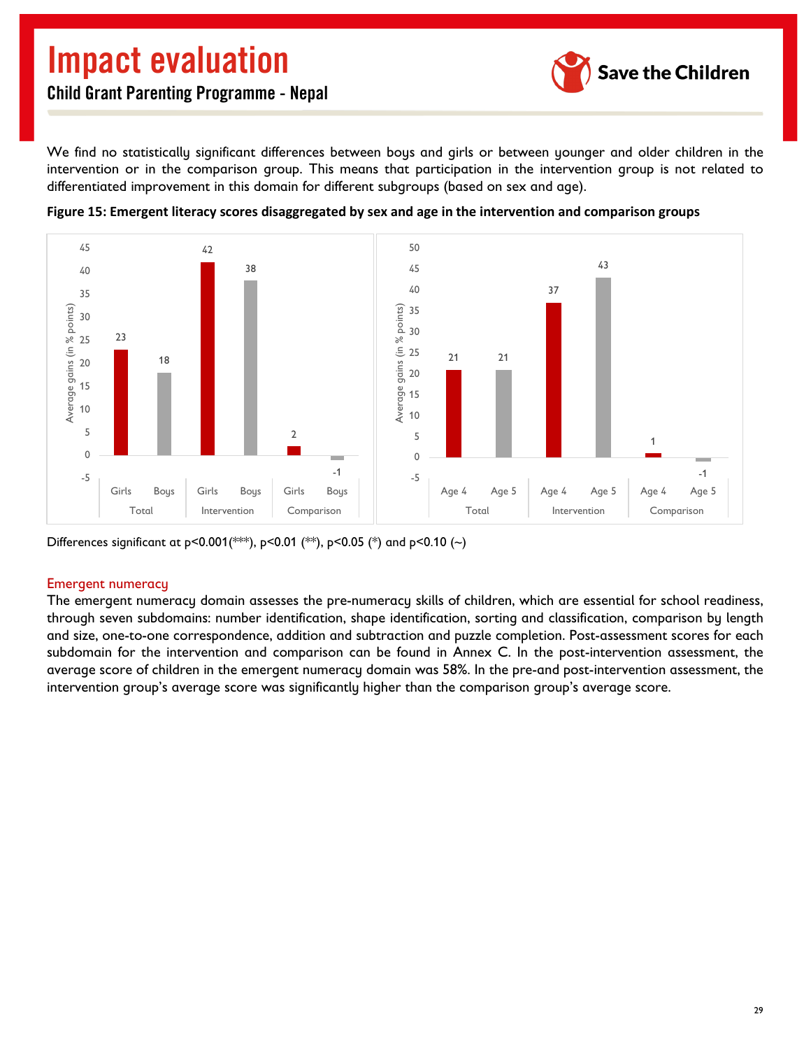We find no statistically significant differences between boys and girls or between younger and older children in the intervention or in the comparison group. This means that participation in the intervention group is not related to differentiated improvement in this domain for different subgroups (based on sex and age).

**Figure 15: Emergent literacy scores disaggregated by sex and age in the intervention and comparison groups**

Differences significant at p<0.001(***), p<0.01 (**), p<0.05 (*) and p<0.10 (~)

### Emergent numeracy

The emergent numeracy domain assesses the pre-numeracy skills of children, which are essential for school readiness, through seven subdomains: number identification, shape identification, sorting and classification, comparison by length and size, one-to-one correspondence, addition and subtraction and puzzle completion. Post-assessment scores for each subdomain for the intervention and comparison can be found in Annex C. In the post-intervention assessment, the average score of children in the emergent numeracy domain was 58%. In the pre-and post-intervention assessment, the intervention group's average score was significantly higher than the comparison group's average score.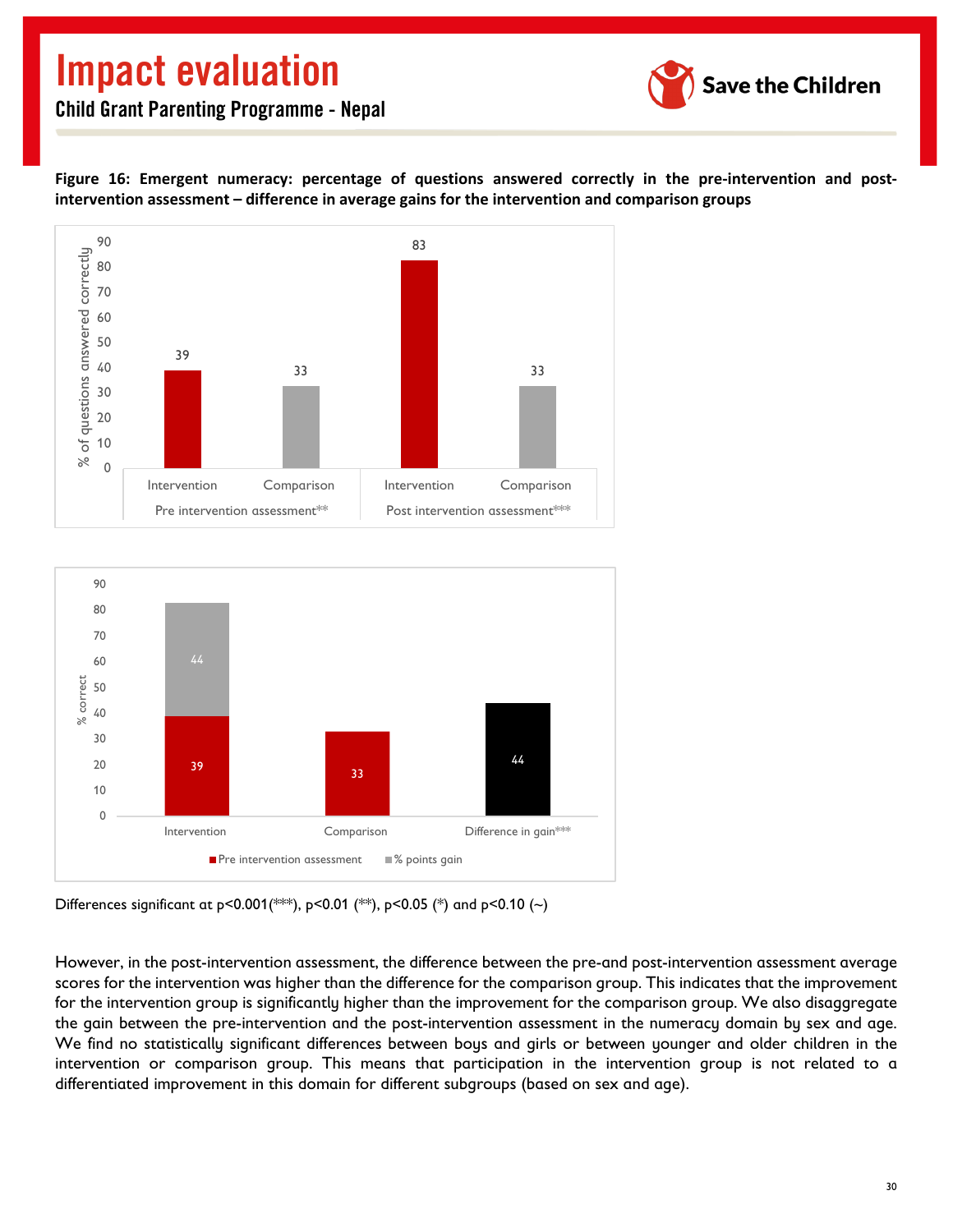**Figure 16: Emergent numeracy: percentage of questions answered correctly in the pre-intervention and post-intervention assessment – difference in average gains for the intervention and comparison groups**

| | Pre intervention assessment** | | Post intervention assessment*** | |
|---|---|---|---|---|
| | Intervention | Comparison | Intervention | Comparison |
| % of questions answered correctly | 39 | 33 | 83 | 33 |

| % correct | Intervention | Comparison | Difference in gain*** |
|---|---|---|---|
| Pre intervention assessment | 39 | 33 | |
| % points gain | 44 | | 44 |

Differences significant at $p<0.001$(***), $p<0.01$ (**), $p<0.05$ (*) and $p<0.10$ (~)

However, in the post-intervention assessment, the difference between the pre-and post-intervention assessment average scores for the intervention was higher than the difference for the comparison group. This indicates that the improvement for the intervention group is significantly higher than the improvement for the comparison group. We also disaggregate the gain between the pre-intervention and the post-intervention assessment in the numeracy domain by sex and age. We find no statistically significant differences between boys and girls or between younger and older children in the intervention or comparison group. This means that participation in the intervention group is not related to a differentiated improvement in this domain for different subgroups (based on sex and age).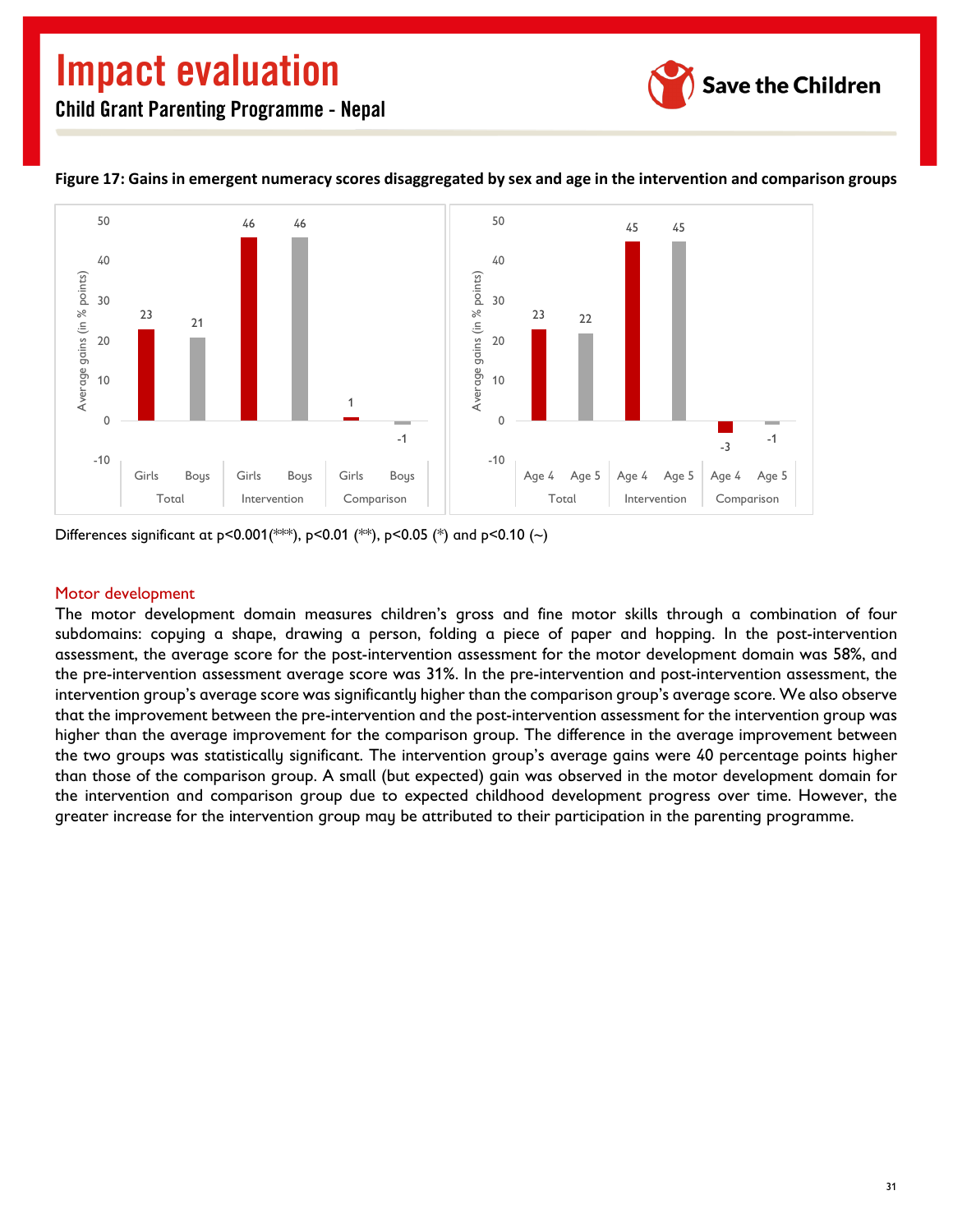**Figure 17: Gains in emergent numeracy scores disaggregated by sex and age in the intervention and comparison groups**

| | Total | | Intervention | | Comparison | |
|---|---|---|---|---|---|---|
| | Girls | Boys | Girls | Boys | Girls | Boys |
| Average gains (in % points) | 23 | 21 | 46 | 46 | 1 | -1 |

| | Total | | Intervention | | Comparison | |
|---|---|---|---|---|---|---|
| | Age 4 | Age 5 | Age 4 | Age 5 | Age 4 | Age 5 |
| Average gains (in % points) | 23 | 22 | 45 | 45 | -3 | -1 |

Differences significant at $p<0.001$(***), $p<0.01$ (**), $p<0.05$ (*) and $p<0.10$ (~)

## Motor development

The motor development domain measures children's gross and fine motor skills through a combination of four subdomains: copying a shape, drawing a person, folding a piece of paper and hopping. In the post-intervention assessment, the average score for the post-intervention assessment for the motor development domain was 58%, and the pre-intervention assessment average score was 31%. In the pre-intervention and post-intervention assessment, the intervention group's average score was significantly higher than the comparison group's average score. We also observe that the improvement between the pre-intervention and the post-intervention assessment for the intervention group was higher than the average improvement for the comparison group. The difference in the average improvement between the two groups was statistically significant. The intervention group's average gains were 40 percentage points higher than those of the comparison group. A small (but expected) gain was observed in the motor development domain for the intervention and comparison group due to expected childhood development progress over time. However, the greater increase for the intervention group may be attributed to their participation in the parenting programme.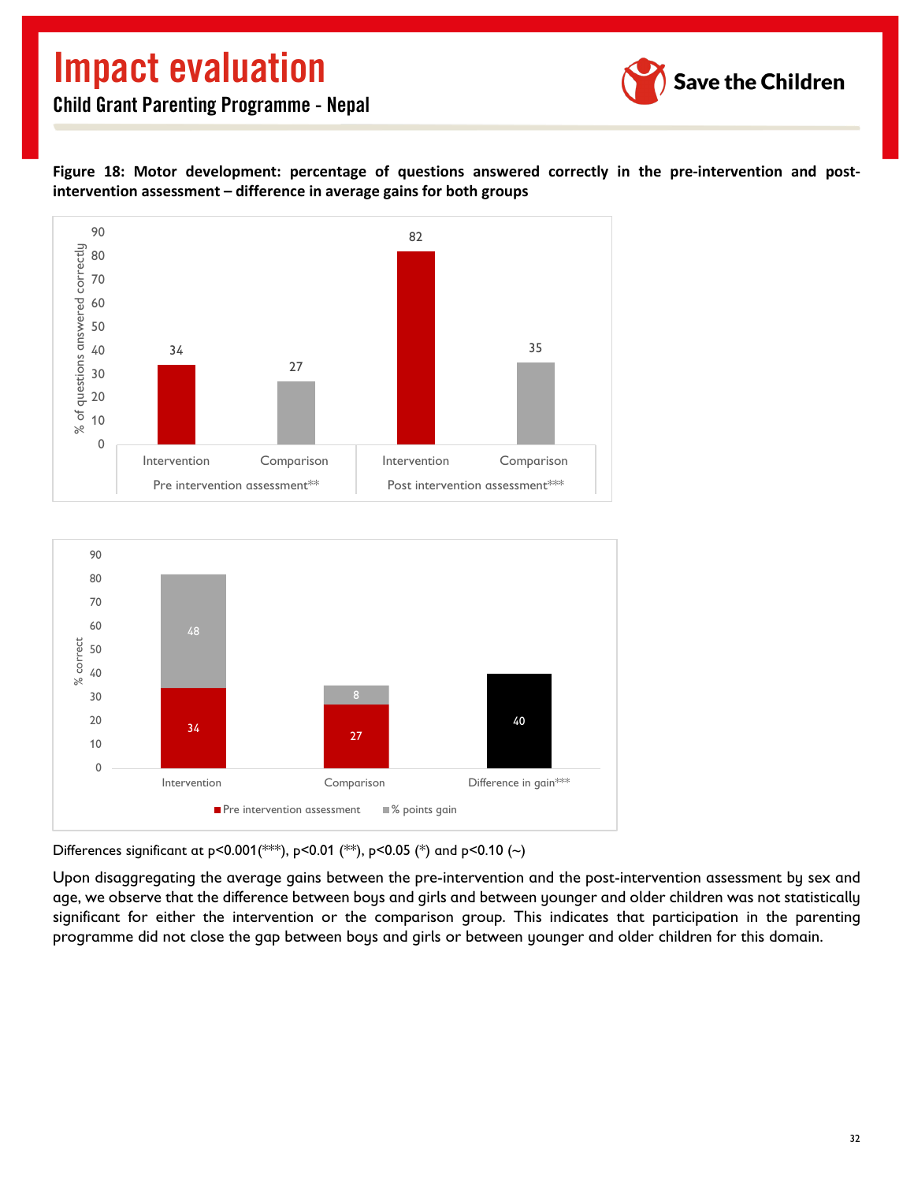**Figure 18: Motor development: percentage of questions answered correctly in the pre-intervention and post-intervention assessment – difference in average gains for both groups**

| | Intervention | Comparison |
|---|---|---|
| Pre intervention assessment** | 34 | 27 |
| Post intervention assessment*** | 82 | 35 |

| | Pre intervention assessment | % points gain |
|---|---|---|
| Intervention | 34 | 48 |
| Comparison | 27 | 8 |
| Difference in gain*** | | 40 |

Differences significant at p<0.001(***), p<0.01 (**), p<0.05 (*) and p<0.10 (~)

Upon disaggregating the average gains between the pre-intervention and the post-intervention assessment by sex and age, we observe that the difference between boys and girls and between younger and older children was not statistically significant for either the intervention or the comparison group. This indicates that participation in the parenting programme did not close the gap between boys and girls or between younger and older children for this domain.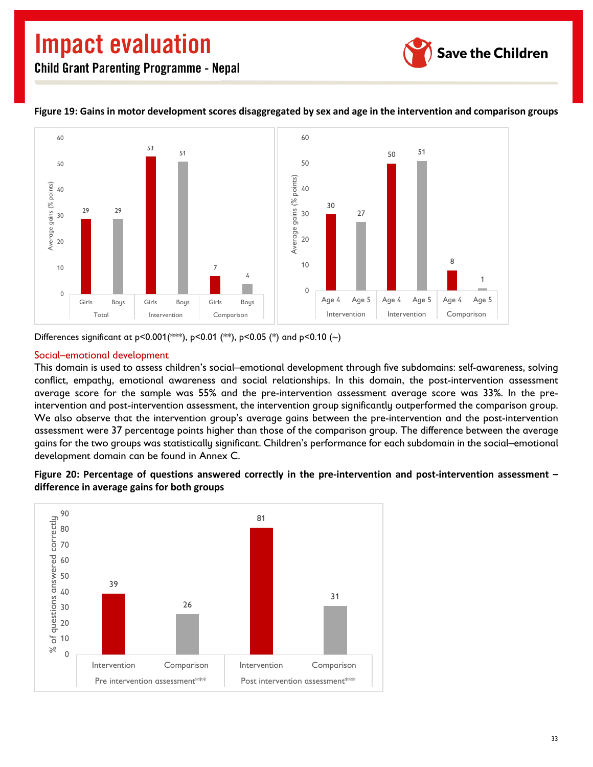**Figure 19: Gains in motor development scores disaggregated by sex and age in the intervention and comparison groups**

| | Girls | Boys |
|---|---|---|
| Total | 29 | 29 |
| Intervention | 53 | 51 |
| Comparison | 7 | 4 |

| | Age 4 | Age 5 |
|---|---|---|
| Intervention | 30 | 27 |
| Intervention | 50 | 51 |
| Comparison | 8 | 1 |

Differences significant at p<0.001(***), p<0.01 (**), p<0.05 (*) and p<0.10 (~)

### Social–emotional development

This domain is used to assess children's social–emotional development through five subdomains: self-awareness, solving conflict, empathy, emotional awareness and social relationships. In this domain, the post-intervention assessment average score for the sample was 55% and the pre-intervention assessment average score was 33%. In the pre-intervention and post-intervention assessment, the intervention group significantly outperformed the comparison group. We also observe that the intervention group's average gains between the pre-intervention and the post-intervention assessment were 37 percentage points higher than those of the comparison group. The difference between the average gains for the two groups was statistically significant. Children's performance for each subdomain in the social–emotional development domain can be found in Annex C.

**Figure 20: Percentage of questions answered correctly in the pre-intervention and post-intervention assessment – difference in average gains for both groups**

| % of questions answered correctly | Intervention | Comparison |
|---|---|---|
| Pre intervention assessment*** | 39 | 26 |
| Post intervention assessment*** | 81 | 31 |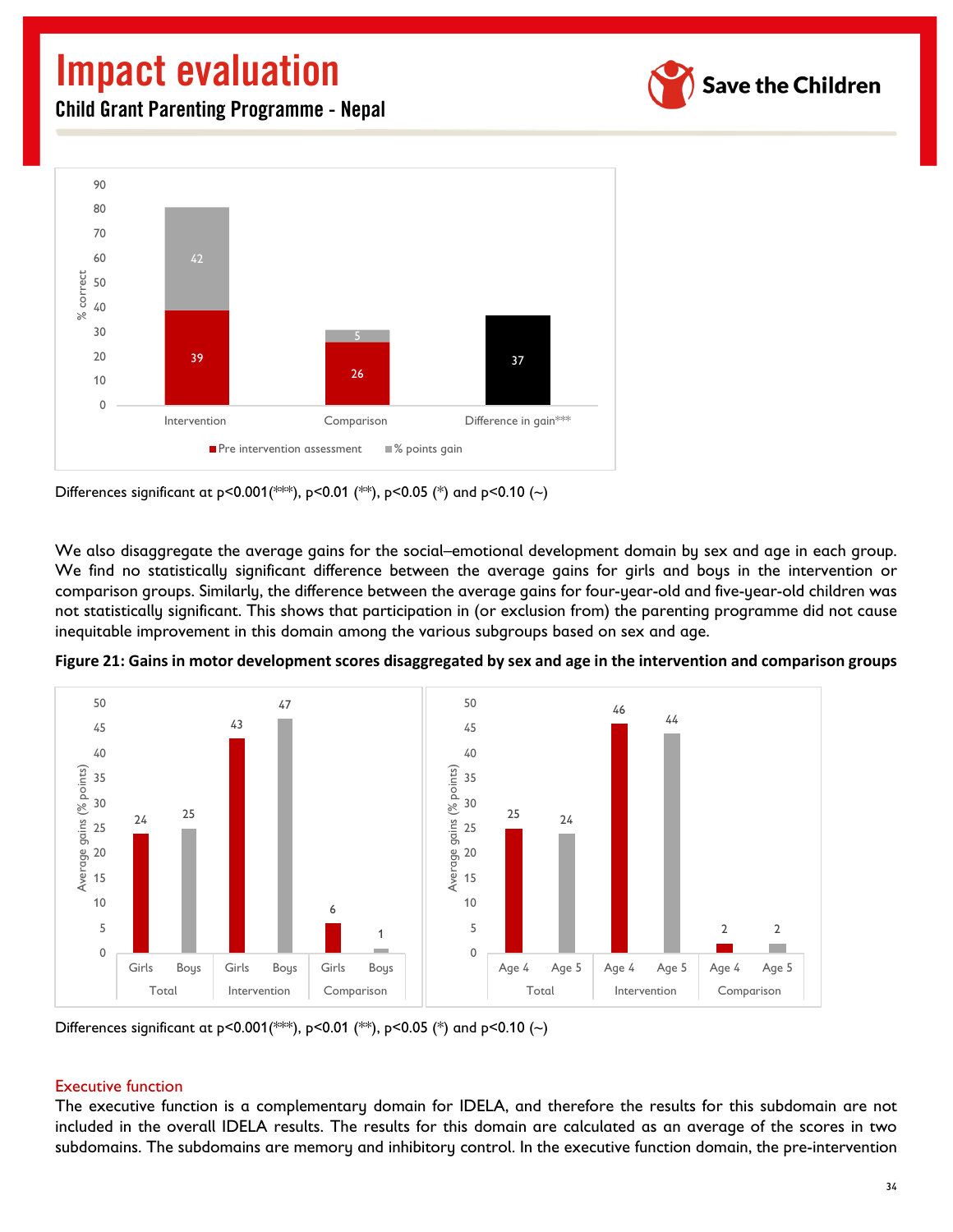| | Pre intervention assessment | % points gain |
|---|---|---|
| Intervention | 39 | 42 |
| Comparison | 26 | 5 |
| Difference in gain*** | | 37 |

Differences significant at p<0.001(***), p<0.01 (**), p<0.05 (*) and p<0.10 (~)

We also disaggregate the average gains for the social–emotional development domain by sex and age in each group. We find no statistically significant difference between the average gains for girls and boys in the intervention or comparison groups. Similarly, the difference between the average gains for four-year-old and five-year-old children was not statistically significant. This shows that participation in (or exclusion from) the parenting programme did not cause inequitable improvement in this domain among the various subgroups based on sex and age.

**Figure 21: Gains in motor development scores disaggregated by sex and age in the intervention and comparison groups**

| Average gains (% points) | Girls | Boys |
|---|---|---|
| Total | 24 | 25 |
| Intervention | 43 | 47 |
| Comparison | 6 | 1 |

| Average gains (% points) | Age 4 | Age 5 |
|---|---|---|
| Total | 25 | 24 |
| Intervention | 46 | 44 |
| Comparison | 2 | 2 |

Differences significant at p<0.001(***), p<0.01 (**), p<0.05 (*) and p<0.10 (~)

## Executive function

The executive function is a complementary domain for IDELA, and therefore the results for this subdomain are not included in the overall IDELA results. The results for this domain are calculated as an average of the scores in two subdomains. The subdomains are memory and inhibitory control. In the executive function domain, the pre-intervention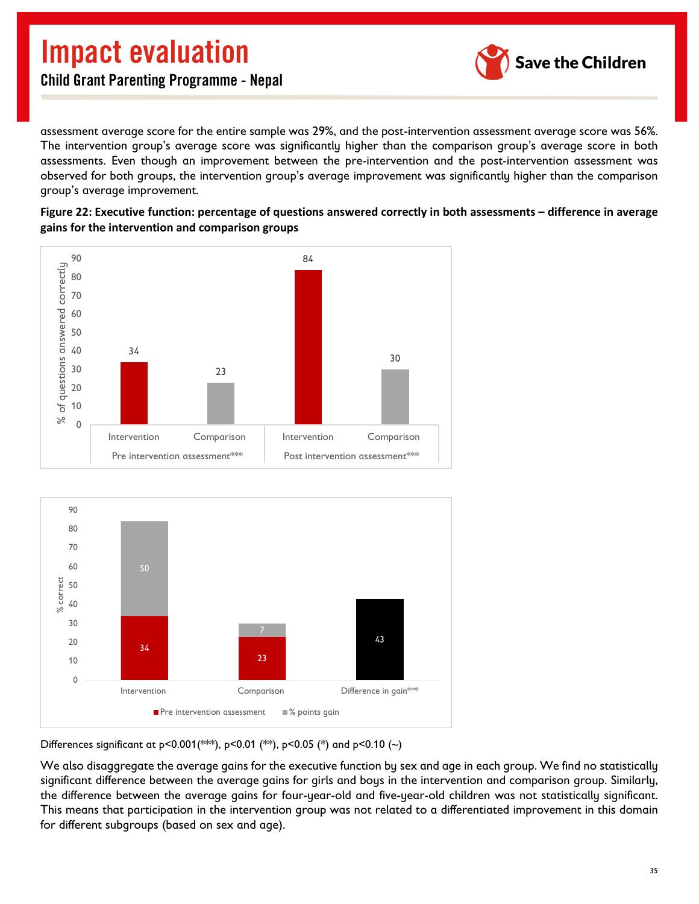assessment average score for the entire sample was 29%, and the post-intervention assessment average score was 56%. The intervention group's average score was significantly higher than the comparison group's average score in both assessments. Even though an improvement between the pre-intervention and the post-intervention assessment was observed for both groups, the intervention group's average improvement was significantly higher than the comparison group's average improvement.

**Figure 22: Executive function: percentage of questions answered correctly in both assessments – difference in average gains for the intervention and comparison groups**

| | Intervention | Comparison |
|---|---|---|
| Pre intervention assessment*** | 34 | 23 |
| Post intervention assessment*** | 84 | 30 |

| | Pre intervention assessment | % points gain |
|---|---|---|
| Intervention | 34 | 50 |
| Comparison | 23 | 7 |
| Difference in gain*** | | 43 |

Differences significant at $p<0.001$(***), $p<0.01$ (**), $p<0.05$ (*) and $p<0.10$ (~)

We also disaggregate the average gains for the executive function by sex and age in each group. We find no statistically significant difference between the average gains for girls and boys in the intervention and comparison group. Similarly, the difference between the average gains for four-year-old and five-year-old children was not statistically significant. This means that participation in the intervention group was not related to a differentiated improvement in this domain for different subgroups (based on sex and age).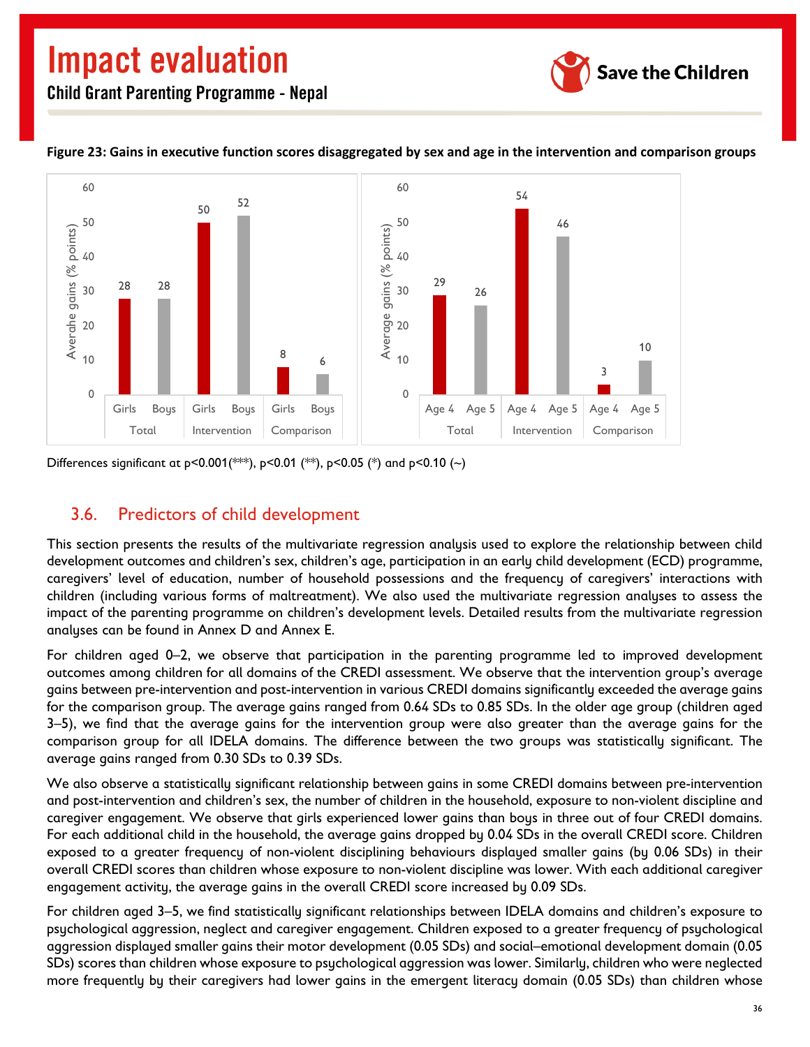**Figure 23: Gains in executive function scores disaggregated by sex and age in the intervention and comparison groups**

| | Total | | Intervention | | Comparison | |
|---|---|---|---|---|---|---|
| | Girls | Boys | Girls | Boys | Girls | Boys |
| Average gains (% points) | 28 | 28 | 50 | 52 | 8 | 6 |

| | Total | | Intervention | | Comparison | |
|---|---|---|---|---|---|---|
| | Age 4 | Age 5 | Age 4 | Age 5 | Age 4 | Age 5 |
| Average gains (% points) | 29 | 26 | 54 | 46 | 3 | 10 |

Differences significant at p<0.001(***), p<0.01 (**), p<0.05 (*) and p<0.10 (~)

## 3.6. Predictors of child development

This section presents the results of the multivariate regression analysis used to explore the relationship between child development outcomes and children's sex, children's age, participation in an early child development (ECD) programme, caregivers' level of education, number of household possessions and the frequency of caregivers' interactions with children (including various forms of maltreatment). We also used the multivariate regression analyses to assess the impact of the parenting programme on children's development levels. Detailed results from the multivariate regression analyses can be found in Annex D and Annex E.

For children aged 0–2, we observe that participation in the parenting programme led to improved development outcomes among children for all domains of the CREDI assessment. We observe that the intervention group's average gains between pre-intervention and post-intervention in various CREDI domains significantly exceeded the average gains for the comparison group. The average gains ranged from 0.64 SDs to 0.85 SDs. In the older age group (children aged 3–5), we find that the average gains for the intervention group were also greater than the average gains for the comparison group for all IDELA domains. The difference between the two groups was statistically significant. The average gains ranged from 0.30 SDs to 0.39 SDs.

We also observe a statistically significant relationship between gains in some CREDI domains between pre-intervention and post-intervention and children's sex, the number of children in the household, exposure to non-violent discipline and caregiver engagement. We observe that girls experienced lower gains than boys in three out of four CREDI domains. For each additional child in the household, the average gains dropped by 0.04 SDs in the overall CREDI score. Children exposed to a greater frequency of non-violent disciplining behaviours displayed smaller gains (by 0.06 SDs) in their overall CREDI scores than children whose exposure to non-violent discipline was lower. With each additional caregiver engagement activity, the average gains in the overall CREDI score increased by 0.09 SDs.

For children aged 3–5, we find statistically significant relationships between IDELA domains and children's exposure to psychological aggression, neglect and caregiver engagement. Children exposed to a greater frequency of psychological aggression displayed smaller gains their motor development (0.05 SDs) and social–emotional development domain (0.05 SDs) scores than children whose exposure to psychological aggression was lower. Similarly, children who were neglected more frequently by their caregivers had lower gains in the emergent literacy domain (0.05 SDs) than children whose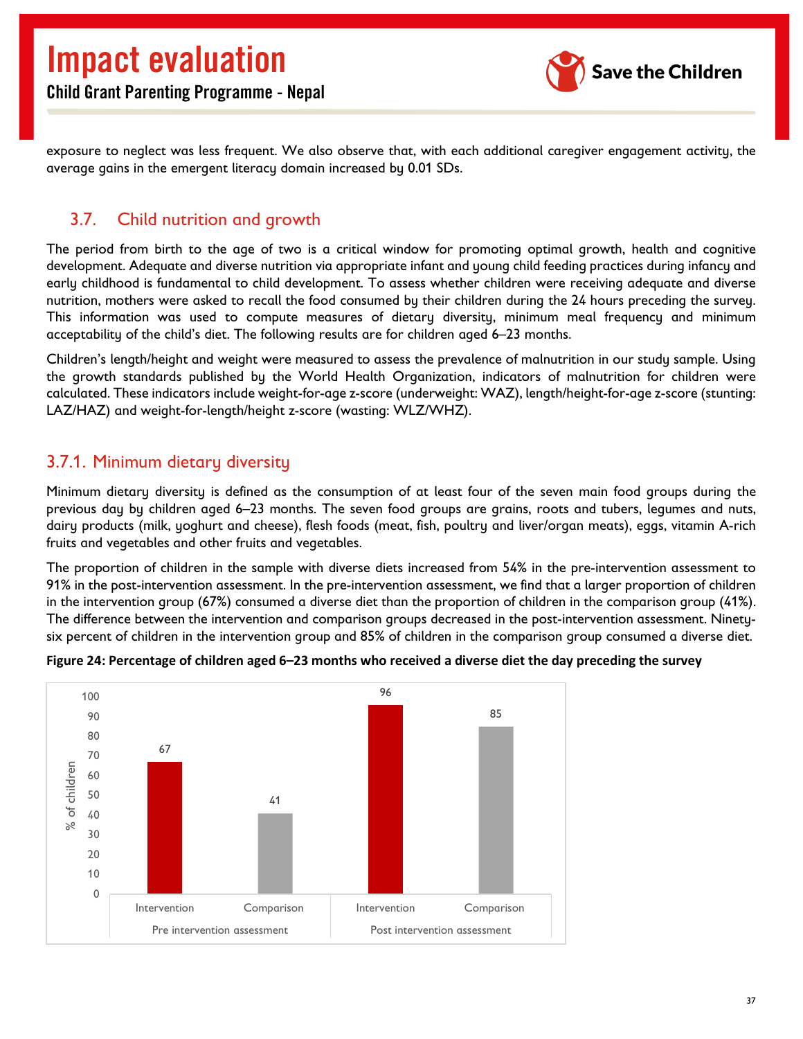exposure to neglect was less frequent. We also observe that, with each additional caregiver engagement activity, the average gains in the emergent literacy domain increased by 0.01 SDs.

## 3.7. Child nutrition and growth

The period from birth to the age of two is a critical window for promoting optimal growth, health and cognitive development. Adequate and diverse nutrition via appropriate infant and young child feeding practices during infancy and early childhood is fundamental to child development. To assess whether children were receiving adequate and diverse nutrition, mothers were asked to recall the food consumed by their children during the 24 hours preceding the survey. This information was used to compute measures of dietary diversity, minimum meal frequency and minimum acceptability of the child's diet. The following results are for children aged 6–23 months.

Children's length/height and weight were measured to assess the prevalence of malnutrition in our study sample. Using the growth standards published by the World Health Organization, indicators of malnutrition for children were calculated. These indicators include weight-for-age z-score (underweight: WAZ), length/height-for-age z-score (stunting: LAZ/HAZ) and weight-for-length/height z-score (wasting: WLZ/WHZ).

### 3.7.1. Minimum dietary diversity

Minimum dietary diversity is defined as the consumption of at least four of the seven main food groups during the previous day by children aged 6–23 months. The seven food groups are grains, roots and tubers, legumes and nuts, dairy products (milk, yoghurt and cheese), flesh foods (meat, fish, poultry and liver/organ meats), eggs, vitamin A-rich fruits and vegetables and other fruits and vegetables.

The proportion of children in the sample with diverse diets increased from 54% in the pre-intervention assessment to 91% in the post-intervention assessment. In the pre-intervention assessment, we find that a larger proportion of children in the intervention group (67%) consumed a diverse diet than the proportion of children in the comparison group (41%). The difference between the intervention and comparison groups decreased in the post-intervention assessment. Ninety-six percent of children in the intervention group and 85% of children in the comparison group consumed a diverse diet.

**Figure 24: Percentage of children aged 6–23 months who received a diverse diet the day preceding the survey**

| | Pre intervention assessment | | Post intervention assessment | |
|---|---|---|---|---|
| | Intervention | Comparison | Intervention | Comparison |
| % of children | 67 | 41 | 96 | 85 |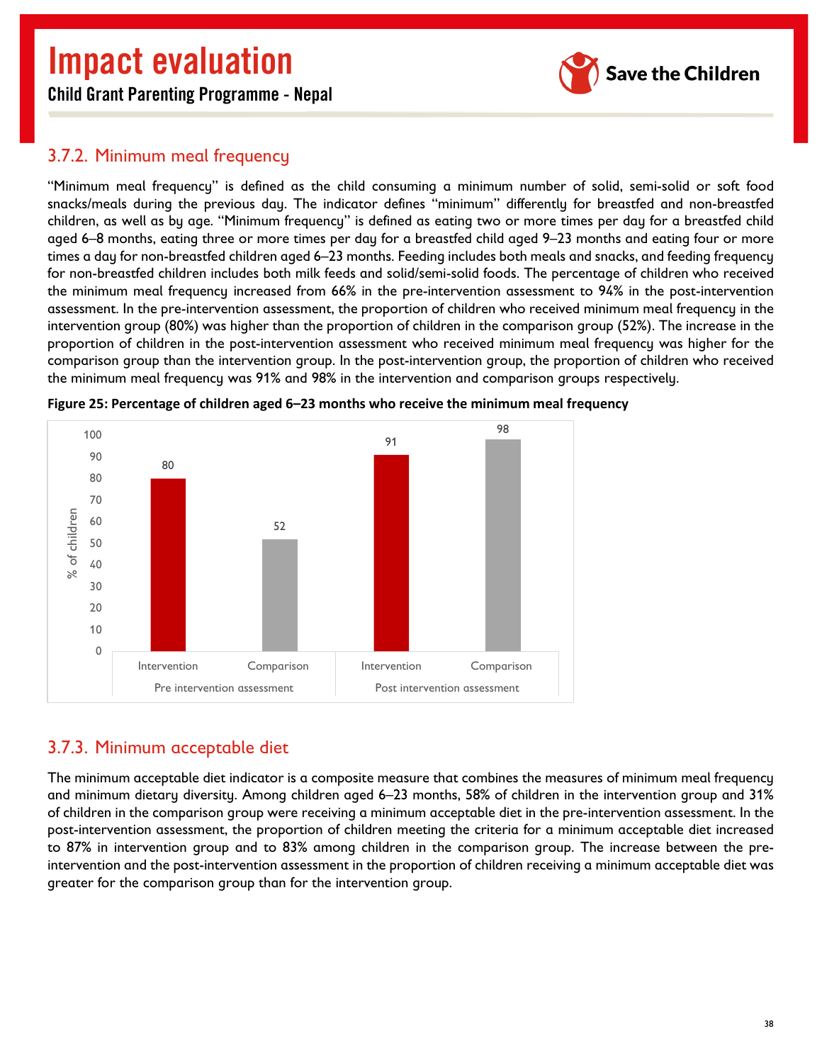### 3.7.2. Minimum meal frequency

"Minimum meal frequency" is defined as the child consuming a minimum number of solid, semi-solid or soft food snacks/meals during the previous day. The indicator defines "minimum" differently for breastfed and non-breastfed children, as well as by age. "Minimum frequency" is defined as eating two or more times per day for a breastfed child aged 6–8 months, eating three or more times per day for a breastfed child aged 9–23 months and eating four or more times a day for non-breastfed children aged 6–23 months. Feeding includes both meals and snacks, and feeding frequency for non-breastfed children includes both milk feeds and solid/semi-solid foods. The percentage of children who received the minimum meal frequency increased from 66% in the pre-intervention assessment to 94% in the post-intervention assessment. In the pre-intervention assessment, the proportion of children who received minimum meal frequency in the intervention group (80%) was higher than the proportion of children in the comparison group (52%). The increase in the proportion of children in the post-intervention assessment who received minimum meal frequency was higher for the comparison group than the intervention group. In the post-intervention group, the proportion of children who received the minimum meal frequency was 91% and 98% in the intervention and comparison groups respectively.

**Figure 25: Percentage of children aged 6–23 months who receive the minimum meal frequency**

| Assessment | Group | % of children |
|---|---|---|
| Pre intervention assessment | Intervention | 80 |
| Pre intervention assessment | Comparison | 52 |
| Post intervention assessment | Intervention | 91 |
| Post intervention assessment | Comparison | 98 |

### 3.7.3. Minimum acceptable diet

The minimum acceptable diet indicator is a composite measure that combines the measures of minimum meal frequency and minimum dietary diversity. Among children aged 6–23 months, 58% of children in the intervention group and 31% of children in the comparison group were receiving a minimum acceptable diet in the pre-intervention assessment. In the post-intervention assessment, the proportion of children meeting the criteria for a minimum acceptable diet increased to 87% in intervention group and to 83% among children in the comparison group. The increase between the pre-intervention and the post-intervention assessment in the proportion of children receiving a minimum acceptable diet was greater for the comparison group than for the intervention group.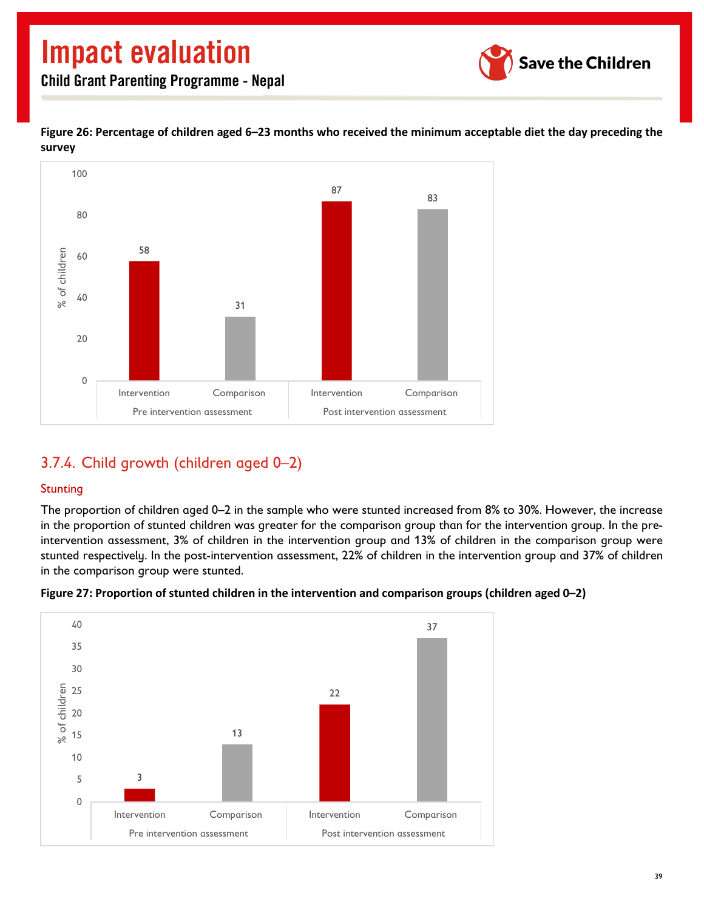**Figure 26: Percentage of children aged 6–23 months who received the minimum acceptable diet the day preceding the survey**

| | Pre intervention assessment | | Post intervention assessment | |
|---|---|---|---|---|
| | Intervention | Comparison | Intervention | Comparison |
| % of children | 58 | 31 | 87 | 83 |

## 3.7.4. Child growth (children aged 0–2)

### Stunting

The proportion of children aged 0–2 in the sample who were stunted increased from 8% to 30%. However, the increase in the proportion of stunted children was greater for the comparison group than for the intervention group. In the pre-intervention assessment, 3% of children in the intervention group and 13% of children in the comparison group were stunted respectively. In the post-intervention assessment, 22% of children in the intervention group and 37% of children in the comparison group were stunted.

**Figure 27: Proportion of stunted children in the intervention and comparison groups (children aged 0–2)**

| | Pre intervention assessment | | Post intervention assessment | |
|---|---|---|---|---|
| | Intervention | Comparison | Intervention | Comparison |
| % of children | 3 | 13 | 22 | 37 |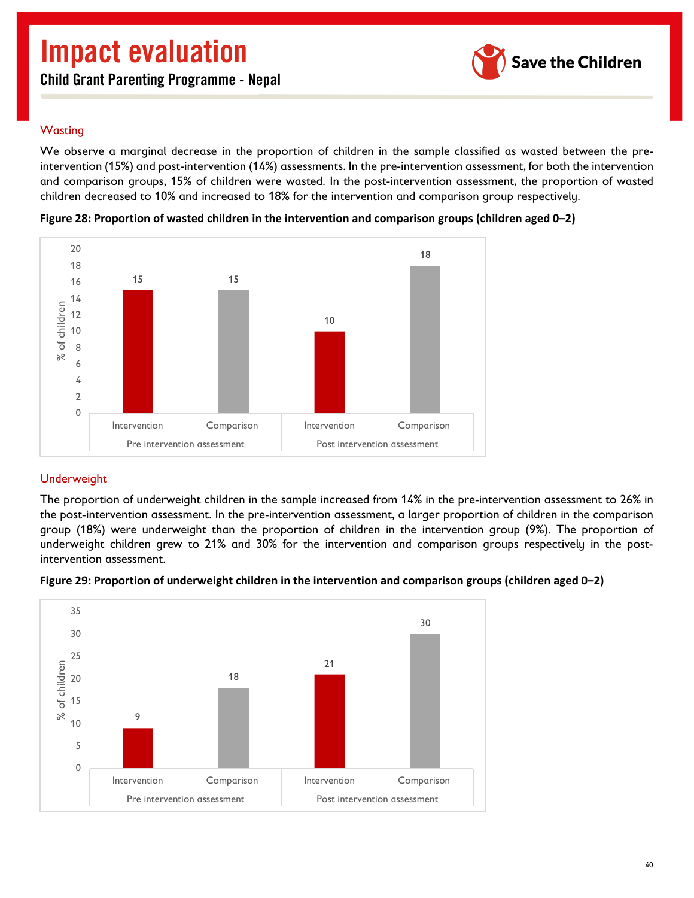## Wasting

We observe a marginal decrease in the proportion of children in the sample classified as wasted between the pre-intervention (15%) and post-intervention (14%) assessments. In the pre-intervention assessment, for both the intervention and comparison groups, 15% of children were wasted. In the post-intervention assessment, the proportion of wasted children decreased to 10% and increased to 18% for the intervention and comparison group respectively.

**Figure 28: Proportion of wasted children in the intervention and comparison groups (children aged 0–2)**

| | Pre intervention assessment | | Post intervention assessment | |
|---|---|---|---|---|
| | Intervention | Comparison | Intervention | Comparison |
| % of children | 15 | 15 | 10 | 18 |

## Underweight

The proportion of underweight children in the sample increased from 14% in the pre-intervention assessment to 26% in the post-intervention assessment. In the pre-intervention assessment, a larger proportion of children in the comparison group (18%) were underweight than the proportion of children in the intervention group (9%). The proportion of underweight children grew to 21% and 30% for the intervention and comparison groups respectively in the post-intervention assessment.

**Figure 29: Proportion of underweight children in the intervention and comparison groups (children aged 0–2)**

| | Pre intervention assessment | | Post intervention assessment | |
|---|---|---|---|---|
| | Intervention | Comparison | Intervention | Comparison |
| % of children | 9 | 18 | 21 | 30 |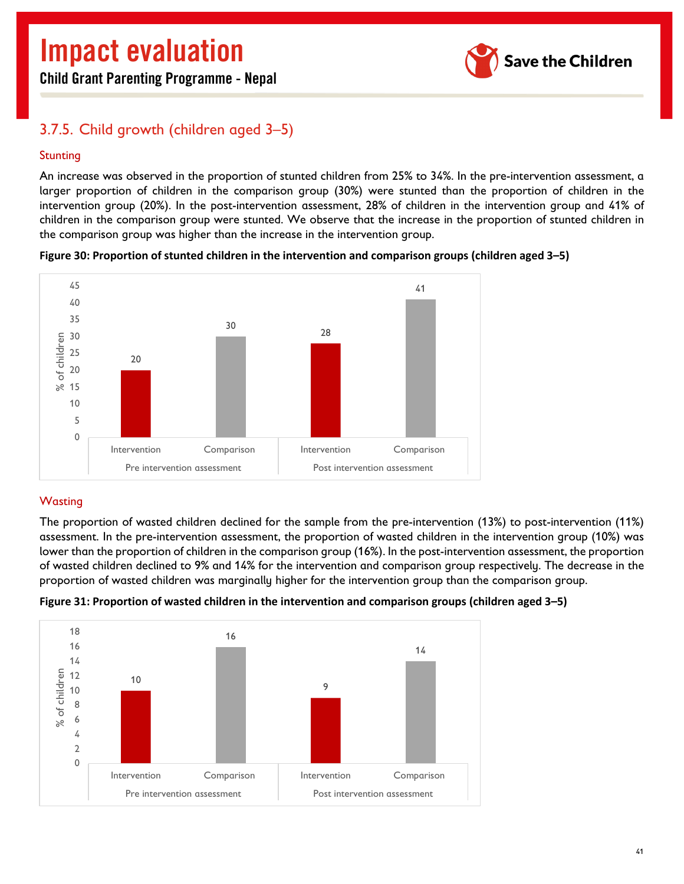### 3.7.5. Child growth (children aged 3–5)

#### Stunting

An increase was observed in the proportion of stunted children from 25% to 34%. In the pre-intervention assessment, a larger proportion of children in the comparison group (30%) were stunted than the proportion of children in the intervention group (20%). In the post-intervention assessment, 28% of children in the intervention group and 41% of children in the comparison group were stunted. We observe that the increase in the proportion of stunted children in the comparison group was higher than the increase in the intervention group.

**Figure 30: Proportion of stunted children in the intervention and comparison groups (children aged 3–5)**

| Assessment | Group | % of children |
|---|---|---|
| Pre intervention assessment | Intervention | 20 |
| Pre intervention assessment | Comparison | 30 |
| Post intervention assessment | Intervention | 28 |
| Post intervention assessment | Comparison | 41 |

#### Wasting

The proportion of wasted children declined for the sample from the pre-intervention (13%) to post-intervention (11%) assessment. In the pre-intervention assessment, the proportion of wasted children in the intervention group (10%) was lower than the proportion of children in the comparison group (16%). In the post-intervention assessment, the proportion of wasted children declined to 9% and 14% for the intervention and comparison group respectively. The decrease in the proportion of wasted children was marginally higher for the intervention group than the comparison group.

**Figure 31: Proportion of wasted children in the intervention and comparison groups (children aged 3–5)**

| Assessment | Group | % of children |
|---|---|---|
| Pre intervention assessment | Intervention | 10 |
| Pre intervention assessment | Comparison | 16 |
| Post intervention assessment | Intervention | 9 |
| Post intervention assessment | Comparison | 14 |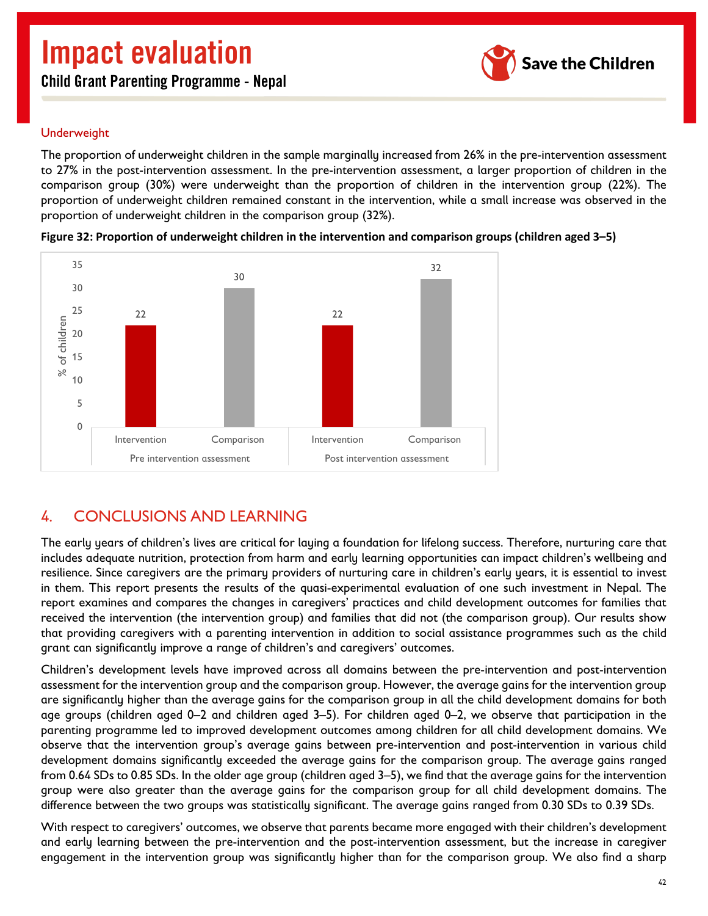### Underweight

The proportion of underweight children in the sample marginally increased from 26% in the pre-intervention assessment to 27% in the post-intervention assessment. In the pre-intervention assessment, a larger proportion of children in the comparison group (30%) were underweight than the proportion of children in the intervention group (22%). The proportion of underweight children remained constant in the intervention, while a small increase was observed in the proportion of underweight children in the comparison group (32%).

**Figure 32: Proportion of underweight children in the intervention and comparison groups (children aged 3–5)**

| % of children | Intervention | Comparison |
|---|---|---|
| Pre intervention assessment | 22 | 30 |
| Post intervention assessment | 22 | 32 |

## 4. CONCLUSIONS AND LEARNING

The early years of children's lives are critical for laying a foundation for lifelong success. Therefore, nurturing care that includes adequate nutrition, protection from harm and early learning opportunities can impact children's wellbeing and resilience. Since caregivers are the primary providers of nurturing care in children's early years, it is essential to invest in them. This report presents the results of the quasi-experimental evaluation of one such investment in Nepal. The report examines and compares the changes in caregivers' practices and child development outcomes for families that received the intervention (the intervention group) and families that did not (the comparison group). Our results show that providing caregivers with a parenting intervention in addition to social assistance programmes such as the child grant can significantly improve a range of children's and caregivers' outcomes.

Children's development levels have improved across all domains between the pre-intervention and post-intervention assessment for the intervention group and the comparison group. However, the average gains for the intervention group are significantly higher than the average gains for the comparison group in all the child development domains for both age groups (children aged 0–2 and children aged 3–5). For children aged 0–2, we observe that participation in the parenting programme led to improved development outcomes among children for all child development domains. We observe that the intervention group's average gains between pre-intervention and post-intervention in various child development domains significantly exceeded the average gains for the comparison group. The average gains ranged from 0.64 SDs to 0.85 SDs. In the older age group (children aged 3–5), we find that the average gains for the intervention group were also greater than the average gains for the comparison group for all child development domains. The difference between the two groups was statistically significant. The average gains ranged from 0.30 SDs to 0.39 SDs.

With respect to caregivers' outcomes, we observe that parents became more engaged with their children's development and early learning between the pre-intervention and the post-intervention assessment, but the increase in caregiver engagement in the intervention group was significantly higher than for the comparison group. We also find a sharp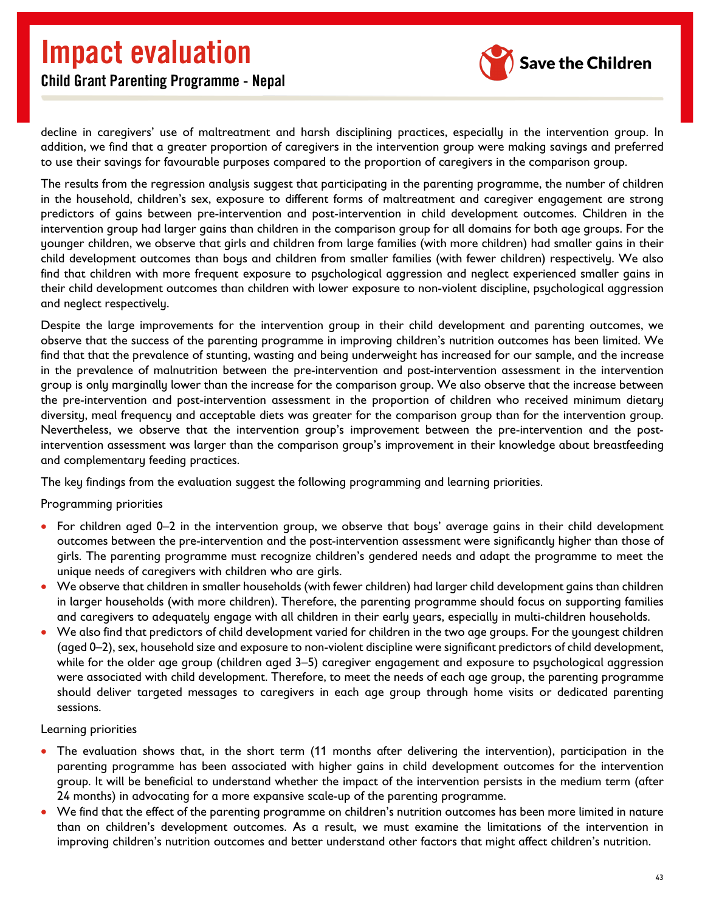decline in caregivers' use of maltreatment and harsh disciplining practices, especially in the intervention group. In addition, we find that a greater proportion of caregivers in the intervention group were making savings and preferred to use their savings for favourable purposes compared to the proportion of caregivers in the comparison group.

The results from the regression analysis suggest that participating in the parenting programme, the number of children in the household, children's sex, exposure to different forms of maltreatment and caregiver engagement are strong predictors of gains between pre-intervention and post-intervention in child development outcomes. Children in the intervention group had larger gains than children in the comparison group for all domains for both age groups. For the younger children, we observe that girls and children from large families (with more children) had smaller gains in their child development outcomes than boys and children from smaller families (with fewer children) respectively. We also find that children with more frequent exposure to psychological aggression and neglect experienced smaller gains in their child development outcomes than children with lower exposure to non-violent discipline, psychological aggression and neglect respectively.

Despite the large improvements for the intervention group in their child development and parenting outcomes, we observe that the success of the parenting programme in improving children's nutrition outcomes has been limited. We find that that the prevalence of stunting, wasting and being underweight has increased for our sample, and the increase in the prevalence of malnutrition between the pre-intervention and post-intervention assessment in the intervention group is only marginally lower than the increase for the comparison group. We also observe that the increase between the pre-intervention and post-intervention assessment in the proportion of children who received minimum dietary diversity, meal frequency and acceptable diets was greater for the comparison group than for the intervention group. Nevertheless, we observe that the intervention group's improvement between the pre-intervention and the post-intervention assessment was larger than the comparison group's improvement in their knowledge about breastfeeding and complementary feeding practices.

The key findings from the evaluation suggest the following programming and learning priorities.

Programming priorities

- For children aged 0–2 in the intervention group, we observe that boys' average gains in their child development outcomes between the pre-intervention and the post-intervention assessment were significantly higher than those of girls. The parenting programme must recognize children's gendered needs and adapt the programme to meet the unique needs of caregivers with children who are girls.
- We observe that children in smaller households (with fewer children) had larger child development gains than children in larger households (with more children). Therefore, the parenting programme should focus on supporting families and caregivers to adequately engage with all children in their early years, especially in multi-children households.
- We also find that predictors of child development varied for children in the two age groups. For the youngest children (aged 0–2), sex, household size and exposure to non-violent discipline were significant predictors of child development, while for the older age group (children aged 3–5) caregiver engagement and exposure to psychological aggression were associated with child development. Therefore, to meet the needs of each age group, the parenting programme should deliver targeted messages to caregivers in each age group through home visits or dedicated parenting sessions.

Learning priorities

- The evaluation shows that, in the short term (11 months after delivering the intervention), participation in the parenting programme has been associated with higher gains in child development outcomes for the intervention group. It will be beneficial to understand whether the impact of the intervention persists in the medium term (after 24 months) in advocating for a more expansive scale-up of the parenting programme.
- We find that the effect of the parenting programme on children's nutrition outcomes has been more limited in nature than on children's development outcomes. As a result, we must examine the limitations of the intervention in improving children's nutrition outcomes and better understand other factors that might affect children's nutrition.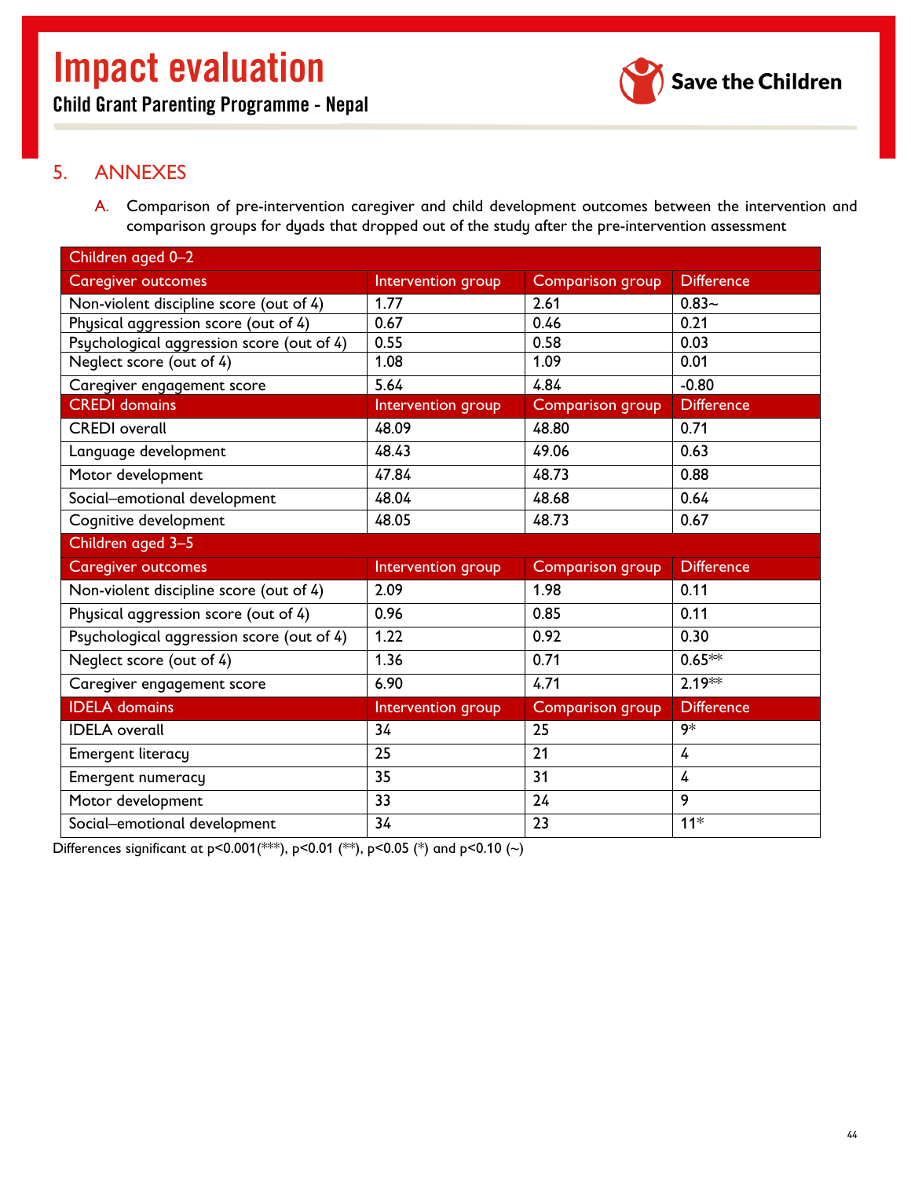## 5. ANNEXES

A. Comparison of pre-intervention caregiver and child development outcomes between the intervention and comparison groups for dyads that dropped out of the study after the pre-intervention assessment

| Children aged 0–2 | | | |
|---|---|---|---|
| **Caregiver outcomes** | **Intervention group** | **Comparison group** | **Difference** |
| Non-violent discipline score (out of 4) | 1.77 | 2.61 | 0.83~ |
| Physical aggression score (out of 4) | 0.67 | 0.46 | 0.21 |
| Psychological aggression score (out of 4) | 0.55 | 0.58 | 0.03 |
| Neglect score (out of 4) | 1.08 | 1.09 | 0.01 |
| Caregiver engagement score | 5.64 | 4.84 | -0.80 |
| **CREDI domains** | **Intervention group** | **Comparison group** | **Difference** |
| CREDI overall | 48.09 | 48.80 | 0.71 |
| Language development | 48.43 | 49.06 | 0.63 |
| Motor development | 47.84 | 48.73 | 0.88 |
| Social–emotional development | 48.04 | 48.68 | 0.64 |
| Cognitive development | 48.05 | 48.73 | 0.67 |
| **Children aged 3–5** | | | |
| **Caregiver outcomes** | **Intervention group** | **Comparison group** | **Difference** |
| Non-violent discipline score (out of 4) | 2.09 | 1.98 | 0.11 |
| Physical aggression score (out of 4) | 0.96 | 0.85 | 0.11 |
| Psychological aggression score (out of 4) | 1.22 | 0.92 | 0.30 |
| Neglect score (out of 4) | 1.36 | 0.71 | 0.65** |
| Caregiver engagement score | 6.90 | 4.71 | 2.19** |
| **IDELA domains** | **Intervention group** | **Comparison group** | **Difference** |
| IDELA overall | 34 | 25 | 9* |
| Emergent literacy | 25 | 21 | 4 |
| Emergent numeracy | 35 | 31 | 4 |
| Motor development | 33 | 24 | 9 |
| Social–emotional development | 34 | 23 | 11* |

Differences significant at $p<0.001$ (***), $p<0.01$ (**), $p<0.05$ (*) and $p<0.10$ (~)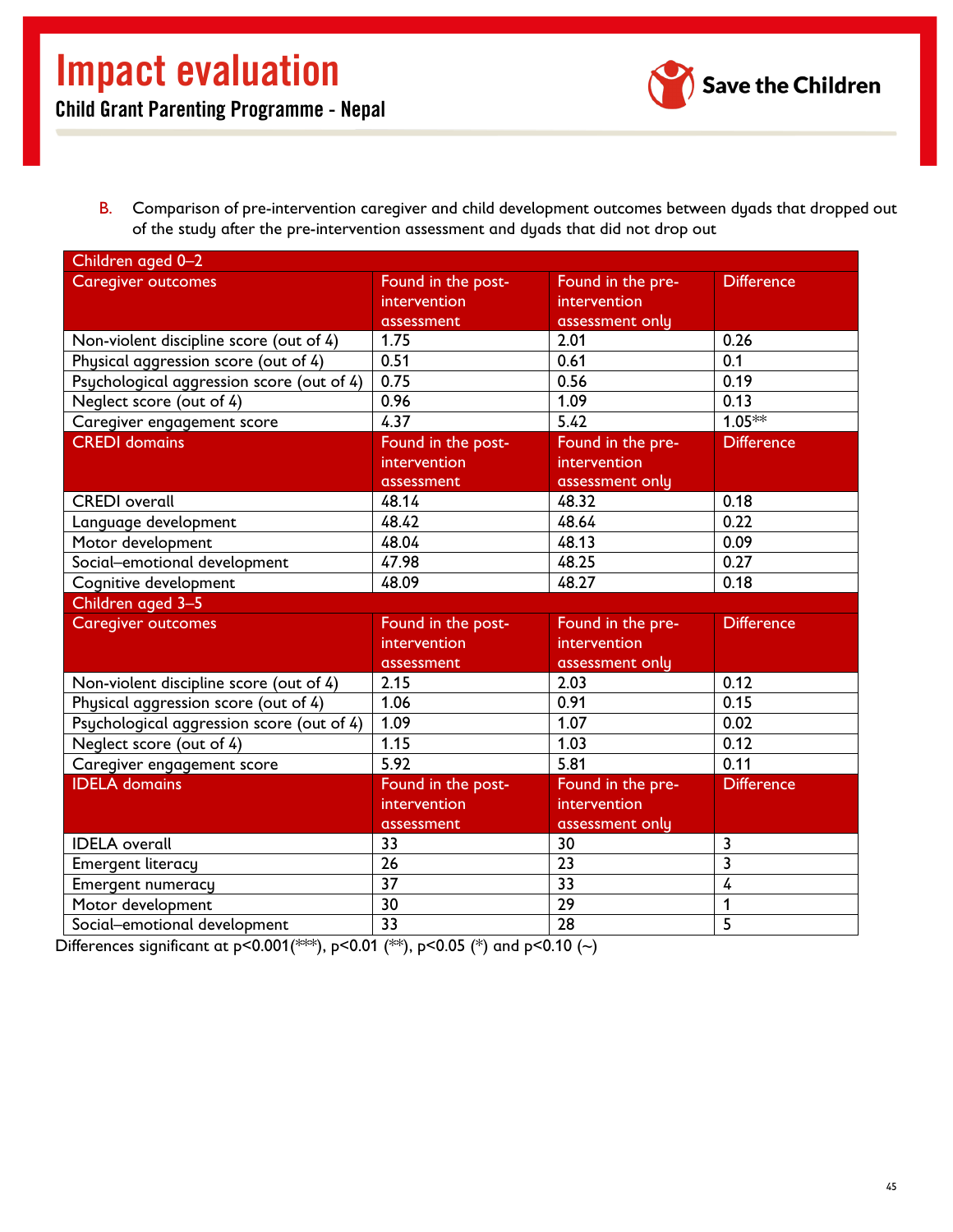B. Comparison of pre-intervention caregiver and child development outcomes between dyads that dropped out of the study after the pre-intervention assessment and dyads that did not drop out

| Children aged 0–2 | | | |
|---|---|---|---|
| Caregiver outcomes | Found in the post-intervention assessment | Found in the pre-intervention assessment only | Difference |
| Non-violent discipline score (out of 4) | 1.75 | 2.01 | 0.26 |
| Physical aggression score (out of 4) | 0.51 | 0.61 | 0.1 |
| Psychological aggression score (out of 4) | 0.75 | 0.56 | 0.19 |
| Neglect score (out of 4) | 0.96 | 1.09 | 0.13 |
| Caregiver engagement score | 4.37 | 5.42 | 1.05** |
| CREDI domains | Found in the post-intervention assessment | Found in the pre-intervention assessment only | Difference |
| CREDI overall | 48.14 | 48.32 | 0.18 |
| Language development | 48.42 | 48.64 | 0.22 |
| Motor development | 48.04 | 48.13 | 0.09 |
| Social–emotional development | 47.98 | 48.25 | 0.27 |
| Cognitive development | 48.09 | 48.27 | 0.18 |
| Children aged 3–5 | | | |
| Caregiver outcomes | Found in the post-intervention assessment | Found in the pre-intervention assessment only | Difference |
| Non-violent discipline score (out of 4) | 2.15 | 2.03 | 0.12 |
| Physical aggression score (out of 4) | 1.06 | 0.91 | 0.15 |
| Psychological aggression score (out of 4) | 1.09 | 1.07 | 0.02 |
| Neglect score (out of 4) | 1.15 | 1.03 | 0.12 |
| Caregiver engagement score | 5.92 | 5.81 | 0.11 |
| IDELA domains | Found in the post-intervention assessment | Found in the pre-intervention assessment only | Difference |
| IDELA overall | 33 | 30 | 3 |
| Emergent literacy | 26 | 23 | 3 |
| Emergent numeracy | 37 | 33 | 4 |
| Motor development | 30 | 29 | 1 |
| Social–emotional development | 33 | 28 | 5 |

Differences significant at $p<0.001$(***), $p<0.01$ (**), $p<0.05$ (*) and $p<0.10$ (~)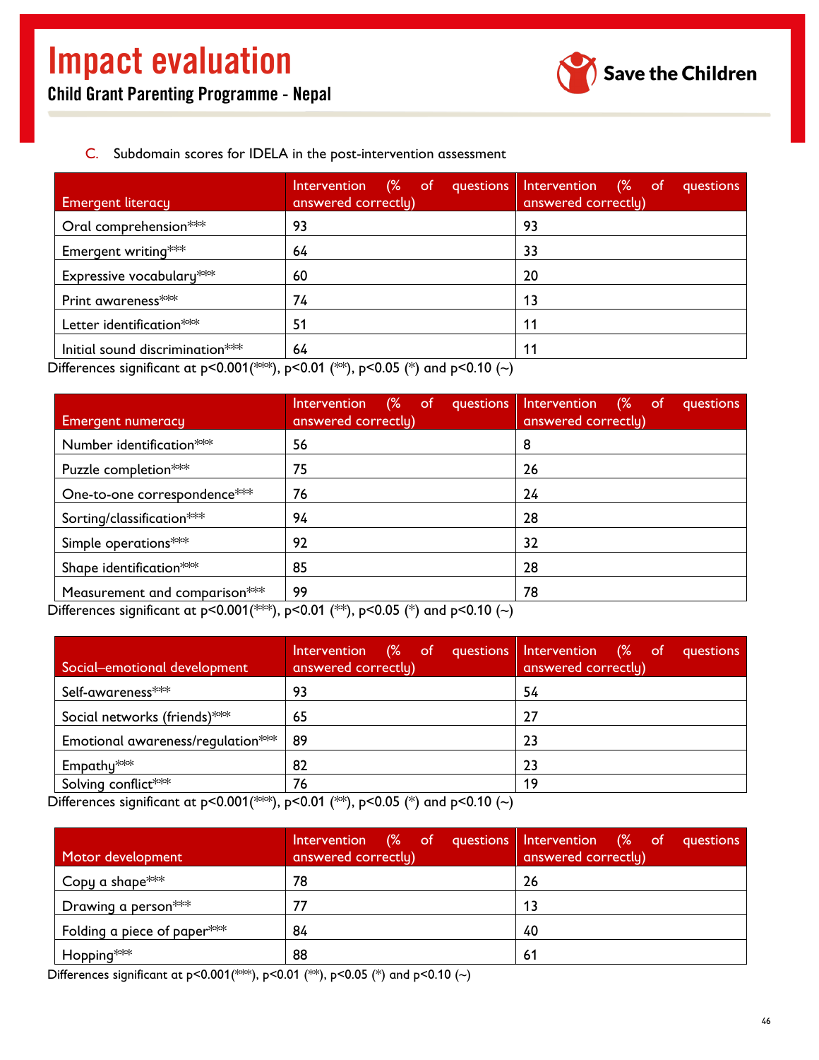C. Subdomain scores for IDELA in the post-intervention assessment

| Emergent literacy | Intervention (% of questions answered correctly) | Intervention (% of questions answered correctly) |
|---|---|---|
| Oral comprehension*** | 93 | 93 |
| Emergent writing*** | 64 | 33 |
| Expressive vocabulary*** | 60 | 20 |
| Print awareness*** | 74 | 13 |
| Letter identification*** | 51 | 11 |
| Initial sound discrimination*** | 64 | 11 |

Differences significant at $p<0.001$(***), $p<0.01$ (**), $p<0.05$ (*) and $p<0.10$ (~)

| Emergent numeracy | Intervention (% of questions answered correctly) | Intervention (% of questions answered correctly) |
|---|---|---|
| Number identification*** | 56 | 8 |
| Puzzle completion*** | 75 | 26 |
| One-to-one correspondence*** | 76 | 24 |
| Sorting/classification*** | 94 | 28 |
| Simple operations*** | 92 | 32 |
| Shape identification*** | 85 | 28 |
| Measurement and comparison*** | 99 | 78 |

Differences significant at $p<0.001$(***), $p<0.01$ (**), $p<0.05$ (*) and $p<0.10$ (~)

| Social–emotional development | Intervention (% of questions answered correctly) | Intervention (% of questions answered correctly) |
|---|---|---|
| Self-awareness*** | 93 | 54 |
| Social networks (friends)*** | 65 | 27 |
| Emotional awareness/regulation*** | 89 | 23 |
| Empathy*** | 82 | 23 |
| Solving conflict*** | 76 | 19 |

Differences significant at $p<0.001$(***), $p<0.01$ (**), $p<0.05$ (*) and $p<0.10$ (~)

| Motor development | Intervention (% of questions answered correctly) | Intervention (% of questions answered correctly) |
|---|---|---|
| Copy a shape*** | 78 | 26 |
| Drawing a person*** | 77 | 13 |
| Folding a piece of paper*** | 84 | 40 |
| Hopping*** | 88 | 61 |

Differences significant at $p<0.001$(***), $p<0.01$ (**), $p<0.05$ (*) and $p<0.10$ (~)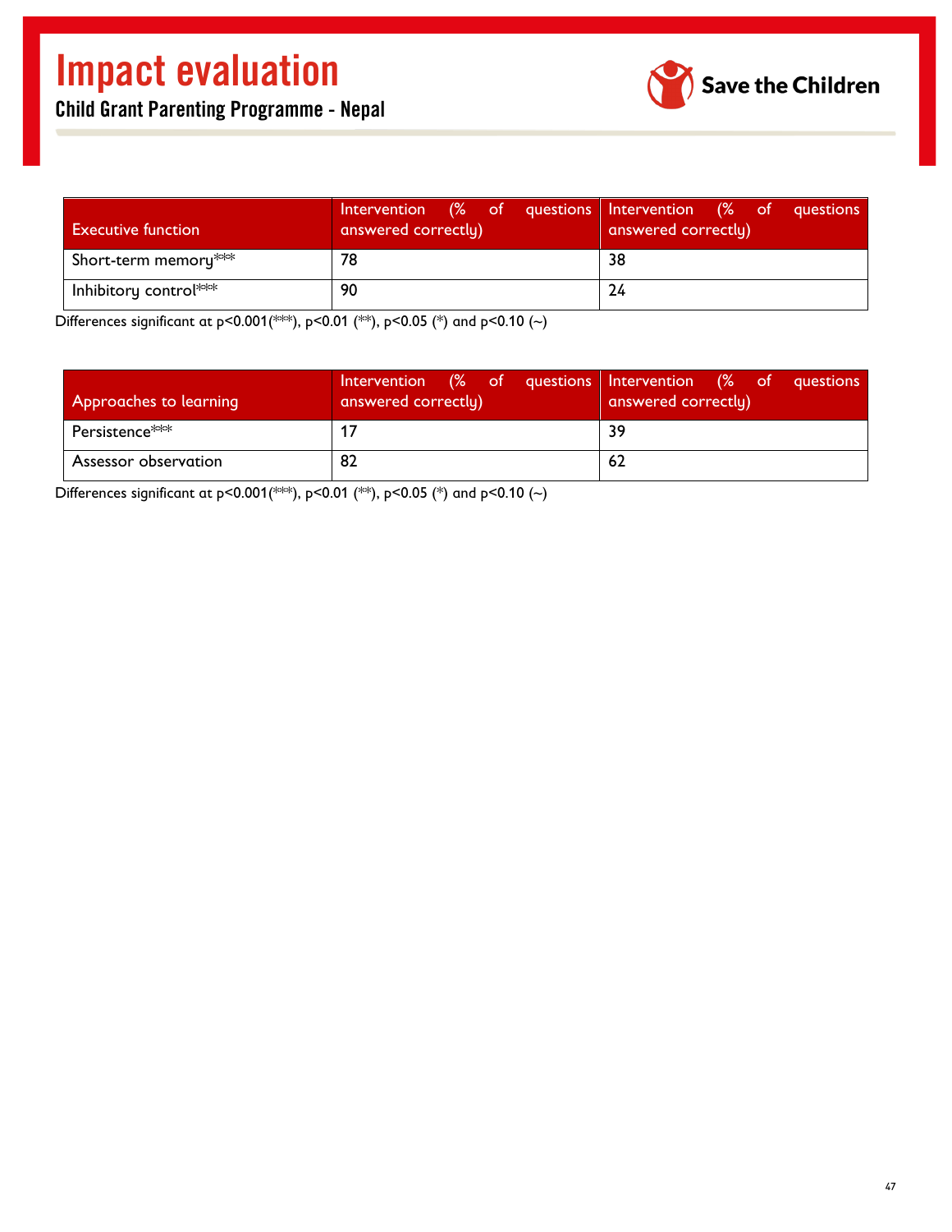| Executive function | Intervention (% of questions answered correctly) | Intervention (% of questions answered correctly) |
|---|---|---|
| Short-term memory*** | 78 | 38 |
| Inhibitory control*** | 90 | 24 |

Differences significant at p<0.001(***), p<0.01 (**), p<0.05 (*) and p<0.10 (~)

| Approaches to learning | Intervention (% of questions answered correctly) | Intervention (% of questions answered correctly) |
|---|---|---|
| Persistence*** | 17 | 39 |
| Assessor observation | 82 | 62 |

Differences significant at p<0.001(***), p<0.01 (**), p<0.05 (*) and p<0.10 (~)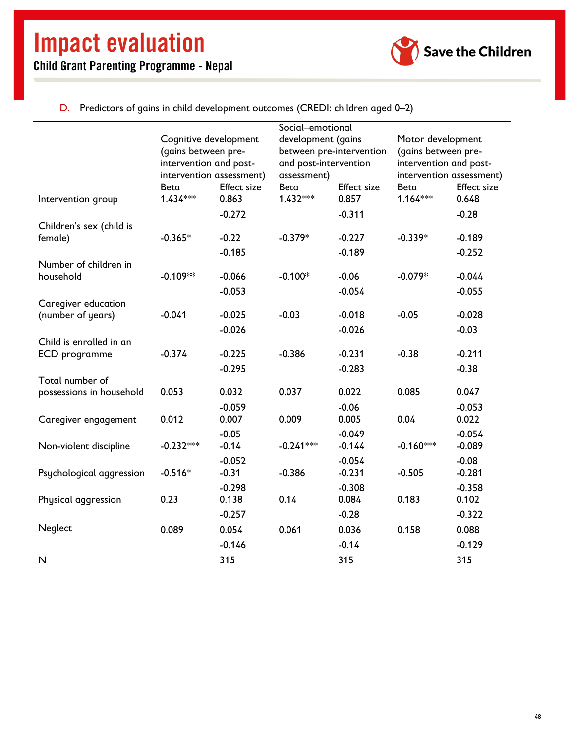D. Predictors of gains in child development outcomes (CREDI: children aged 0–2)

| | Cognitive development (gains between pre-intervention and post-intervention assessment) | | Social–emotional development (gains between pre-intervention and post-intervention assessment) | | Motor development (gains between pre-intervention and post-intervention assessment) | |
|---|---|---|---|---|---|---|
| | Beta | Effect size | Beta | Effect size | Beta | Effect size |
| Intervention group | 1.434*** | 0.863 | 1.432*** | 0.857 | 1.164*** | 0.648 |
| | | -0.272 | | -0.311 | | -0.28 |
| Children's sex (child is female) | -0.365* | -0.22 | -0.379* | -0.227 | -0.339* | -0.189 |
| | | -0.185 | | -0.189 | | -0.252 |
| Number of children in household | -0.109** | -0.066 | -0.100* | -0.06 | -0.079* | -0.044 |
| | | -0.053 | | -0.054 | | -0.055 |
| Caregiver education (number of years) | -0.041 | -0.025 | -0.03 | -0.018 | -0.05 | -0.028 |
| | | -0.026 | | -0.026 | | -0.03 |
| Child is enrolled in an ECD programme | -0.374 | -0.225 | -0.386 | -0.231 | -0.38 | -0.211 |
| | | -0.295 | | -0.283 | | -0.38 |
| Total number of possessions in household | 0.053 | 0.032 | 0.037 | 0.022 | 0.085 | 0.047 |
| | | -0.059 | | -0.06 | | -0.053 |
| Caregiver engagement | 0.012 | 0.007 | 0.009 | 0.005 | 0.04 | 0.022 |
| | | -0.05 | | -0.049 | | -0.054 |
| Non-violent discipline | -0.232*** | -0.14 | -0.241*** | -0.144 | -0.160*** | -0.089 |
| | | -0.052 | | -0.054 | | -0.08 |
| Psychological aggression | -0.516* | -0.31 | -0.386 | -0.231 | -0.505 | -0.281 |
| | | -0.298 | | -0.308 | | -0.358 |
| Physical aggression | 0.23 | 0.138 | 0.14 | 0.084 | 0.183 | 0.102 |
| | | -0.257 | | -0.28 | | -0.322 |
| Neglect | 0.089 | 0.054 | 0.061 | 0.036 | 0.158 | 0.088 |
| | | -0.146 | | -0.14 | | -0.129 |
| N | | 315 | | 315 | | 315 |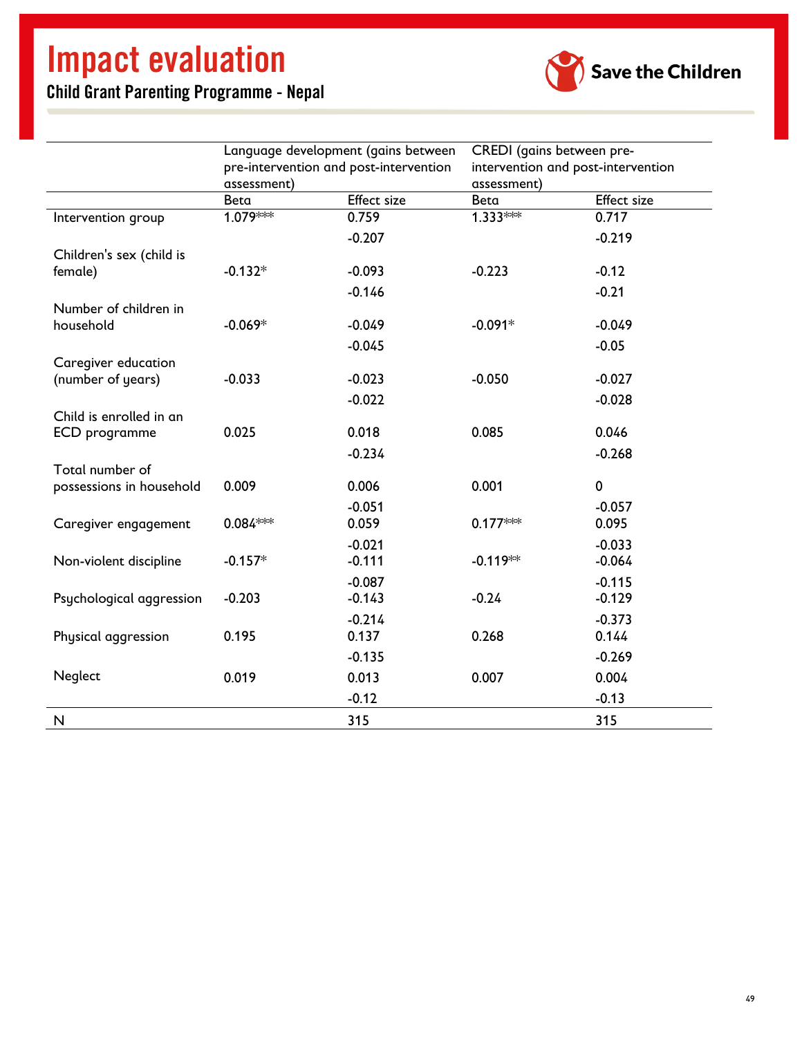| | Language development (gains between pre-intervention and post-intervention assessment) | | CREDI (gains between pre-intervention and post-intervention assessment) | |
|---|---|---|---|---|
| | Beta | Effect size | Beta | Effect size |
| Intervention group | 1.079*** | 0.759 | 1.333*** | 0.717 |
| | | -0.207 | | -0.219 |
| Children's sex (child is female) | -0.132* | -0.093 | -0.223 | -0.12 |
| | | -0.146 | | -0.21 |
| Number of children in household | -0.069* | -0.049 | -0.091* | -0.049 |
| | | -0.045 | | -0.05 |
| Caregiver education (number of years) | -0.033 | -0.023 | -0.050 | -0.027 |
| | | -0.022 | | -0.028 |
| Child is enrolled in an ECD programme | 0.025 | 0.018 | 0.085 | 0.046 |
| | | -0.234 | | -0.268 |
| Total number of possessions in household | 0.009 | 0.006 | 0.001 | 0 |
| | | -0.051 | | -0.057 |
| Caregiver engagement | 0.084*** | 0.059 | 0.177*** | 0.095 |
| | | -0.021 | | -0.033 |
| Non-violent discipline | -0.157* | -0.111 | -0.119** | -0.064 |
| | | -0.087 | | -0.115 |
| Psychological aggression | -0.203 | -0.143 | -0.24 | -0.129 |
| | | -0.214 | | -0.373 |
| Physical aggression | 0.195 | 0.137 | 0.268 | 0.144 |
| | | -0.135 | | -0.269 |
| Neglect | 0.019 | 0.013 | 0.007 | 0.004 |
| | | -0.12 | | -0.13 |
| N | | 315 | | 315 |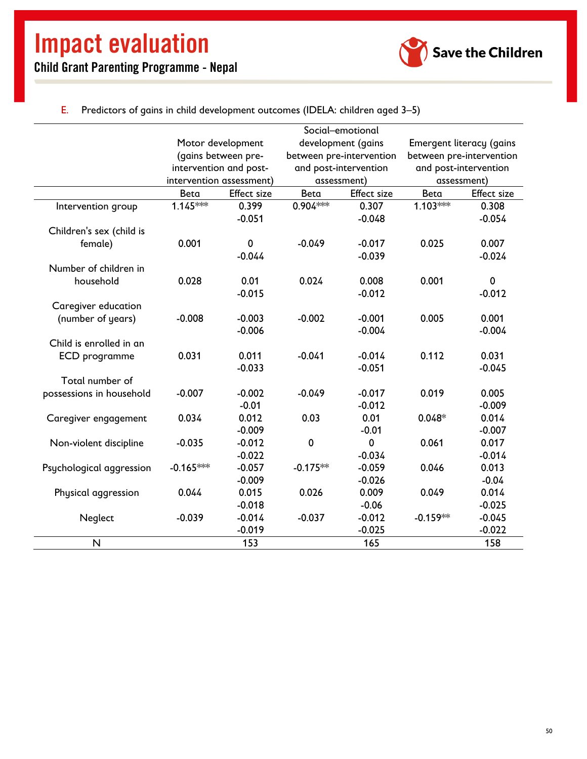E. Predictors of gains in child development outcomes (IDELA: children aged 3–5)

| | Motor development (gains between pre-intervention and post-intervention assessment) | | Social–emotional development (gains between pre-intervention and post-intervention assessment) | | Emergent literacy (gains between pre-intervention and post-intervention assessment) | |
|---|---|---|---|---|---|---|
| | Beta | Effect size | Beta | Effect size | Beta | Effect size |
| Intervention group | 1.145*** | 0.399 | 0.904*** | 0.307 | 1.103*** | 0.308 |
| | | -0.051 | | -0.048 | | -0.054 |
| Children's sex (child is female) | 0.001 | 0 | -0.049 | -0.017 | 0.025 | 0.007 |
| | | -0.044 | | -0.039 | | -0.024 |
| Number of children in household | 0.028 | 0.01 | 0.024 | 0.008 | 0.001 | 0 |
| | | -0.015 | | -0.012 | | -0.012 |
| Caregiver education (number of years) | -0.008 | -0.003 | -0.002 | -0.001 | 0.005 | 0.001 |
| | | -0.006 | | -0.004 | | -0.004 |
| Child is enrolled in an ECD programme | 0.031 | 0.011 | -0.041 | -0.014 | 0.112 | 0.031 |
| | | -0.033 | | -0.051 | | -0.045 |
| Total number of possessions in household | -0.007 | -0.002 | -0.049 | -0.017 | 0.019 | 0.005 |
| | | -0.01 | | -0.012 | | -0.009 |
| Caregiver engagement | 0.034 | 0.012 | 0.03 | 0.01 | 0.048* | 0.014 |
| | | -0.009 | | -0.01 | | -0.007 |
| Non-violent discipline | -0.035 | -0.012 | 0 | 0 | 0.061 | 0.017 |
| | | -0.022 | | -0.034 | | -0.014 |
| Psychological aggression | -0.165*** | -0.057 | -0.175** | -0.059 | 0.046 | 0.013 |
| | | -0.009 | | -0.026 | | -0.04 |
| Physical aggression | 0.044 | 0.015 | 0.026 | 0.009 | 0.049 | 0.014 |
| | | -0.018 | | -0.06 | | -0.025 |
| Neglect | -0.039 | -0.014 | -0.037 | -0.012 | -0.159** | -0.045 |
| | | -0.019 | | -0.025 | | -0.022 |
| N | | 153 | | 165 | | 158 |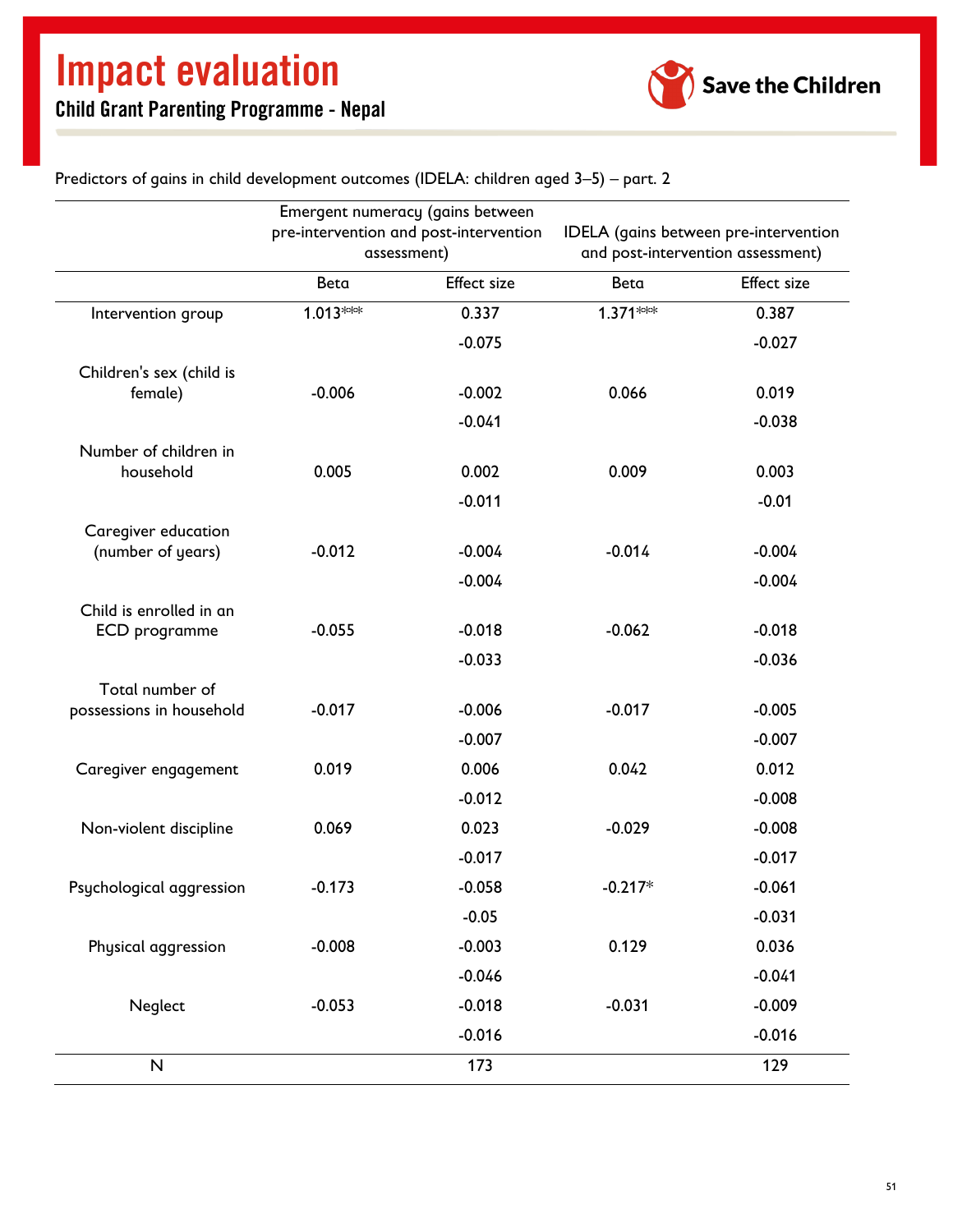Predictors of gains in child development outcomes (IDELA: children aged 3–5) – part. 2

| | Emergent numeracy (gains between pre-intervention and post-intervention assessment) | | IDELA (gains between pre-intervention and post-intervention assessment) | |
|---|---|---|---|---|
| | Beta | Effect size | Beta | Effect size |
| Intervention group | 1.013*** | 0.337 | 1.371*** | 0.387 |
| | | -0.075 | | -0.027 |
| Children's sex (child is female) | -0.006 | -0.002 | 0.066 | 0.019 |
| | | -0.041 | | -0.038 |
| Number of children in household | 0.005 | 0.002 | 0.009 | 0.003 |
| | | -0.011 | | -0.01 |
| Caregiver education (number of years) | -0.012 | -0.004 | -0.014 | -0.004 |
| | | -0.004 | | -0.004 |
| Child is enrolled in an ECD programme | -0.055 | -0.018 | -0.062 | -0.018 |
| | | -0.033 | | -0.036 |
| Total number of possessions in household | -0.017 | -0.006 | -0.017 | -0.005 |
| | | -0.007 | | -0.007 |
| Caregiver engagement | 0.019 | 0.006 | 0.042 | 0.012 |
| | | -0.012 | | -0.008 |
| Non-violent discipline | 0.069 | 0.023 | -0.029 | -0.008 |
| | | -0.017 | | -0.017 |
| Psychological aggression | -0.173 | -0.058 | -0.217* | -0.061 |
| | | -0.05 | | -0.031 |
| Physical aggression | -0.008 | -0.003 | 0.129 | 0.036 |
| | | -0.046 | | -0.041 |
| Neglect | -0.053 | -0.018 | -0.031 | -0.009 |
| | | -0.016 | | -0.016 |
| N | | 173 | | 129 |